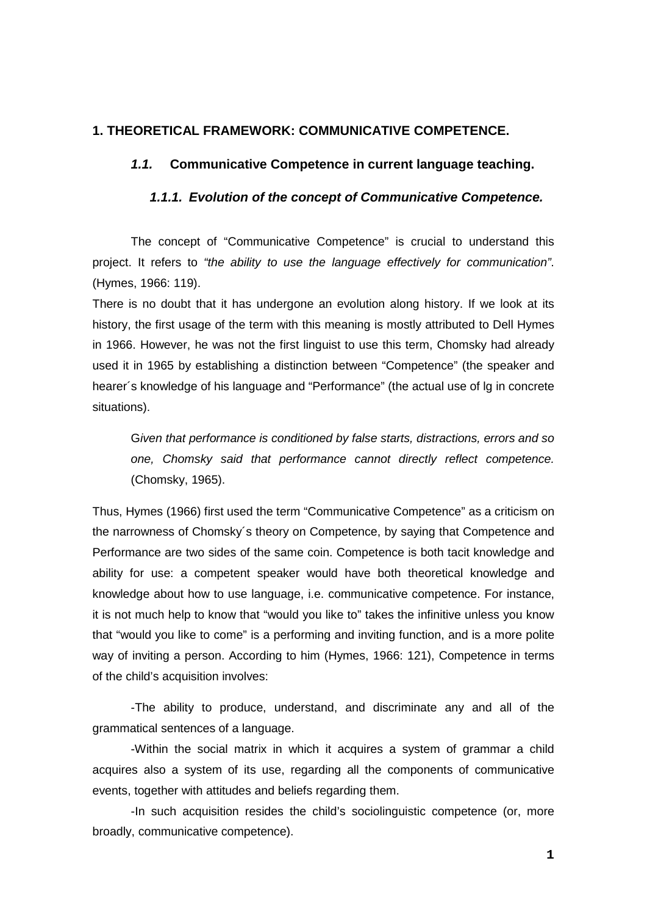# 1. THEORETICAL FRAMEWORK: COMMUNICATIVE COMPETENCE.

## *1.1.* Communicative Competence in current language teaching.

### *1.1.1. Evolution of the concept of Communicative Competence.*

The concept of "Communicative Competence" is crucial to understand this project. It refers to *"the ability to use the language effectively for communication"*. (Hymes, 1966: 119).

There is no doubt that it has undergone an evolution along history. If we look at its history, the first usage of the term with this meaning is mostly attributed to Dell Hymes in 1966. However, he was not the first linguist to use this term, Chomsky had already used it in 1965 by establishing a distinction between "Competence" (the speaker and hearer´s knowledge of his language and "Performance" (the actual use of lg in concrete situations).

> G*iven that performance is conditioned by false starts, distractions, errors and so one, Chomsky said that performance cannot directly reflect competence.* (Chomsky, 1965).

Thus, Hymes (1966) first used the term "Communicative Competence" as a criticism on the narrowness of Chomsky´s theory on Competence, by saying that Competence and Performance are two sides of the same coin. Competence is both tacit knowledge and ability for use: a competent speaker would have both theoretical knowledge and knowledge about how to use language, i.e. communicative competence. For instance, it is not much help to know that "would you like to" takes the infinitive unless you know that "would you like to come" is a performing and inviting function, and is a more polite way of inviting a person. According to him (Hymes, 1966: 121), Competence in terms of the child's acquisition involves:

-The ability to produce, understand, and discriminate any and all of the grammatical sentences of a language.

-Within the social matrix in which it acquires a system of grammar a child acquires also a system of its use, regarding all the components of communicative events, together with attitudes and beliefs regarding them.

-In such acquisition resides the child's sociolinguistic competence (or, more broadly, communicative competence).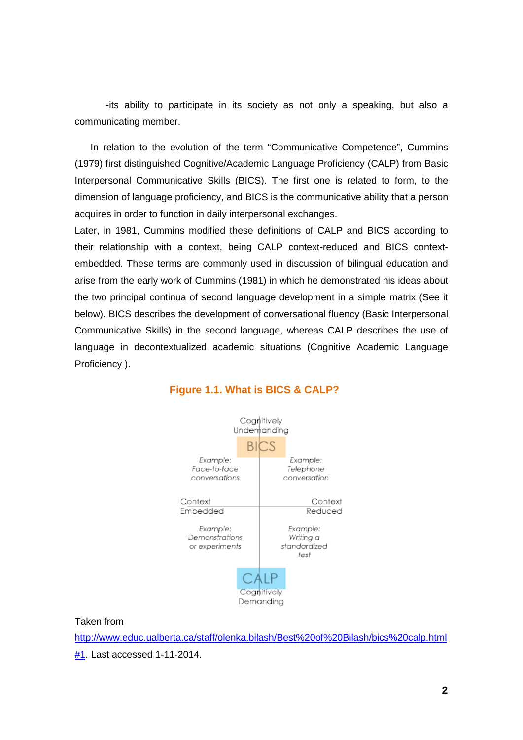-its ability to participate in its society as not only a speaking, but also a communicating member.

In relation to the evolution of the term "Communicative Competence", Cummins (1979) first distinguished Cognitive/Academic Language Proficiency (CALP) from Basic Interpersonal Communicative Skills (BICS). The first one is related to form, to the dimension of language proficiency, and BICS is the communicative ability that a person acquires in order to function in daily interpersonal exchanges.

Later, in 1981, Cummins modified these definitions of CALP and BICS according to their relationship with a context, being CALP context-reduced and BICS context-embedded. These terms are commonly used in discussion of bilingual education and arise from the early work of Cummins (1981) in which he demonstrated his ideas about the two principal continua of second language development in a simple matrix (See it below). BICS describes the development of conversational fluency (Basic Interpersonal Communicative Skills) in the second language, whereas CALP describes the use of language in decontextualized academic situations (Cognitive Academic Language Proficiency ).

**Figure 1.1. What is BICS & CALP?**

Cognitively Undemanding

BICS

*Example: Face-to-face conversations* | *Example: Telephone conversation*

Context Embedded | Context Reduced

*Example: Demonstrations or experiments* | *Example: Writing a standardized test*

CALP

Cognitively Demanding

Taken from http://www.educ.ualberta.ca/staff/olenka.bilash/Best%20of%20Bilash/bics%20calp.html#1. Last accessed 1-11-2014.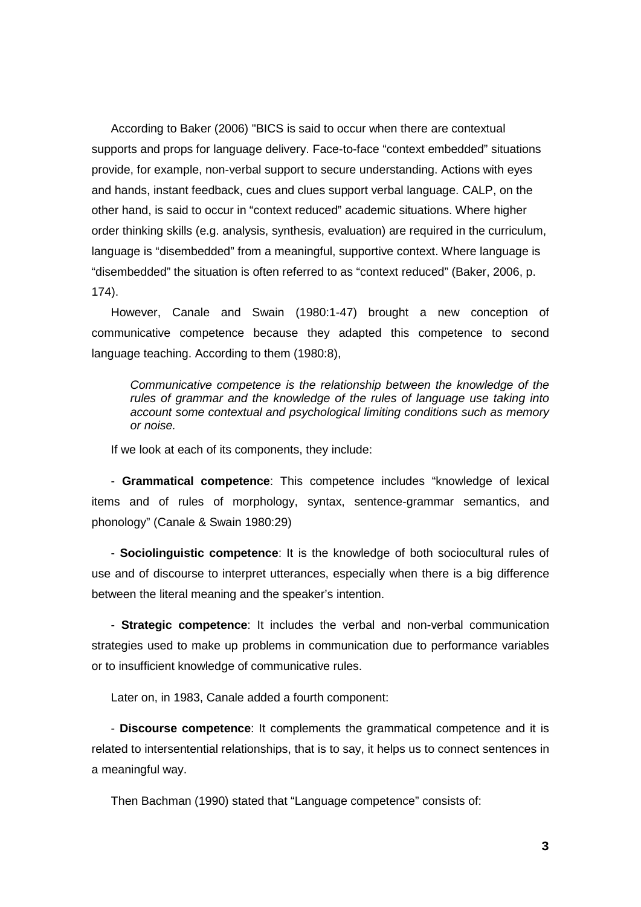According to Baker (2006) "BICS is said to occur when there are contextual supports and props for language delivery. Face-to-face "context embedded" situations provide, for example, non-verbal support to secure understanding. Actions with eyes and hands, instant feedback, cues and clues support verbal language. CALP, on the other hand, is said to occur in "context reduced" academic situations. Where higher order thinking skills (e.g. analysis, synthesis, evaluation) are required in the curriculum, language is "disembedded" from a meaningful, supportive context. Where language is "disembedded" the situation is often referred to as "context reduced" (Baker, 2006, p. 174).

However, Canale and Swain (1980:1-47) brought a new conception of communicative competence because they adapted this competence to second language teaching. According to them (1980:8),

> *Communicative competence is the relationship between the knowledge of the rules of grammar and the knowledge of the rules of language use taking into account some contextual and psychological limiting conditions such as memory or noise.*

If we look at each of its components, they include:

- **Grammatical competence**: This competence includes "knowledge of lexical items and of rules of morphology, syntax, sentence-grammar semantics, and phonology" (Canale & Swain 1980:29)

- **Sociolinguistic competence**: It is the knowledge of both sociocultural rules of use and of discourse to interpret utterances, especially when there is a big difference between the literal meaning and the speaker's intention.

- **Strategic competence**: It includes the verbal and non-verbal communication strategies used to make up problems in communication due to performance variables or to insufficient knowledge of communicative rules.

Later on, in 1983, Canale added a fourth component:

- **Discourse competence**: It complements the grammatical competence and it is related to intersentential relationships, that is to say, it helps us to connect sentences in a meaningful way.

Then Bachman (1990) stated that "Language competence" consists of: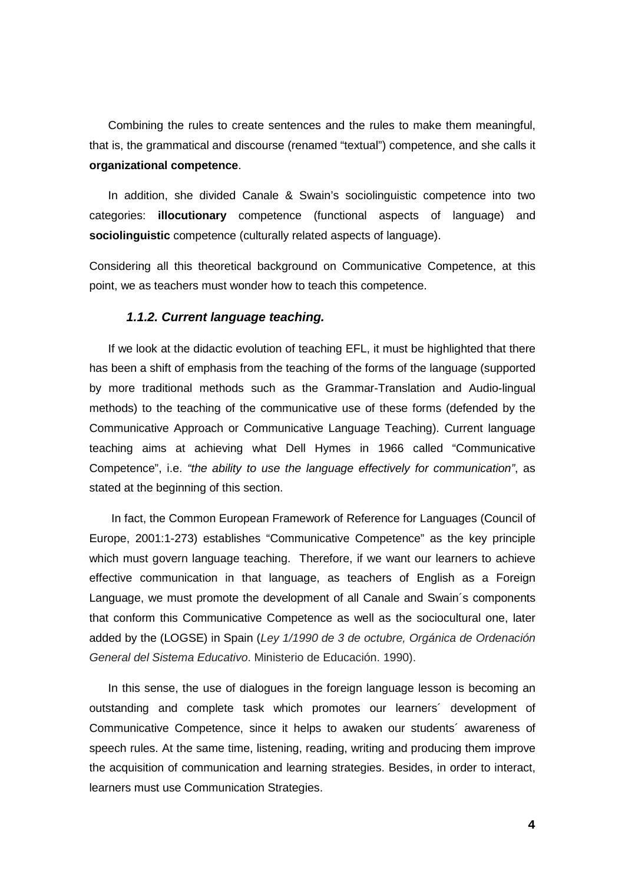Combining the rules to create sentences and the rules to make them meaningful, that is, the grammatical and discourse (renamed "textual") competence, and she calls it **organizational competence**.

In addition, she divided Canale & Swain's sociolinguistic competence into two categories: **illocutionary** competence (functional aspects of language) and **sociolinguistic** competence (culturally related aspects of language).

Considering all this theoretical background on Communicative Competence, at this point, we as teachers must wonder how to teach this competence.

### *1.1.2. Current language teaching.*

If we look at the didactic evolution of teaching EFL, it must be highlighted that there has been a shift of emphasis from the teaching of the forms of the language (supported by more traditional methods such as the Grammar-Translation and Audio-lingual methods) to the teaching of the communicative use of these forms (defended by the Communicative Approach or Communicative Language Teaching). Current language teaching aims at achieving what Dell Hymes in 1966 called "Communicative Competence", i.e. *"the ability to use the language effectively for communication"*, as stated at the beginning of this section.

In fact, the Common European Framework of Reference for Languages (Council of Europe, 2001:1-273) establishes "Communicative Competence" as the key principle which must govern language teaching. Therefore, if we want our learners to achieve effective communication in that language, as teachers of English as a Foreign Language, we must promote the development of all Canale and Swain´s components that conform this Communicative Competence as well as the sociocultural one, later added by the (LOGSE) in Spain (*Ley 1/1990 de 3 de octubre, Orgánica de Ordenación General del Sistema Educativo*. Ministerio de Educación. 1990).

In this sense, the use of dialogues in the foreign language lesson is becoming an outstanding and complete task which promotes our learners´ development of Communicative Competence, since it helps to awaken our students´ awareness of speech rules. At the same time, listening, reading, writing and producing them improve the acquisition of communication and learning strategies. Besides, in order to interact, learners must use Communication Strategies.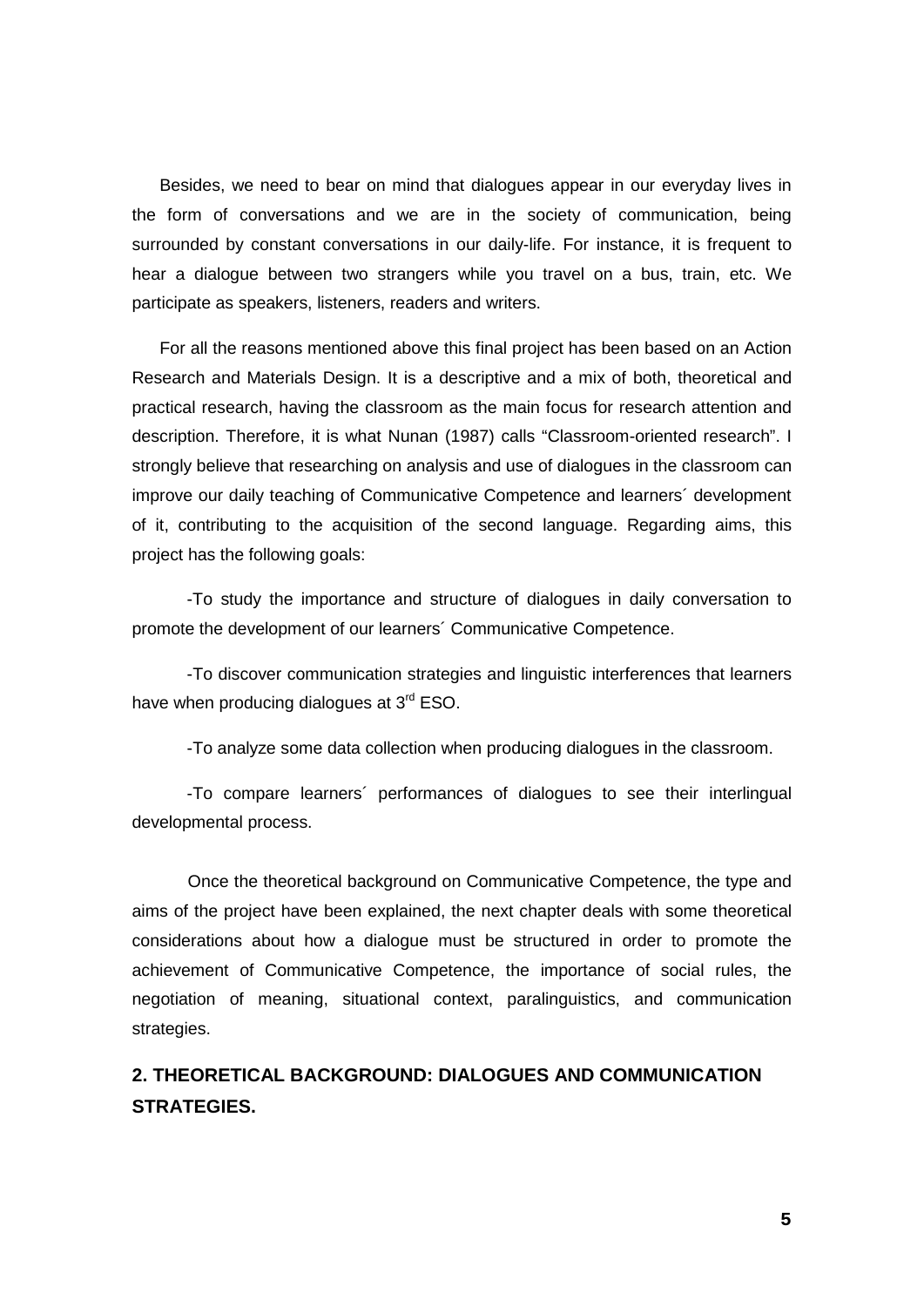Besides, we need to bear on mind that dialogues appear in our everyday lives in the form of conversations and we are in the society of communication, being surrounded by constant conversations in our daily-life. For instance, it is frequent to hear a dialogue between two strangers while you travel on a bus, train, etc. We participate as speakers, listeners, readers and writers.

For all the reasons mentioned above this final project has been based on an Action Research and Materials Design. It is a descriptive and a mix of both, theoretical and practical research, having the classroom as the main focus for research attention and description. Therefore, it is what Nunan (1987) calls "Classroom-oriented research". I strongly believe that researching on analysis and use of dialogues in the classroom can improve our daily teaching of Communicative Competence and learners´ development of it, contributing to the acquisition of the second language. Regarding aims, this project has the following goals:

-To study the importance and structure of dialogues in daily conversation to promote the development of our learners´ Communicative Competence.

-To discover communication strategies and linguistic interferences that learners have when producing dialogues at 3rd ESO.

-To analyze some data collection when producing dialogues in the classroom.

-To compare learners´ performances of dialogues to see their interlingual developmental process.

Once the theoretical background on Communicative Competence, the type and aims of the project have been explained, the next chapter deals with some theoretical considerations about how a dialogue must be structured in order to promote the achievement of Communicative Competence, the importance of social rules, the negotiation of meaning, situational context, paralinguistics, and communication strategies.

## 2. THEORETICAL BACKGROUND: DIALOGUES AND COMMUNICATION STRATEGIES.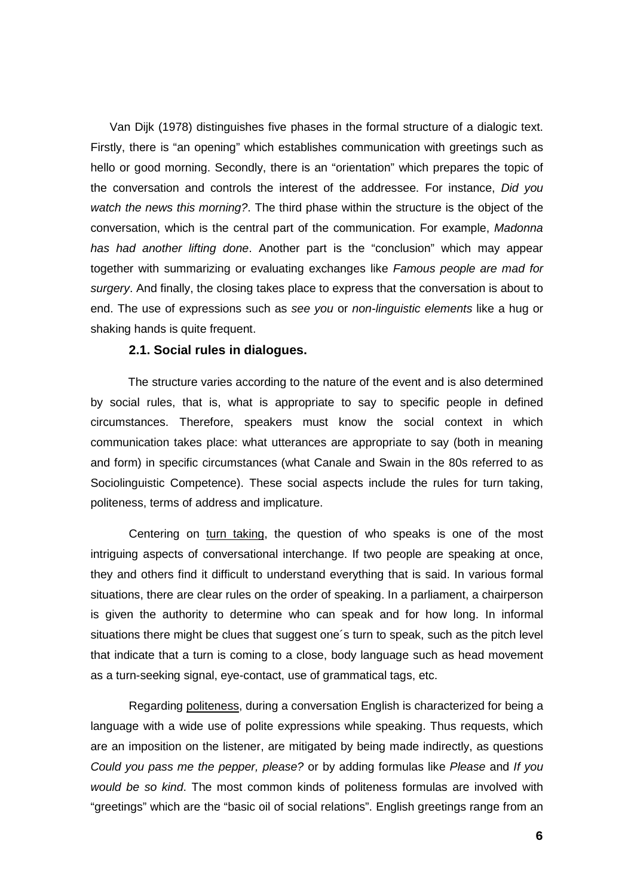Van Dijk (1978) distinguishes five phases in the formal structure of a dialogic text. Firstly, there is "an opening" which establishes communication with greetings such as hello or good morning. Secondly, there is an "orientation" which prepares the topic of the conversation and controls the interest of the addressee. For instance, *Did you watch the news this morning?*. The third phase within the structure is the object of the conversation, which is the central part of the communication. For example, *Madonna has had another lifting done*. Another part is the "conclusion" which may appear together with summarizing or evaluating exchanges like *Famous people are mad for surgery*. And finally, the closing takes place to express that the conversation is about to end. The use of expressions such as *see you* or *non-linguitic elements* like a hug or shaking hands is quite frequent.

### 2.1. Social rules in dialogues.

The structure varies according to the nature of the event and is also determined by social rules, that is, what is appropriate to say to specific people in defined circumstances. Therefore, speakers must know the social context in which communication takes place: what utterances are appropriate to say (both in meaning and form) in specific circumstances (what Canale and Swain in the 80s referred to as Sociolinguistic Competence). These social aspects include the rules for turn taking, politeness, terms of address and implicature.

Centering on <u>turn taking</u>, the question of who speaks is one of the most intriguing aspects of conversational interchange. If two people are speaking at once, they and others find it difficult to understand everything that is said. In various formal situations, there are clear rules on the order of speaking. In a parliament, a chairperson is given the authority to determine who can speak and for how long. In informal situations there might be clues that suggest one´s turn to speak, such as the pitch level that indicate that a turn is coming to a close, body language such as head movement as a turn-seeking signal, eye-contact, use of grammatical tags, etc.

Regarding <u>politeness</u>, during a conversation English is characterized for being a language with a wide use of polite expressions while speaking. Thus requests, which are an imposition on the listener, are mitigated by being made indirectly, as questions *Could you pass me the pepper, please?* or by adding formulas like *Please* and *If you would be so kind*. The most common kinds of politeness formulas are involved with "greetings" which are the "basic oil of social relations". English greetings range from an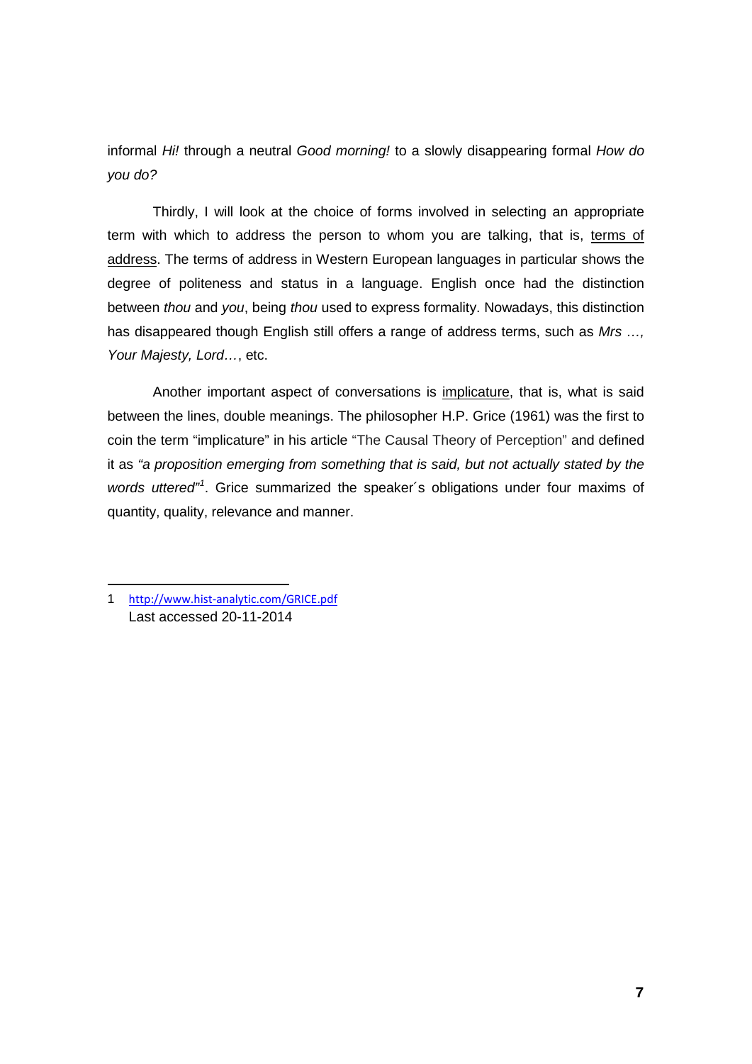informal *Hi!* through a neutral *Good morning!* to a slowly disappearing formal *How do you do?*

Thirdly, I will look at the choice of forms involved in selecting an appropriate term with which to address the person to whom you are talking, that is, terms of address. The terms of address in Western European languages in particular shows the degree of politeness and status in a language. English once had the distinction between *thou* and *you*, being *thou* used to express formality. Nowadays, this distinction has disappeared though English still offers a range of address terms, such as *Mrs …, Your Majesty, Lord…*, etc.

Another important aspect of conversations is implicature, that is, what is said between the lines, double meanings. The philosopher H.P. Grice (1961) was the first to coin the term "implicature" in his article "The Causal Theory of Perception" and defined it as *"a proposition emerging from something that is said, but not actually stated by the words uttered"*[1]. Grice summarized the speaker´s obligations under four maxims of quantity, quality, relevance and manner.

---

1 http://www.hist-analytic.com/GRICE.pdf
Last accessed 20-11-2014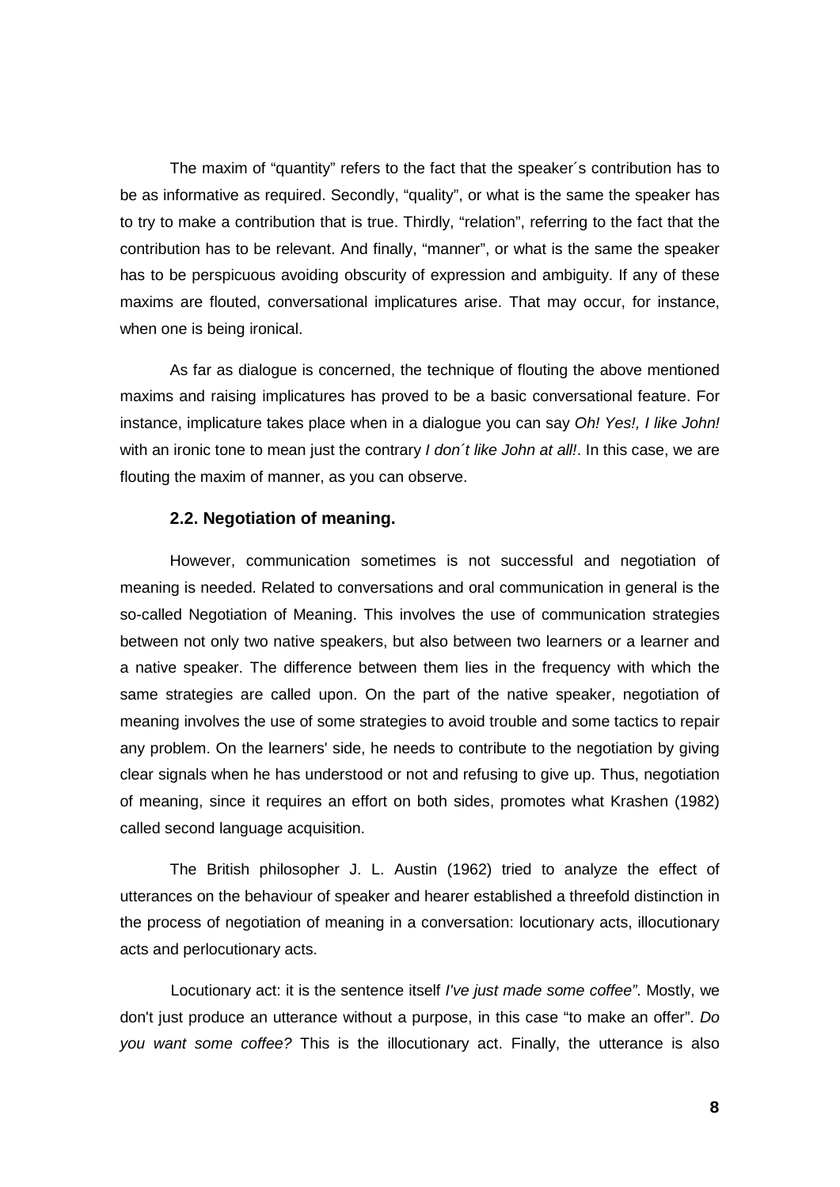The maxim of "quantity" refers to the fact that the speaker´s contribution has to be as informative as required. Secondly, "quality", or what is the same the speaker has to try to make a contribution that is true. Thirdly, "relation", referring to the fact that the contribution has to be relevant. And finally, "manner", or what is the same the speaker has to be perspicuous avoiding obscurity of expression and ambiguity. If any of these maxims are flouted, conversational implicatures arise. That may occur, for instance, when one is being ironical.

As far as dialogue is concerned, the technique of flouting the above mentioned maxims and raising implicatures has proved to be a basic conversational feature. For instance, implicature takes place when in a dialogue you can say *Oh! Yes!, I like John!* with an ironic tone to mean just the contrary *I don´t like John at all!*. In this case, we are flouting the maxim of manner, as you can observe.

### 2.2. Negotiation of meaning.

However, communication sometimes is not successful and negotiation of meaning is needed. Related to conversations and oral communication in general is the so-called Negotiation of Meaning. This involves the use of communication strategies between not only two native speakers, but also between two learners or a learner and a native speaker. The difference between them lies in the frequency with which the same strategies are called upon. On the part of the native speaker, negotiation of meaning involves the use of some strategies to avoid trouble and some tactics to repair any problem. On the learners' side, he needs to contribute to the negotiation by giving clear signals when he has understood or not and refusing to give up. Thus, negotiation of meaning, since it requires an effort on both sides, promotes what Krashen (1982) called second language acquisition.

The British philosopher J. L. Austin (1962) tried to analyze the effect of utterances on the behaviour of speaker and hearer established a threefold distinction in the process of negotiation of meaning in a conversation: locutionary acts, illocutionary acts and perlocutionary acts.

Locutionary act: it is the sentence itself *I've just made some coffee"*. Mostly, we don't just produce an utterance without a purpose, in this case "to make an offer". *Do you want some coffee?* This is the illocutionary act. Finally, the utterance is also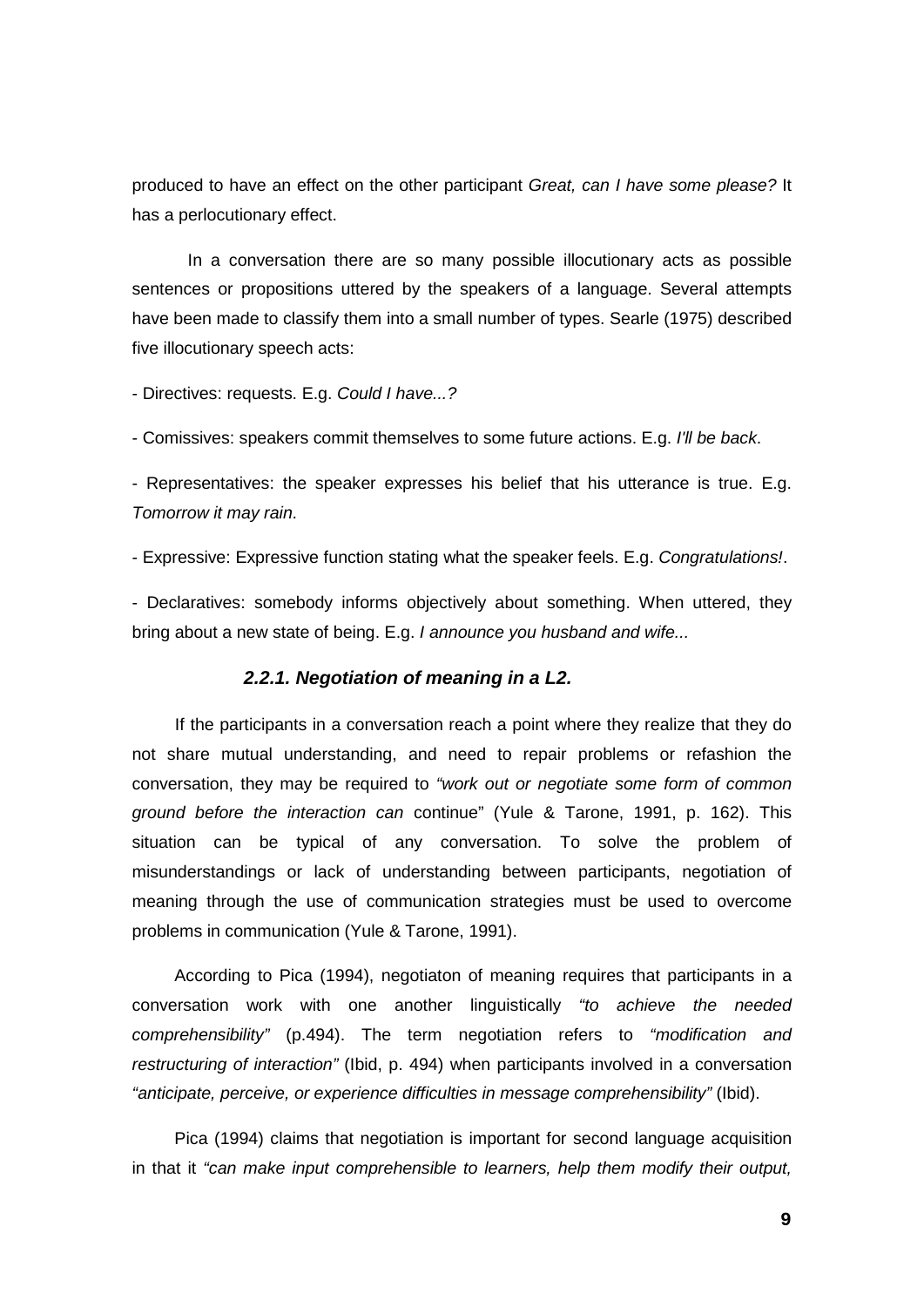produced to have an effect on the other participant *Great, can I have some please?* It has a perlocutionary effect.

In a conversation there are so many possible illocutionary acts as possible sentences or propositions uttered by the speakers of a language. Several attempts have been made to classify them into a small number of types. Searle (1975) described five illocutionary speech acts:

- Directives: requests. E.g. *Could I have...?*

- Comissives: speakers commit themselves to some future actions. E.g. *I'll be back*.

- Representatives: the speaker expresses his belief that his utterance is true. E.g. *Tomorrow it may rain*.

- Expressive: Expressive function stating what the speaker feels. E.g. *Congratulations!*.

- Declaratives: somebody informs objectively about something. When uttered, they bring about a new state of being. E.g. *I announce you husband and wife...*

### *2.2.1. Negotiation of meaning in a L2.*

If the participants in a conversation reach a point where they realize that they do not share mutual understanding, and need to repair problems or refashion the conversation, they may be required to *"work out or negotiate some form of common ground before the interaction can* continue" (Yule & Tarone, 1991, p. 162). This situation can be typical of any conversation. To solve the problem of misunderstandings or lack of understanding between participants, negotiation of meaning through the use of communication strategies must be used to overcome problems in communication (Yule & Tarone, 1991).

According to Pica (1994), negotiaton of meaning requires that participants in a conversation work with one another linguistically *"to achieve the needed comprehensibility"* (p.494). The term negotiation refers to *"modification and restructuring of interaction"* (Ibid, p. 494) when participants involved in a conversation *"anticipate, perceive, or experience difficulties in message comprehensibility"* (Ibid).

Pica (1994) claims that negotiation is important for second language acquisition in that it *"can make input comprehensible to learners, help them modify their output,*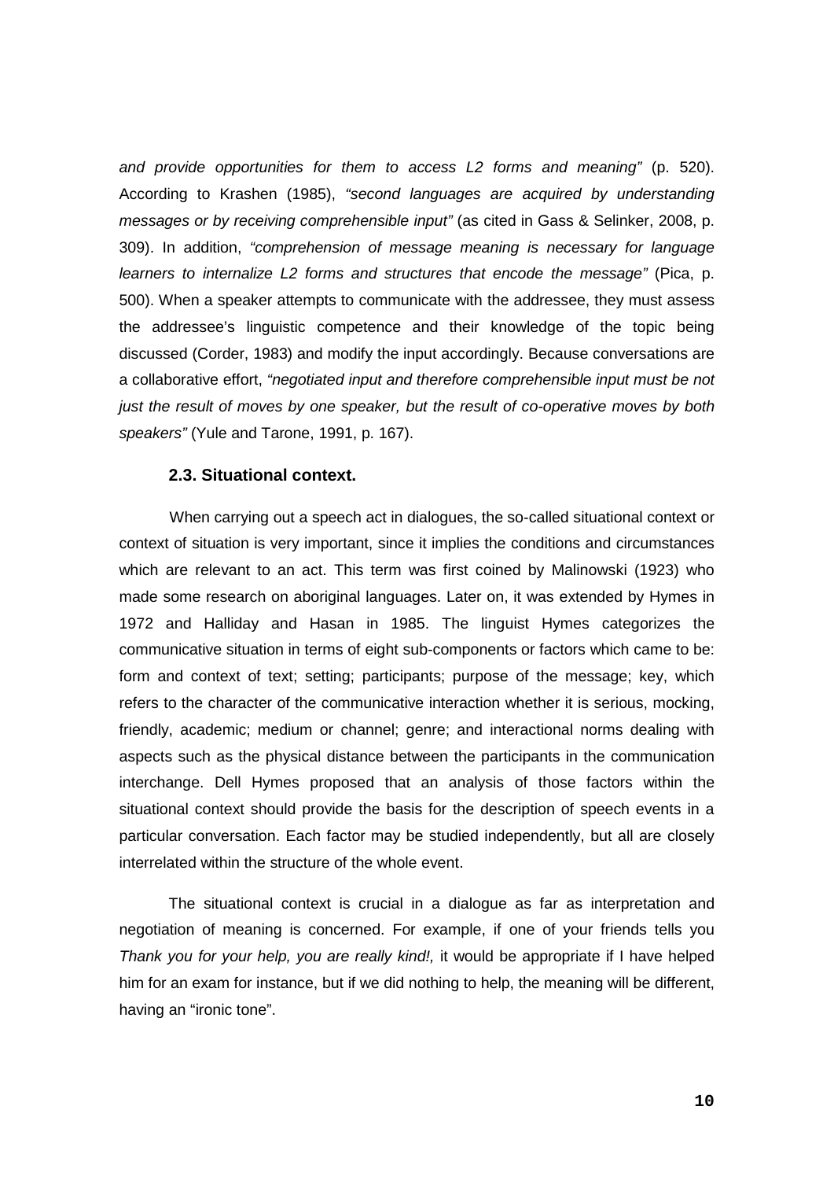*and provide opportunities for them to access L2 forms and meaning"* (p. 520). According to Krashen (1985), *"second languages are acquired by understanding messages or by receiving comprehensible input"* (as cited in Gass & Selinker, 2008, p. 309). In addition, *"comprehension of message meaning is necessary for language learners to internalize L2 forms and structures that encode the message"* (Pica, p. 500). When a speaker attempts to communicate with the addressee, they must assess the addressee's linguistic competence and their knowledge of the topic being discussed (Corder, 1983) and modify the input accordingly. Because conversations are a collaborative effort, *"negotiated input and therefore comprehensible input must be not just the result of moves by one speaker, but the result of co-operative moves by both speakers"* (Yule and Tarone, 1991, p. 167).

### 2.3. Situational context.

When carrying out a speech act in dialogues, the so-called situational context or context of situation is very important, since it implies the conditions and circumstances which are relevant to an act. This term was first coined by Malinowski (1923) who made some research on aboriginal languages. Later on, it was extended by Hymes in 1972 and Halliday and Hasan in 1985. The linguist Hymes categorizes the communicative situation in terms of eight sub-components or factors which came to be: form and context of text; setting; participants; purpose of the message; key, which refers to the character of the communicative interaction whether it is serious, mocking, friendly, academic; medium or channel; genre; and interactional norms dealing with aspects such as the physical distance between the participants in the communication interchange. Dell Hymes proposed that an analysis of those factors within the situational context should provide the basis for the description of speech events in a particular conversation. Each factor may be studied independently, but all are closely interrelated within the structure of the whole event.

The situational context is crucial in a dialogue as far as interpretation and negotiation of meaning is concerned. For example, if one of your friends tells you *Thank you for your help, you are really kind!,* it would be appropriate if I have helped him for an exam for instance, but if we did nothing to help, the meaning will be different, having an "ironic tone".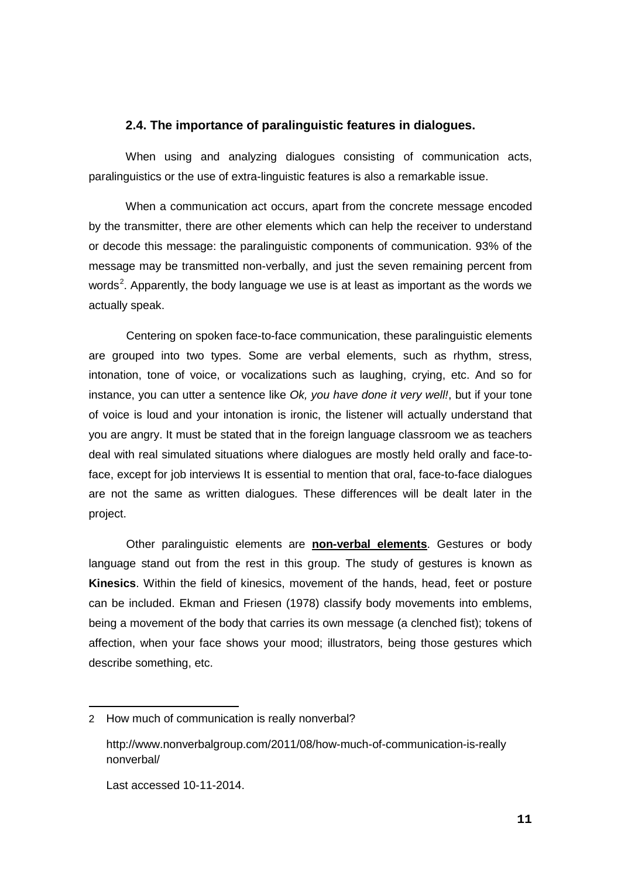### 2.4. The importance of paralinguistic features in dialogues.

When using and analyzing dialogues consisting of communication acts, paralinguistics or the use of extra-linguistic features is also a remarkable issue.

When a communication act occurs, apart from the concrete message encoded by the transmitter, there are other elements which can help the receiver to understand or decode this message: the paralinguistic components of communication. 93% of the message may be transmitted non-verbally, and just the seven remaining percent from words[2]. Apparently, the body language we use is at least as important as the words we actually speak.

Centering on spoken face-to-face communication, these paralinguistic elements are grouped into two types. Some are verbal elements, such as rhythm, stress, intonation, tone of voice, or vocalizations such as laughing, crying, etc. And so for instance, you can utter a sentence like *Ok, you have done it very well!*, but if your tone of voice is loud and your intonation is ironic, the listener will actually understand that you are angry. It must be stated that in the foreign language classroom we as teachers deal with real simulated situations where dialogues are mostly held orally and face-to-face, except for job interviews It is essential to mention that oral, face-to-face dialogues are not the same as written dialogues. These differences will be dealt later in the project.

Other paralinguistic elements are **non-verbal elements**. Gestures or body language stand out from the rest in this group. The study of gestures is known as **Kinesics**. Within the field of kinesics, movement of the hands, head, feet or posture can be included. Ekman and Friesen (1978) classify body movements into emblems, being a movement of the body that carries its own message (a clenched fist); tokens of affection, when your face shows your mood; illustrators, being those gestures which describe something, etc.

---

2 How much of communication is really nonverbal?

http://www.nonverbalgroup.com/2011/08/how-much-of-communication-is-really nonverbal/

Last accessed 10-11-2014.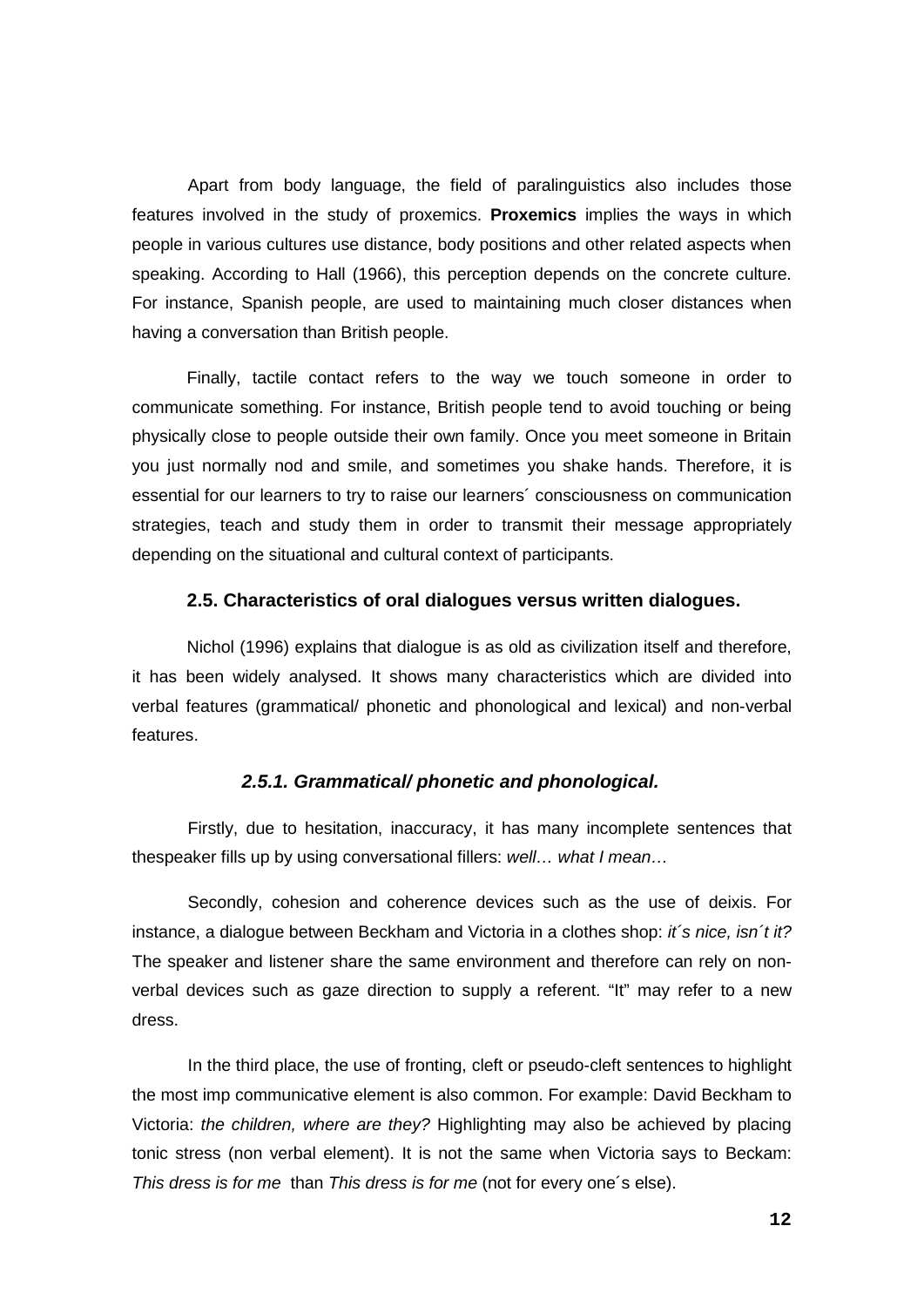Apart from body language, the field of paralinguistics also includes those features involved in the study of proxemics. **Proxemics** implies the ways in which people in various cultures use distance, body positions and other related aspects when speaking. According to Hall (1966), this perception depends on the concrete culture. For instance, Spanish people, are used to maintaining much closer distances when having a conversation than British people.

Finally, tactile contact refers to the way we touch someone in order to communicate something. For instance, British people tend to avoid touching or being physically close to people outside their own family. Once you meet someone in Britain you just normally nod and smile, and sometimes you shake hands. Therefore, it is essential for our learners to try to raise our learners´ consciousness on communication strategies, teach and study them in order to transmit their message appropriately depending on the situational and cultural context of participants.

### 2.5. Characteristics of oral dialogues versus written dialogues.

Nichol (1996) explains that dialogue is as old as civilization itself and therefore, it has been widely analysed. It shows many characteristics which are divided into verbal features (grammatical/ phonetic and phonological and lexical) and non-verbal features.

#### *2.5.1. Grammatical/ phonetic and phonological.*

Firstly, due to hesitation, inaccuracy, it has many incomplete sentences that thespeaker fills up by using conversational fillers: *well… what I mean…*

Secondly, cohesion and coherence devices such as the use of deixis. For instance, a dialogue between Beckham and Victoria in a clothes shop: *it´s nice, isn´t it?* The speaker and listener share the same environment and therefore can rely on non-verbal devices such as gaze direction to supply a referent. "It" may refer to a new dress.

In the third place, the use of fronting, cleft or pseudo-cleft sentences to highlight the most imp communicative element is also common. For example: David Beckham to Victoria: *the children, where are they?* Highlighting may also be achieved by placing tonic stress (non verbal element). It is not the same when Victoria says to Beckam: *This dress is for me* than *This dress is for me* (not for every one´s else).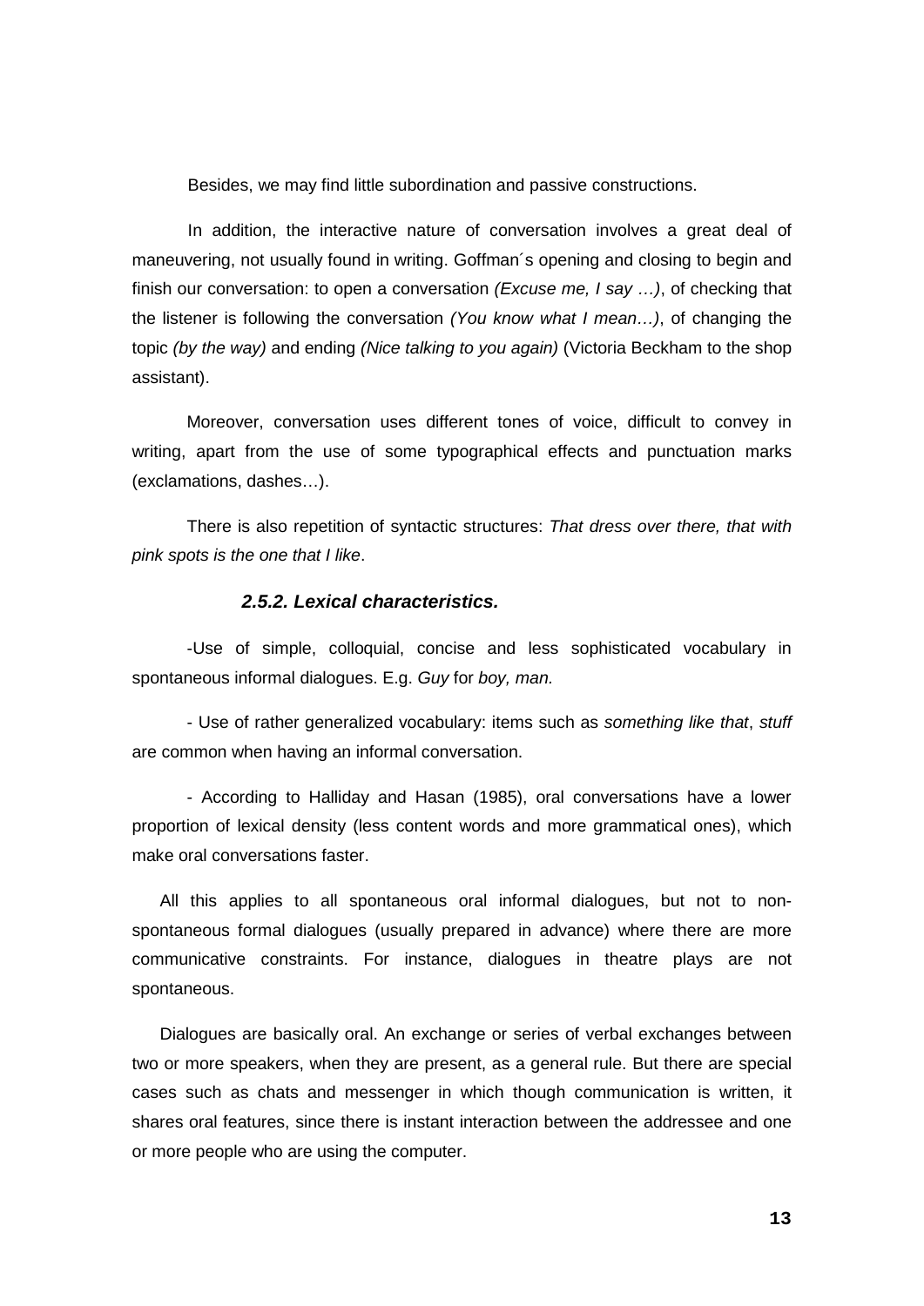Besides, we may find little subordination and passive constructions.

In addition, the interactive nature of conversation involves a great deal of maneuvering, not usually found in writing. Goffman´s opening and closing to begin and finish our conversation: to open a conversation *(Excuse me, I say …)*, of checking that the listener is following the conversation *(You know what I mean…)*, of changing the topic *(by the way)* and ending *(Nice talking to you again)* (Victoria Beckham to the shop assistant).

Moreover, conversation uses different tones of voice, difficult to convey in writing, apart from the use of some typographical effects and punctuation marks (exclamations, dashes…).

There is also repetition of syntactic structures: *That dress over there, that with pink spots is the one that I like*.

### *2.5.2. Lexical characteristics.*

-Use of simple, colloquial, concise and less sophisticated vocabulary in spontaneous informal dialogues. E.g. *Guy* for *boy, man.*

- Use of rather generalized vocabulary: items such as *something like that*, *stuff* are common when having an informal conversation.

- According to Halliday and Hasan (1985), oral conversations have a lower proportion of lexical density (less content words and more grammatical ones), which make oral conversations faster.

All this applies to all spontaneous oral informal dialogues, but not to non-spontaneous formal dialogues (usually prepared in advance) where there are more communicative constraints. For instance, dialogues in theatre plays are not spontaneous.

Dialogues are basically oral. An exchange or series of verbal exchanges between two or more speakers, when they are present, as a general rule. But there are special cases such as chats and messenger in which though communication is written, it shares oral features, since there is instant interaction between the addressee and one or more people who are using the computer.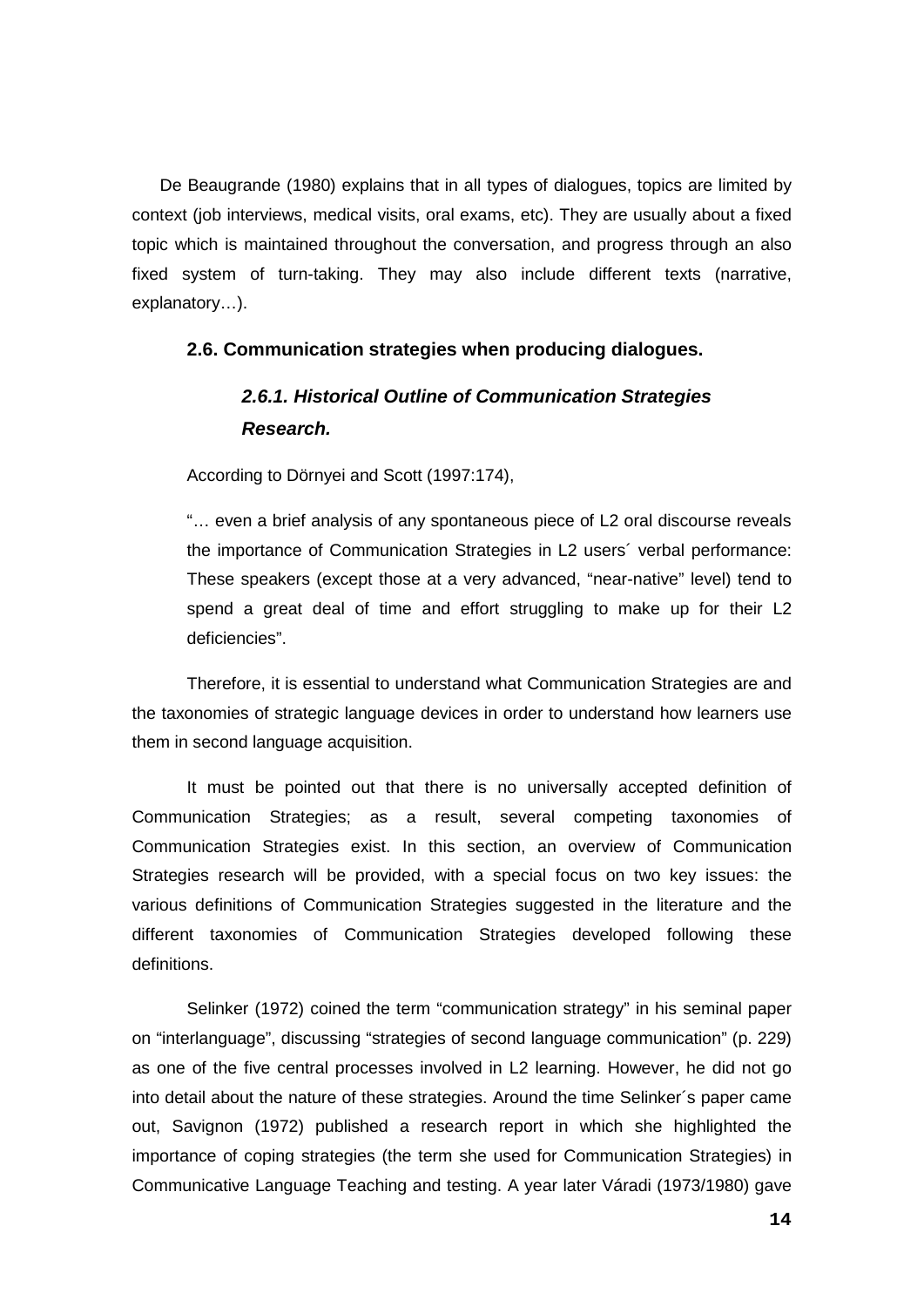De Beaugrande (1980) explains that in all types of dialogues, topics are limited by context (job interviews, medical visits, oral exams, etc). They are usually about a fixed topic which is maintained throughout the conversation, and progress through an also fixed system of turn-taking. They may also include different texts (narrative, explanatory…).

## 2.6. Communication strategies when producing dialogues.

### *2.6.1. Historical Outline of Communication Strategies Research.*

According to Dörnyei and Scott (1997:174),

> "… even a brief analysis of any spontaneous piece of L2 oral discourse reveals the importance of Communication Strategies in L2 users´ verbal performance: These speakers (except those at a very advanced, "near-native" level) tend to spend a great deal of time and effort struggling to make up for their L2 deficiencies".

Therefore, it is essential to understand what Communication Strategies are and the taxonomies of strategic language devices in order to understand how learners use them in second language acquisition.

It must be pointed out that there is no universally accepted definition of Communication Strategies; as a result, several competing taxonomies of Communication Strategies exist. In this section, an overview of Communication Strategies research will be provided, with a special focus on two key issues: the various definitions of Communication Strategies suggested in the literature and the different taxonomies of Communication Strategies developed following these definitions.

Selinker (1972) coined the term "communication strategy" in his seminal paper on "interlanguage", discussing "strategies of second language communication" (p. 229) as one of the five central processes involved in L2 learning. However, he did not go into detail about the nature of these strategies. Around the time Selinker´s paper came out, Savignon (1972) published a research report in which she highlighted the importance of coping strategies (the term she used for Communication Strategies) in Communicative Language Teaching and testing. A year later Váradi (1973/1980) gave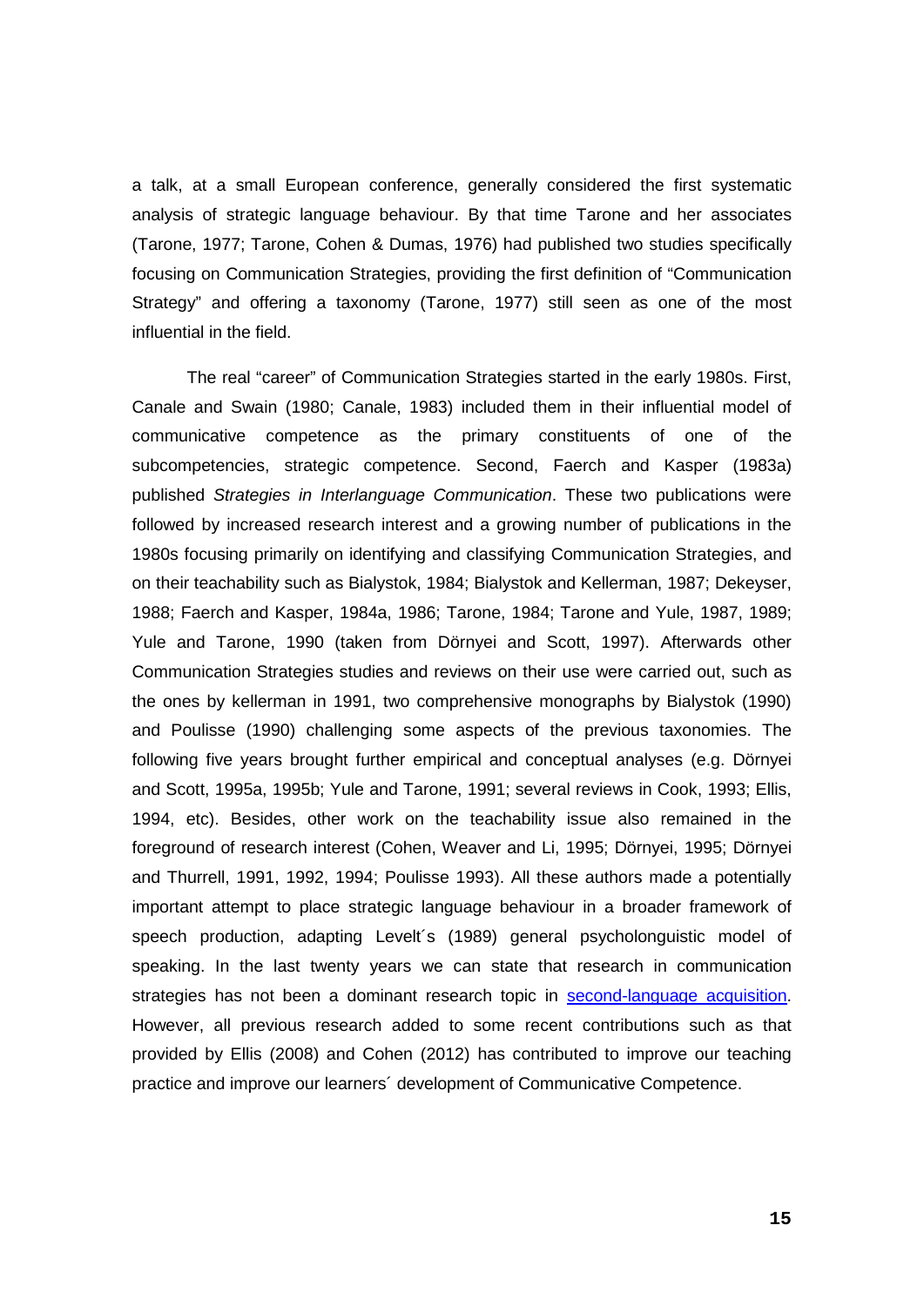a talk, at a small European conference, generally considered the first systematic analysis of strategic language behaviour. By that time Tarone and her associates (Tarone, 1977; Tarone, Cohen & Dumas, 1976) had published two studies specifically focusing on Communication Strategies, providing the first definition of "Communication Strategy" and offering a taxonomy (Tarone, 1977) still seen as one of the most influential in the field.

The real "career" of Communication Strategies started in the early 1980s. First, Canale and Swain (1980; Canale, 1983) included them in their influential model of communicative competence as the primary constituents of one of the subcompetencies, strategic competence. Second, Faerch and Kasper (1983a) published *Strategies in Interlanguage Communication*. These two publications were followed by increased research interest and a growing number of publications in the 1980s focusing primarily on identifying and classifying Communication Strategies, and on their teachability such as Bialystok, 1984; Bialystok and Kellerman, 1987; Dekeyser, 1988; Faerch and Kasper, 1984a, 1986; Tarone, 1984; Tarone and Yule, 1987, 1989; Yule and Tarone, 1990 (taken from Dörnyei and Scott, 1997). Afterwards other Communication Strategies studies and reviews on their use were carried out, such as the ones by kellerman in 1991, two comprehensive monographs by Bialystok (1990) and Poulisse (1990) challenging some aspects of the previous taxonomies. The following five years brought further empirical and conceptual analyses (e.g. Dörnyei and Scott, 1995a, 1995b; Yule and Tarone, 1991; several reviews in Cook, 1993; Ellis, 1994, etc). Besides, other work on the teachability issue also remained in the foreground of research interest (Cohen, Weaver and Li, 1995; Dörnyei, 1995; Dörnyei and Thurrell, 1991, 1992, 1994; Poulisse 1993). All these authors made a potentially important attempt to place strategic language behaviour in a broader framework of speech production, adapting Levelt´s (1989) general psycholonguistic model of speaking. In the last twenty years we can state that research in communication strategies has not been a dominant research topic in second-language acquisition. However, all previous research added to some recent contributions such as that provided by Ellis (2008) and Cohen (2012) has contributed to improve our teaching practice and improve our learners´ development of Communicative Competence.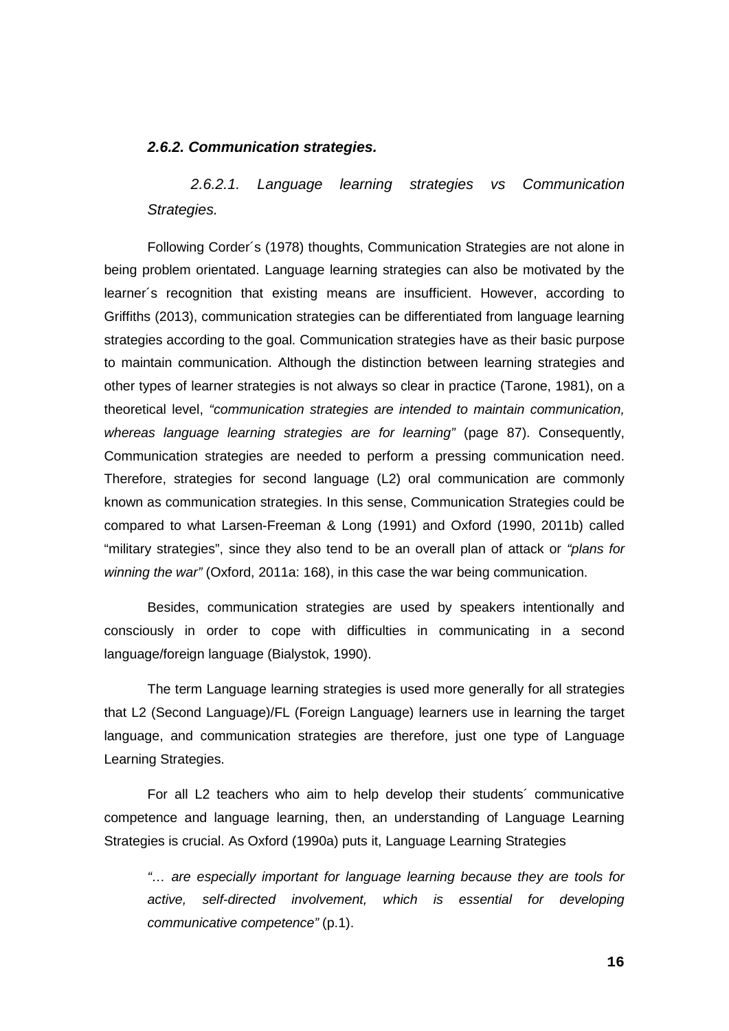### ***2.6.2. Communication strategies.***

#### *2.6.2.1. Language learning strategies vs Communication Strategies.*

Following Corder´s (1978) thoughts, Communication Strategies are not alone in being problem orientated. Language learning strategies can also be motivated by the learner´s recognition that existing means are insufficient. However, according to Griffiths (2013), communication strategies can be differentiated from language learning strategies according to the goal. Communication strategies have as their basic purpose to maintain communication. Although the distinction between learning strategies and other types of learner strategies is not always so clear in practice (Tarone, 1981), on a theoretical level, *"communication strategies are intended to maintain communication, whereas language learning strategies are for learning"* (page 87). Consequently, Communication strategies are needed to perform a pressing communication need. Therefore, strategies for second language (L2) oral communication are commonly known as communication strategies. In this sense, Communication Strategies could be compared to what Larsen-Freeman & Long (1991) and Oxford (1990, 2011b) called "military strategies", since they also tend to be an overall plan of attack or *"plans for winning the war"* (Oxford, 2011a: 168), in this case the war being communication.

Besides, communication strategies are used by speakers intentionally and consciously in order to cope with difficulties in communicating in a second language/foreign language (Bialystok, 1990).

The term Language learning strategies is used more generally for all strategies that L2 (Second Language)/FL (Foreign Language) learners use in learning the target language, and communication strategies are therefore, just one type of Language Learning Strategies.

For all L2 teachers who aim to help develop their students´ communicative competence and language learning, then, an understanding of Language Learning Strategies is crucial. As Oxford (1990a) puts it, Language Learning Strategies

> *"… are especially important for language learning because they are tools for active, self-directed involvement, which is essential for developing communicative competence"* (p.1).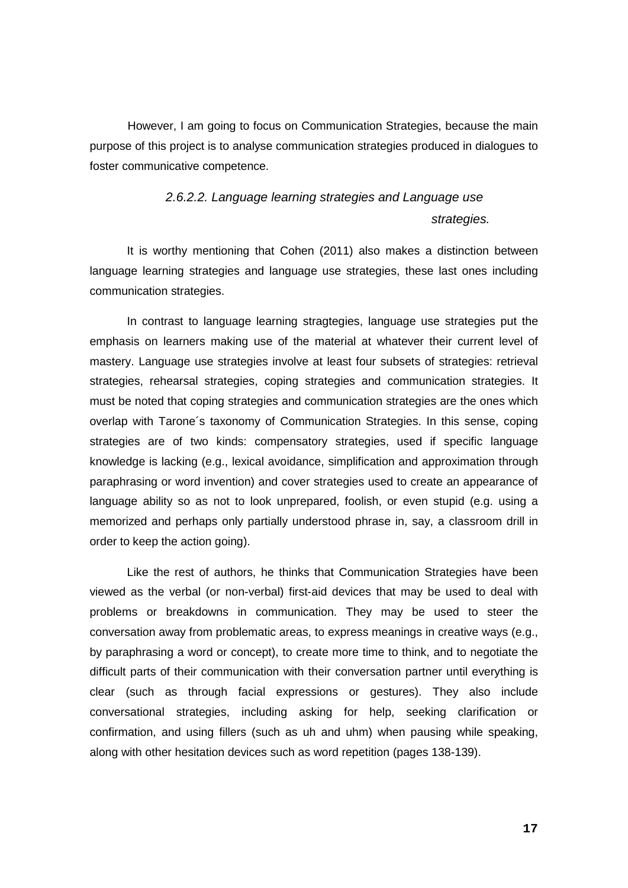However, I am going to focus on Communication Strategies, because the main purpose of this project is to analyse communication strategies produced in dialogues to foster communicative competence.

#### *2.6.2.2. Language learning strategies and Language use strategies.*

It is worthy mentioning that Cohen (2011) also makes a distinction between language learning strategies and language use strategies, these last ones including communication strategies.

In contrast to language learning stragtegies, language use strategies put the emphasis on learners making use of the material at whatever their current level of mastery. Language use strategies involve at least four subsets of strategies: retrieval strategies, rehearsal strategies, coping strategies and communication strategies. It must be noted that coping strategies and communication strategies are the ones which overlap with Tarone´s taxonomy of Communication Strategies. In this sense, coping strategies are of two kinds: compensatory strategies, used if specific language knowledge is lacking (e.g., lexical avoidance, simplification and approximation through paraphrasing or word invention) and cover strategies used to create an appearance of language ability so as not to look unprepared, foolish, or even stupid (e.g. using a memorized and perhaps only partially understood phrase in, say, a classroom drill in order to keep the action going).

Like the rest of authors, he thinks that Communication Strategies have been viewed as the verbal (or non-verbal) first-aid devices that may be used to deal with problems or breakdowns in communication. They may be used to steer the conversation away from problematic areas, to express meanings in creative ways (e.g., by paraphrasing a word or concept), to create more time to think, and to negotiate the difficult parts of their communication with their conversation partner until everything is clear (such as through facial expressions or gestures). They also include conversational strategies, including asking for help, seeking clarification or confirmation, and using fillers (such as uh and uhm) when pausing while speaking, along with other hesitation devices such as word repetition (pages 138-139).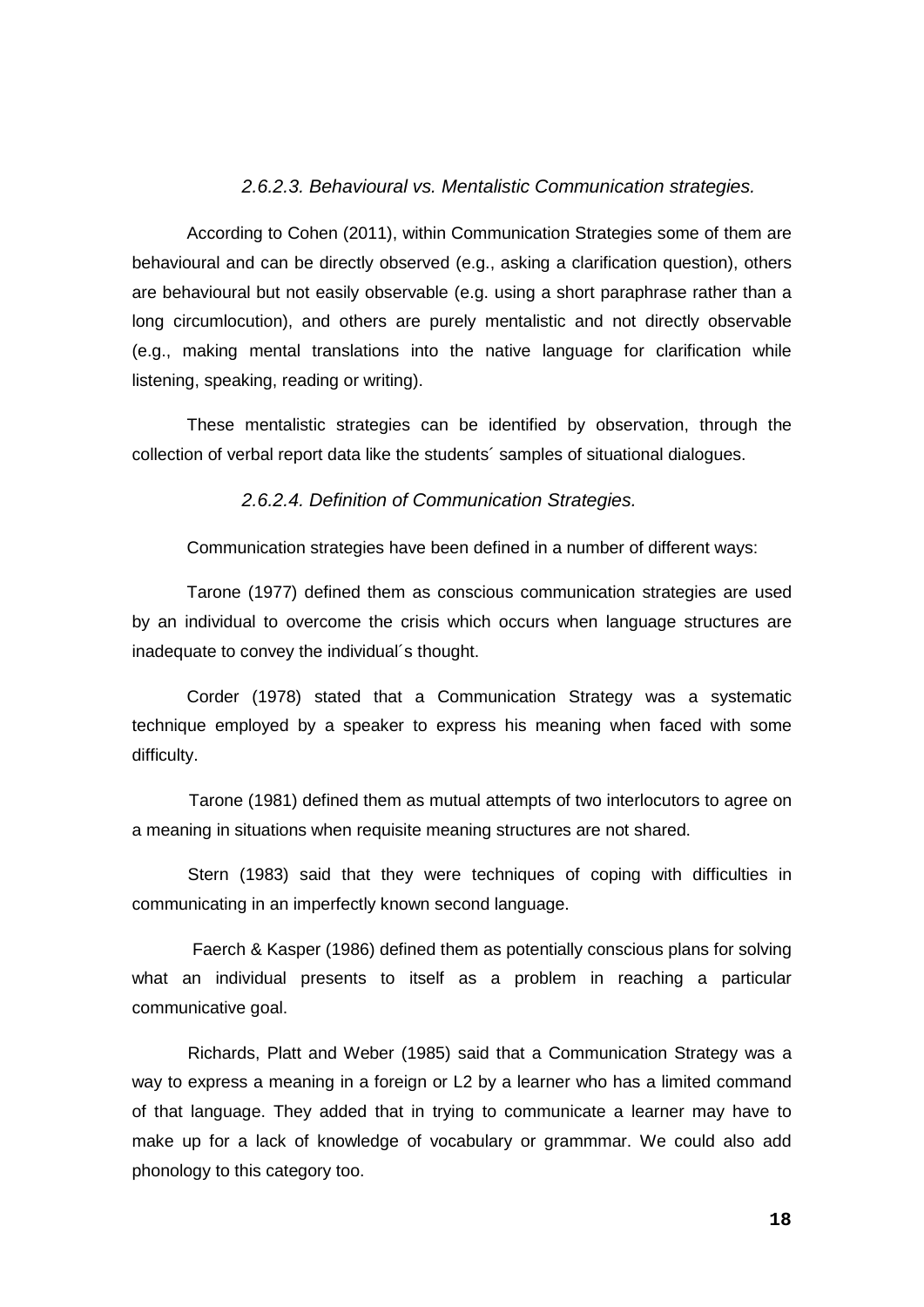#### *2.6.2.3. Behavioural vs. Mentalistic Communication strategies.*

According to Cohen (2011), within Communication Strategies some of them are behavioural and can be directly observed (e.g., asking a clarification question), others are behavioural but not easily observable (e.g. using a short paraphrase rather than a long circumlocution), and others are purely mentalistic and not directly observable (e.g., making mental translations into the native language for clarification while listening, speaking, reading or writing).

These mentalistic strategies can be identified by observation, through the collection of verbal report data like the students´ samples of situational dialogues.

#### *2.6.2.4. Definition of Communication Strategies.*

Communication strategies have been defined in a number of different ways:

Tarone (1977) defined them as conscious communication strategies are used by an individual to overcome the crisis which occurs when language structures are inadequate to convey the individual´s thought.

Corder (1978) stated that a Communication Strategy was a systematic technique employed by a speaker to express his meaning when faced with some difficulty.

Tarone (1981) defined them as mutual attempts of two interlocutors to agree on a meaning in situations when requisite meaning structures are not shared.

Stern (1983) said that they were techniques of coping with difficulties in communicating in an imperfectly known second language.

Faerch & Kasper (1986) defined them as potentially conscious plans for solving what an individual presents to itself as a problem in reaching a particular communicative goal.

Richards, Platt and Weber (1985) said that a Communication Strategy was a way to express a meaning in a foreign or L2 by a learner who has a limited command of that language. They added that in trying to communicate a learner may have to make up for a lack of knowledge of vocabulary or grammmar. We could also add phonology to this category too.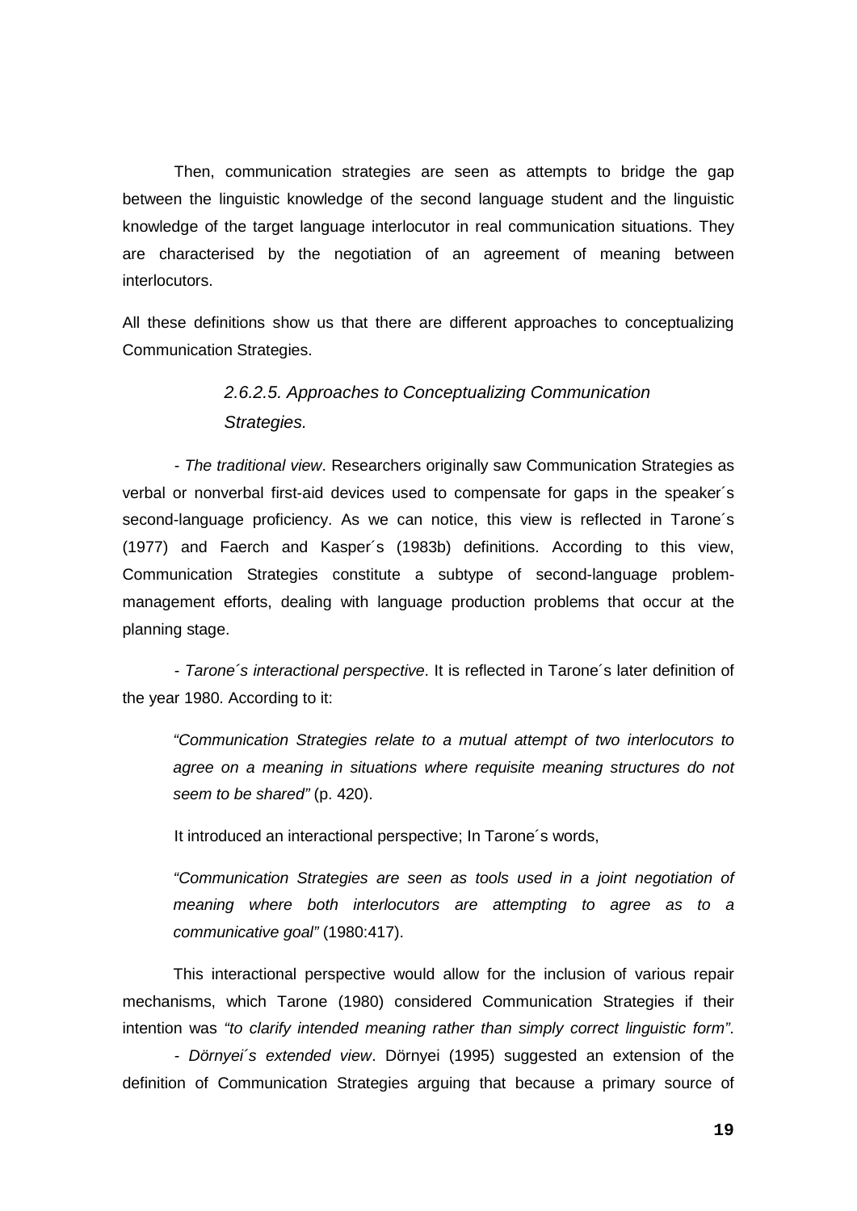Then, communication strategies are seen as attempts to bridge the gap between the linguistic knowledge of the second language student and the linguistic knowledge of the target language interlocutor in real communication situations. They are characterised by the negotiation of an agreement of meaning between interlocutors.

All these definitions show us that there are different approaches to conceptualizing Communication Strategies.

#### *2.6.2.5. Approaches to Conceptualizing Communication Strategies.*

- *The traditional view*. Researchers originally saw Communication Strategies as verbal or nonverbal first-aid devices used to compensate for gaps in the speaker´s second-language proficiency. As we can notice, this view is reflected in Tarone´s (1977) and Faerch and Kasper´s (1983b) definitions. According to this view, Communication Strategies constitute a subtype of second-language problem-management efforts, dealing with language production problems that occur at the planning stage.

- *Tarone´s interactional perspective*. It is reflected in Tarone´s later definition of the year 1980. According to it:

> *"Communication Strategies relate to a mutual attempt of two interlocutors to agree on a meaning in situations where requisite meaning structures do not seem to be shared"* (p. 420).

It introduced an interactional perspective; In Tarone´s words,

> *"Communication Strategies are seen as tools used in a joint negotiation of meaning where both interlocutors are attempting to agree as to a communicative goal"* (1980:417).

This interactional perspective would allow for the inclusion of various repair mechanisms, which Tarone (1980) considered Communication Strategies if their intention was *"to clarify intended meaning rather than simply correct linguistic form"*.

- *Dörnyei´s extended view*. Dörnyei (1995) suggested an extension of the definition of Communication Strategies arguing that because a primary source of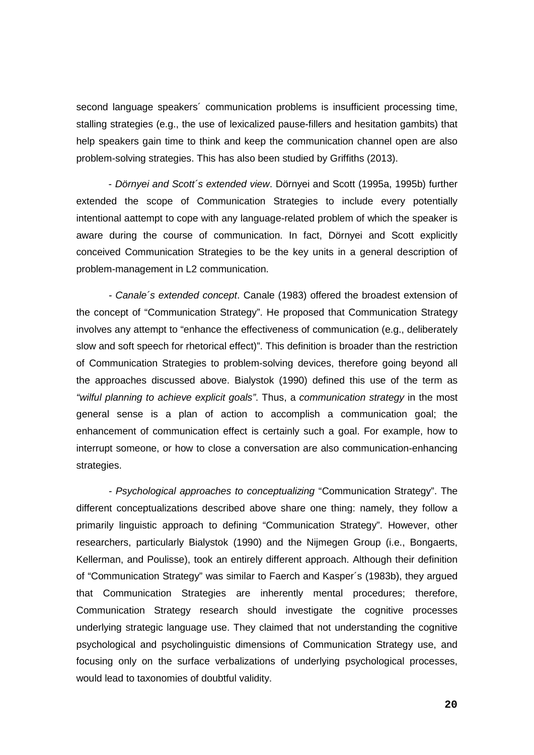second language speakers´ communication problems is insufficient processing time, stalling strategies (e.g., the use of lexicalized pause-fillers and hesitation gambits) that help speakers gain time to think and keep the communication channel open are also problem-solving strategies. This has also been studied by Griffiths (2013).

- *Dörnyei and Scott´s extended view*. Dörnyei and Scott (1995a, 1995b) further extended the scope of Communication Strategies to include every potentially intentional aattempt to cope with any language-related problem of which the speaker is aware during the course of communication. In fact, Dörnyei and Scott explicitly conceived Communication Strategies to be the key units in a general description of problem-management in L2 communication.

- *Canale´s extended concept*. Canale (1983) offered the broadest extension of the concept of "Communication Strategy". He proposed that Communication Strategy involves any attempt to "enhance the effectiveness of communication (e.g., deliberately slow and soft speech for rhetorical effect)". This definition is broader than the restriction of Communication Strategies to problem-solving devices, therefore going beyond all the approaches discussed above. Bialystok (1990) defined this use of the term as *"wilful planning to achieve explicit goals"*. Thus, a *communication strategy* in the most general sense is a plan of action to accomplish a communication goal; the enhancement of communication effect is certainly such a goal. For example, how to interrupt someone, or how to close a conversation are also communication-enhancing strategies.

- *Psychological approaches to conceptualizing* "Communication Strategy". The different conceptualizations described above share one thing: namely, they follow a primarily linguistic approach to defining "Communication Strategy". However, other researchers, particularly Bialystok (1990) and the Nijmegen Group (i.e., Bongaerts, Kellerman, and Poulisse), took an entirely different approach. Although their definition of "Communication Strategy" was similar to Faerch and Kasper´s (1983b), they argued that Communication Strategies are inherently mental procedures; therefore, Communication Strategy research should investigate the cognitive processes underlying strategic language use. They claimed that not understanding the cognitive psychological and psycholinguistic dimensions of Communication Strategy use, and focusing only on the surface verbalizations of underlying psychological processes, would lead to taxonomies of doubtful validity.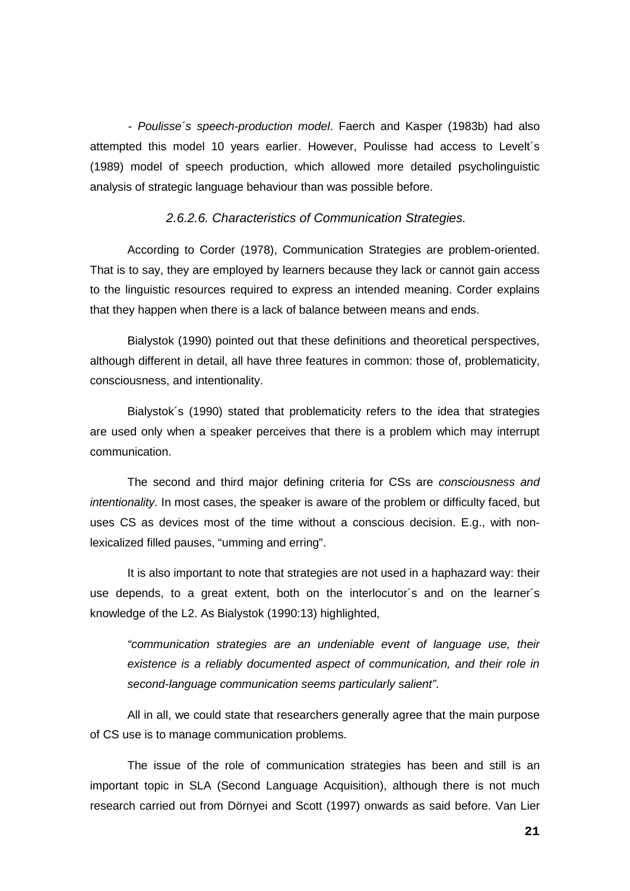- *Poulisse´s speech-production model*. Faerch and Kasper (1983b) had also attempted this model 10 years earlier. However, Poulisse had access to Levelt´s (1989) model of speech production, which allowed more detailed psycholinguistic analysis of strategic language behaviour than was possible before.

#### *2.6.2.6. Characteristics of Communication Strategies.*

According to Corder (1978), Communication Strategies are problem-oriented. That is to say, they are employed by learners because they lack or cannot gain access to the linguistic resources required to express an intended meaning. Corder explains that they happen when there is a lack of balance between means and ends.

Bialystok (1990) pointed out that these definitions and theoretical perspectives, although different in detail, all have three features in common: those of, problematicity, consciousness, and intentionality.

Bialystok´s (1990) stated that problematicity refers to the idea that strategies are used only when a speaker perceives that there is a problem which may interrupt communication.

The second and third major defining criteria for CSs are *consciousness and intentionality.* In most cases, the speaker is aware of the problem or difficulty faced, but uses CS as devices most of the time without a conscious decision. E.g., with non-lexicalized filled pauses, "umming and erring".

It is also important to note that strategies are not used in a haphazard way: their use depends, to a great extent, both on the interlocutor´s and on the learner´s knowledge of the L2. As Bialystok (1990:13) highlighted,

> *"communication strategies are an undeniable event of language use, their existence is a reliably documented aspect of communication, and their role in second-language communication seems particularly salient"*.

All in all, we could state that researchers generally agree that the main purpose of CS use is to manage communication problems.

The issue of the role of communication strategies has been and still is an important topic in SLA (Second Language Acquisition), although there is not much research carried out from Dörnyei and Scott (1997) onwards as said before. Van Lier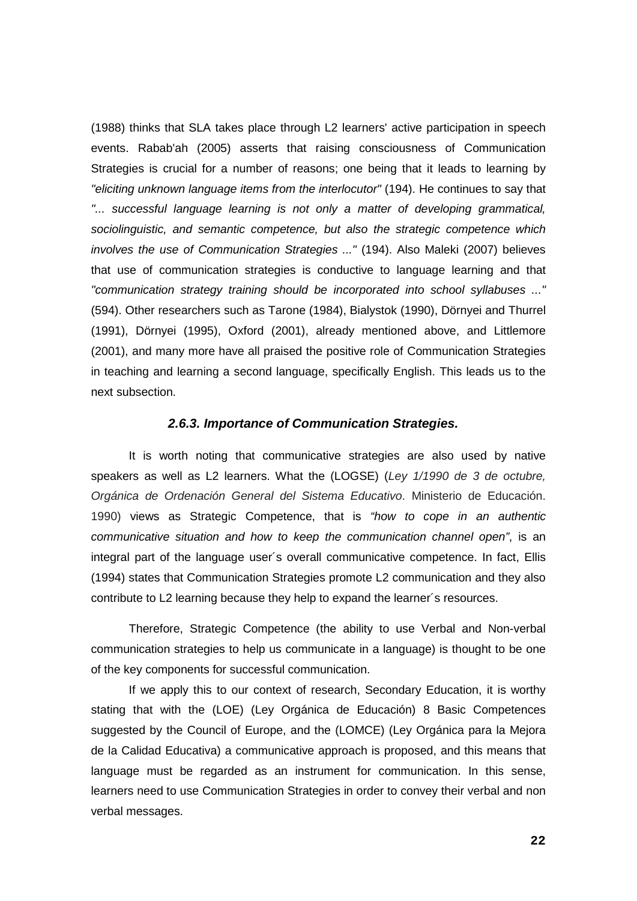(1988) thinks that SLA takes place through L2 learners' active participation in speech events. Rabab'ah (2005) asserts that raising consciousness of Communication Strategies is crucial for a number of reasons; one being that it leads to learning by *"eliciting unknown language items from the interlocutor"* (194). He continues to say that *"... successful language learning is not only a matter of developing grammatical, sociolinguistic, and semantic competence, but also the strategic competence which involves the use of Communication Strategies ..."* (194). Also Maleki (2007) believes that use of communication strategies is conductive to language learning and that *"communication strategy training should be incorporated into school syllabuses ..."* (594). Other researchers such as Tarone (1984), Bialystok (1990), Dörnyei and Thurrel (1991), Dörnyei (1995), Oxford (2001), already mentioned above, and Littlemore (2001), and many more have all praised the positive role of Communication Strategies in teaching and learning a second language, specifically English. This leads us to the next subsection.

#### *2.6.3. Importance of Communication Strategies.*

It is worth noting that communicative strategies are also used by native speakers as well as L2 learners. What the (LOGSE) (*Ley 1/1990 de 3 de octubre, Orgánica de Ordenación General del Sistema Educativo*. Ministerio de Educación. 1990) views as Strategic Competence, that is *"how to cope in an authentic communicative situation and how to keep the communication channel open"*, is an integral part of the language user´s overall communicative competence. In fact, Ellis (1994) states that Communication Strategies promote L2 communication and they also contribute to L2 learning because they help to expand the learner´s resources.

Therefore, Strategic Competence (the ability to use Verbal and Non-verbal communication strategies to help us communicate in a language) is thought to be one of the key components for successful communication.

If we apply this to our context of research, Secondary Education, it is worthy stating that with the (LOE) (Ley Orgánica de Educación) 8 Basic Competences suggested by the Council of Europe, and the (LOMCE) (Ley Orgánica para la Mejora de la Calidad Educativa) a communicative approach is proposed, and this means that language must be regarded as an instrument for communication. In this sense, learners need to use Communication Strategies in order to convey their verbal and non verbal messages.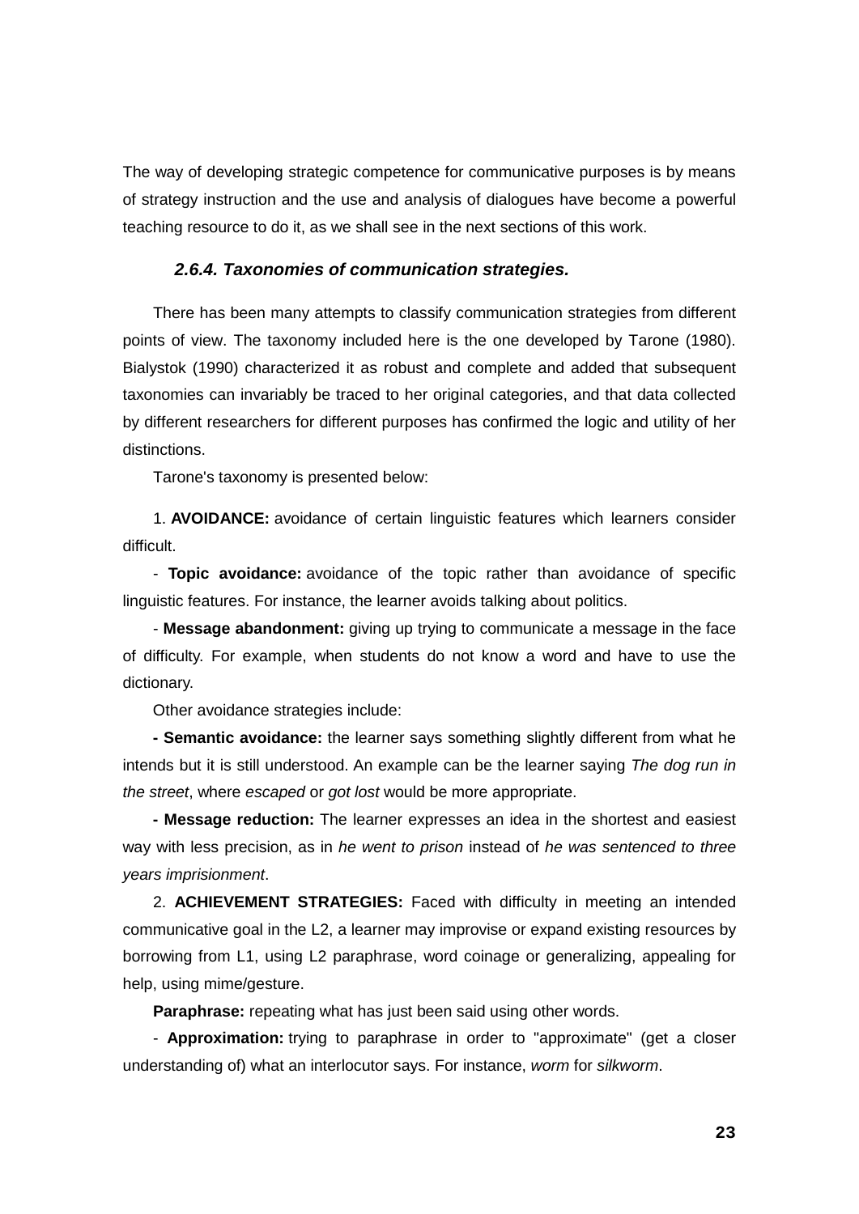The way of developing strategic competence for communicative purposes is by means of strategy instruction and the use and analysis of dialogues have become a powerful teaching resource to do it, as we shall see in the next sections of this work.

#### *2.6.4. Taxonomies of communication strategies.*

There has been many attempts to classify communication strategies from different points of view. The taxonomy included here is the one developed by Tarone (1980). Bialystok (1990) characterized it as robust and complete and added that subsequent taxonomies can invariably be traced to her original categories, and that data collected by different researchers for different purposes has confirmed the logic and utility of her distinctions.

Tarone's taxonomy is presented below:

1. **AVOIDANCE:** avoidance of certain linguistic features which learners consider difficult.

- **Topic avoidance:** avoidance of the topic rather than avoidance of specific linguistic features. For instance, the learner avoids talking about politics.

- **Message abandonment:** giving up trying to communicate a message in the face of difficulty. For example, when students do not know a word and have to use the dictionary.

Other avoidance strategies include:

**- Semantic avoidance:** the learner says something slightly different from what he intends but it is still understood. An example can be the learner saying *The dog run in the street*, where *escaped* or *got lost* would be more appropriate.

**- Message reduction:** The learner expresses an idea in the shortest and easiest way with less precision, as in *he went to prison* instead of *he was sentenced to three years imprisionment*.

2. **ACHIEVEMENT STRATEGIES:** Faced with difficulty in meeting an intended communicative goal in the L2, a learner may improvise or expand existing resources by borrowing from L1, using L2 paraphrase, word coinage or generalizing, appealing for help, using mime/gesture.

**Paraphrase:** repeating what has just been said using other words.

- **Approximation:** trying to paraphrase in order to "approximate" (get a closer understanding of) what an interlocutor says. For instance, *worm* for *silkworm*.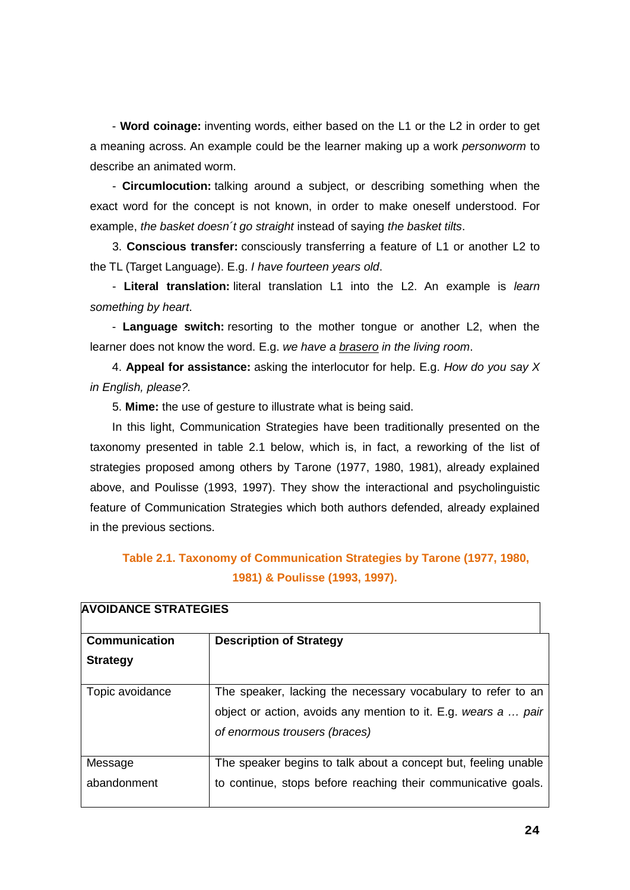- **Word coinage:** inventing words, either based on the L1 or the L2 in order to get a meaning across. An example could be the learner making up a work *personworm* to describe an animated worm.

- **Circumlocution:** talking around a subject, or describing something when the exact word for the concept is not known, in order to make oneself understood. For example, *the basket doesn´t go straight* instead of saying *the basket tilts*.

3. **Conscious transfer:** consciously transferring a feature of L1 or another L2 to the TL (Target Language). E.g. *I have fourteen years old*.

- **Literal translation:** literal translation L1 into the L2. An example is *learn something by heart*.

- **Language switch:** resorting to the mother tongue or another L2, when the learner does not know the word. E.g. *we have a* <u>*brasero*</u> *in the living room*.

4. **Appeal for assistance:** asking the interlocutor for help. E.g. *How do you say X in English, please?.*

5. **Mime:** the use of gesture to illustrate what is being said.

In this light, Communication Strategies have been traditionally presented on the taxonomy presented in table 2.1 below, which is, in fact, a reworking of the list of strategies proposed among others by Tarone (1977, 1980, 1981), already explained above, and Poulisse (1993, 1997). They show the interactional and psycholinguistic feature of Communication Strategies which both authors defended, already explained in the previous sections.

**Table 2.1. Taxonomy of Communication Strategies by Tarone (1977, 1980, 1981) & Poulisse (1993, 1997).**

| **AVOIDANCE STRATEGIES** | |
|---|---|
| **Communication Strategy** | **Description of Strategy** |
| Topic avoidance | The speaker, lacking the necessary vocabulary to refer to an object or action, avoids any mention to it. E.g. *wears a … pair of enormous trousers (braces)* |
| Message abandonment | The speaker begins to talk about a concept but, feeling unable to continue, stops before reaching their communicative goals. |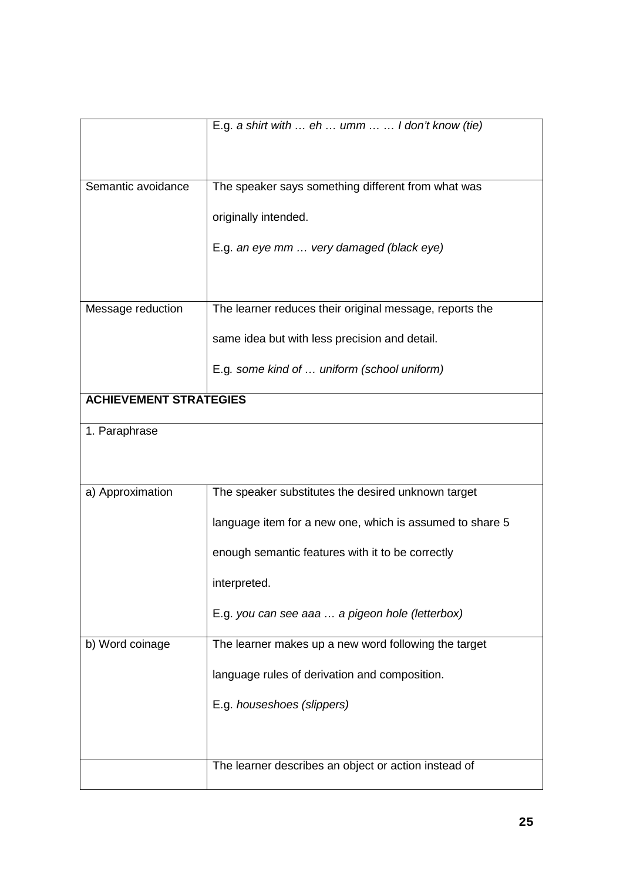| | |
|---|---|
| | E.g. *a shirt with … eh … umm … … I don't know (tie)* |
| Semantic avoidance | The speaker says something different from what was originally intended.<br><br>E.g. *an eye mm … very damaged (black eye)* |
| Message reduction | The learner reduces their original message, reports the same idea but with less precision and detail.<br><br>E.g*. some kind of … uniform (school uniform)* |
| **ACHIEVEMENT STRATEGIES** | |
| 1. Paraphrase | |
| a) Approximation | The speaker substitutes the desired unknown target language item for a new one, which is assumed to share 5 enough semantic features with it to be correctly interpreted.<br><br>E.g. *you can see aaa … a pigeon hole (letterbox)* |
| b) Word coinage | The learner makes up a new word following the target language rules of derivation and composition.<br><br>E.g. *houseshoes (slippers)* |
| | The learner describes an object or action instead of |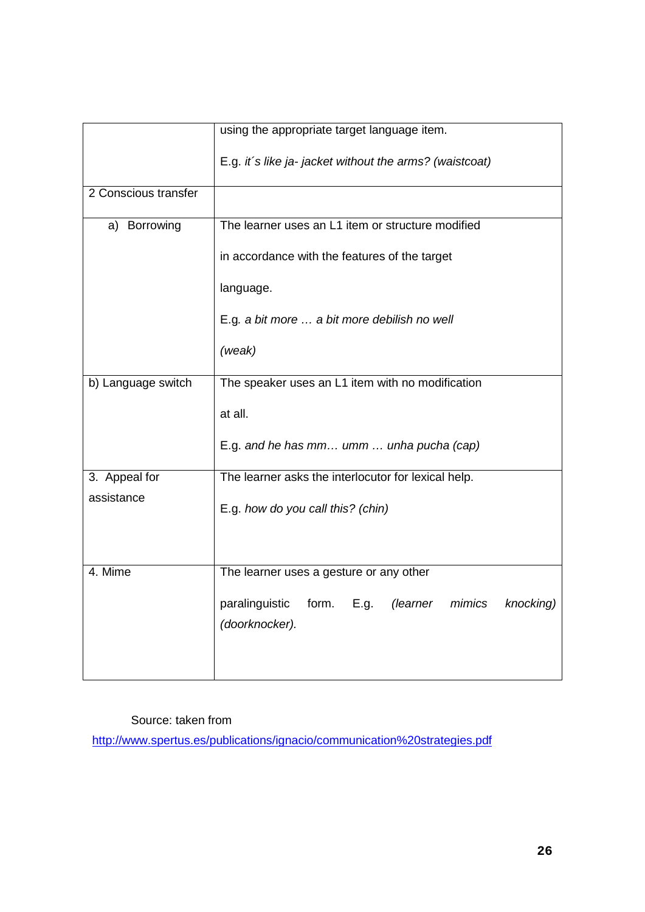| | |
|---|---|
| | using the appropriate target language item. E.g. *it´s like ja- jacket without the arms? (waistcoat)* |
| 2 Conscious transfer | |
| a) Borrowing | The learner uses an L1 item or structure modified in accordance with the features of the target language. E.g. *a bit more … a bit more debilish no well (weak)* |
| b) Language switch | The speaker uses an L1 item with no modification at all. E.g. *and he has mm… umm … unha pucha (cap)* |
| 3. Appeal for assistance | The learner asks the interlocutor for lexical help. E.g. *how do you call this? (chin)* |
| 4. Mime | The learner uses a gesture or any other paralinguistic form. E.g. *(learner mimics knocking) (doorknocker).* |

Source: taken from http://www.spertus.es/publications/ignacio/communication%20strategies.pdf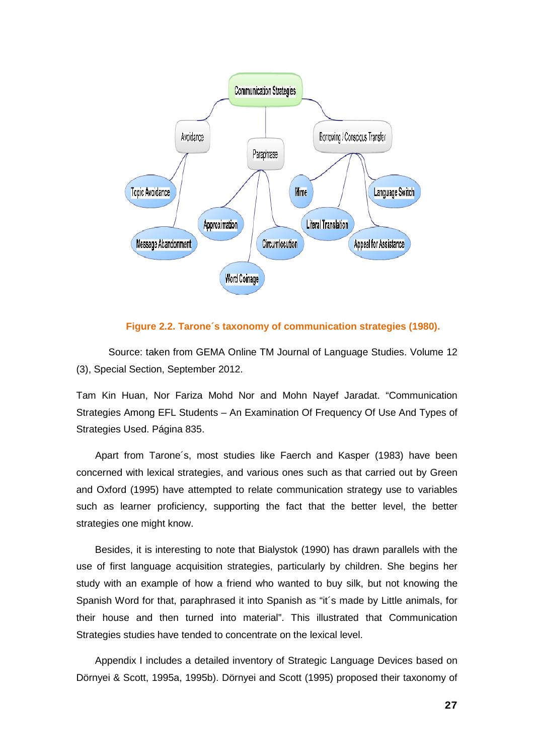Communication Strategies

- Avoidance
  - Topic Avoidance
  - Message Abandonment
- Paraphrase
  - Approximation
  - Word Coinage
  - Circumlocution
- Borrowing / Conscious Transfer
  - Mime
  - Literal Translation
  - Language Switch
  - Appeal for Assistance

**Figure 2.2. Tarone´s taxonomy of communication strategies (1980).**

Source: taken from GEMA Online TM Journal of Language Studies. Volume 12 (3), Special Section, September 2012.

Tam Kin Huan, Nor Fariza Mohd Nor and Mohn Nayef Jaradat. “Communication Strategies Among EFL Students – An Examination Of Frequency Of Use And Types of Strategies Used. Página 835.

Apart from Tarone´s, most studies like Faerch and Kasper (1983) have been concerned with lexical strategies, and various ones such as that carried out by Green and Oxford (1995) have attempted to relate communication strategy use to variables such as learner proficiency, supporting the fact that the better level, the better strategies one might know.

Besides, it is interesting to note that Bialystok (1990) has drawn parallels with the use of first language acquisition strategies, particularly by children. She begins her study with an example of how a friend who wanted to buy silk, but not knowing the Spanish Word for that, paraphrased it into Spanish as “it´s made by Little animals, for their house and then turned into material”. This illustrated that Communication Strategies studies have tended to concentrate on the lexical level.

Appendix I includes a detailed inventory of Strategic Language Devices based on Dörnyei & Scott, 1995a, 1995b). Dörnyei and Scott (1995) proposed their taxonomy of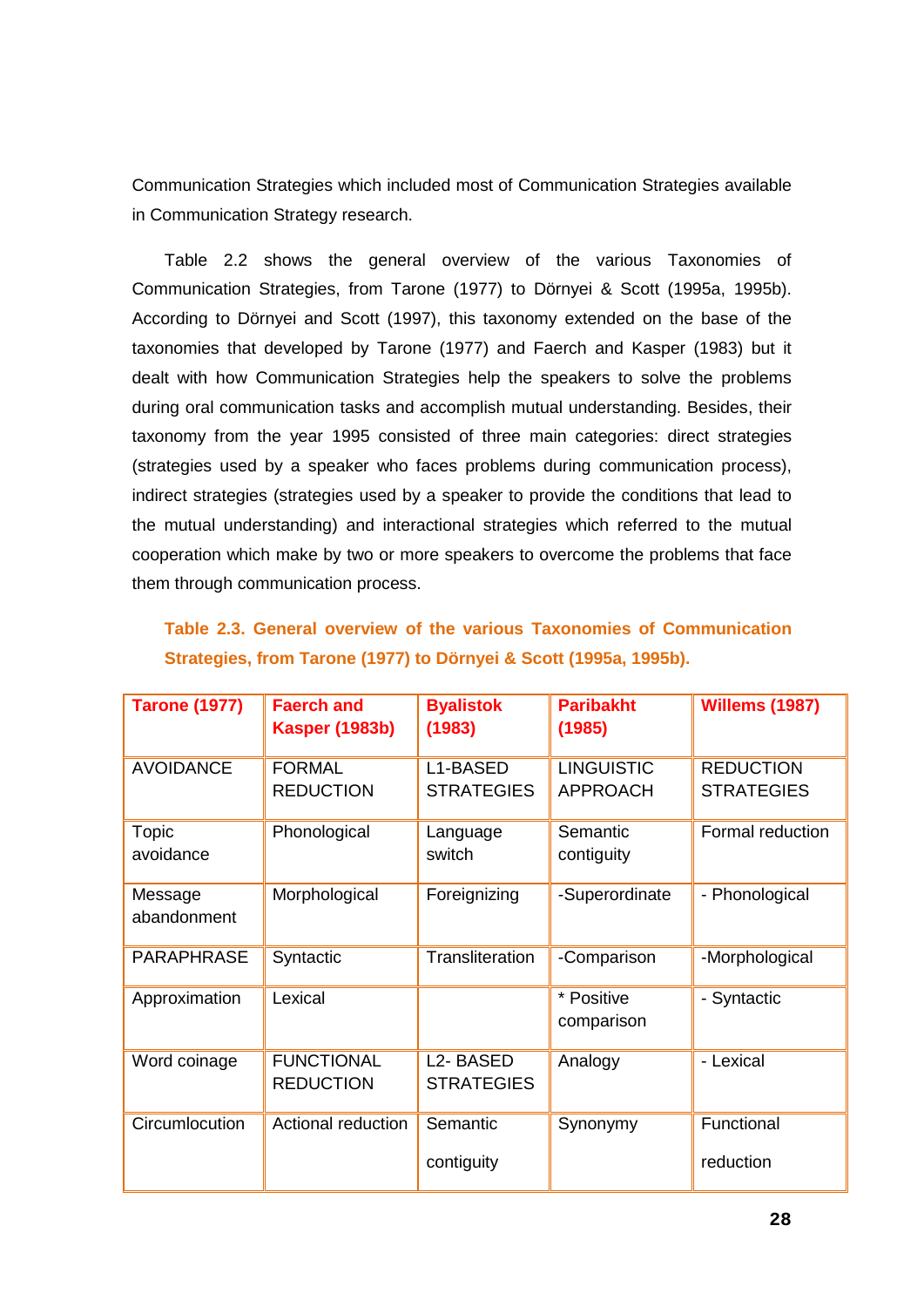Communication Strategies which included most of Communication Strategies available in Communication Strategy research.

Table 2.2 shows the general overview of the various Taxonomies of Communication Strategies, from Tarone (1977) to Dörnyei & Scott (1995a, 1995b). According to Dörnyei and Scott (1997), this taxonomy extended on the base of the taxonomies that developed by Tarone (1977) and Faerch and Kasper (1983) but it dealt with how Communication Strategies help the speakers to solve the problems during oral communication tasks and accomplish mutual understanding. Besides, their taxonomy from the year 1995 consisted of three main categories: direct strategies (strategies used by a speaker who faces problems during communication process), indirect strategies (strategies used by a speaker to provide the conditions that lead to the mutual understanding) and interactional strategies which referred to the mutual cooperation which make by two or more speakers to overcome the problems that face them through communication process.

**Table 2.3. General overview of the various Taxonomies of Communication Strategies, from Tarone (1977) to Dörnyei & Scott (1995a, 1995b).**

| Tarone (1977) | Faerch and Kasper (1983b) | Byalistok (1983) | Paribakht (1985) | Willems (1987) |
|---|---|---|---|---|
| AVOIDANCE | FORMAL REDUCTION | L1-BASED STRATEGIES | LINGUISTIC APPROACH | REDUCTION STRATEGIES |
| Topic avoidance | Phonological | Language switch | Semantic contiguity | Formal reduction |
| Message abandonment | Morphological | Foreignizing | -Superordinate | - Phonological |
| PARAPHRASE | Syntactic | Transliteration | -Comparison | -Morphological |
| Approximation | Lexical | | * Positive comparison | - Syntactic |
| Word coinage | FUNCTIONAL REDUCTION | L2- BASED STRATEGIES | Analogy | - Lexical |
| Circumlocution | Actional reduction | Semantic contiguity | Synonymy | Functional reduction |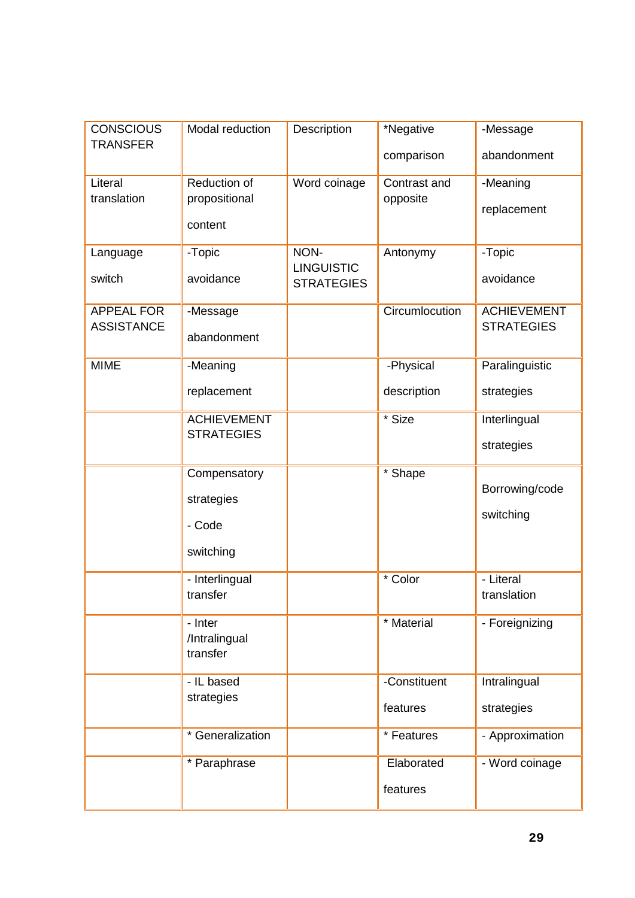| CONSCIOUS TRANSFER | Modal reduction | Description | *Negative comparison | -Message abandonment |
|---|---|---|---|---|
| Literal translation | Reduction of propositional content | Word coinage | Contrast and opposite | -Meaning replacement |
| Language switch | -Topic avoidance | NON-LINGUISTIC STRATEGIES | Antonymy | -Topic avoidance |
| APPEAL FOR ASSISTANCE | -Message abandonment | | Circumlocution | ACHIEVEMENT STRATEGIES |
| MIME | -Meaning replacement | | -Physical description | Paralinguistic strategies |
| | ACHIEVEMENT STRATEGIES | | * Size | Interlingual strategies |
| | Compensatory strategies - Code switching | | * Shape | Borrowing/code switching |
| | - Interlingual transfer | | * Color | - Literal translation |
| | - Inter /Intralingual transfer | | * Material | - Foreignizing |
| | - IL based strategies | | -Constituent features | Intralingual strategies |
| | * Generalization | | * Features | - Approximation |
| | * Paraphrase | | Elaborated features | - Word coinage |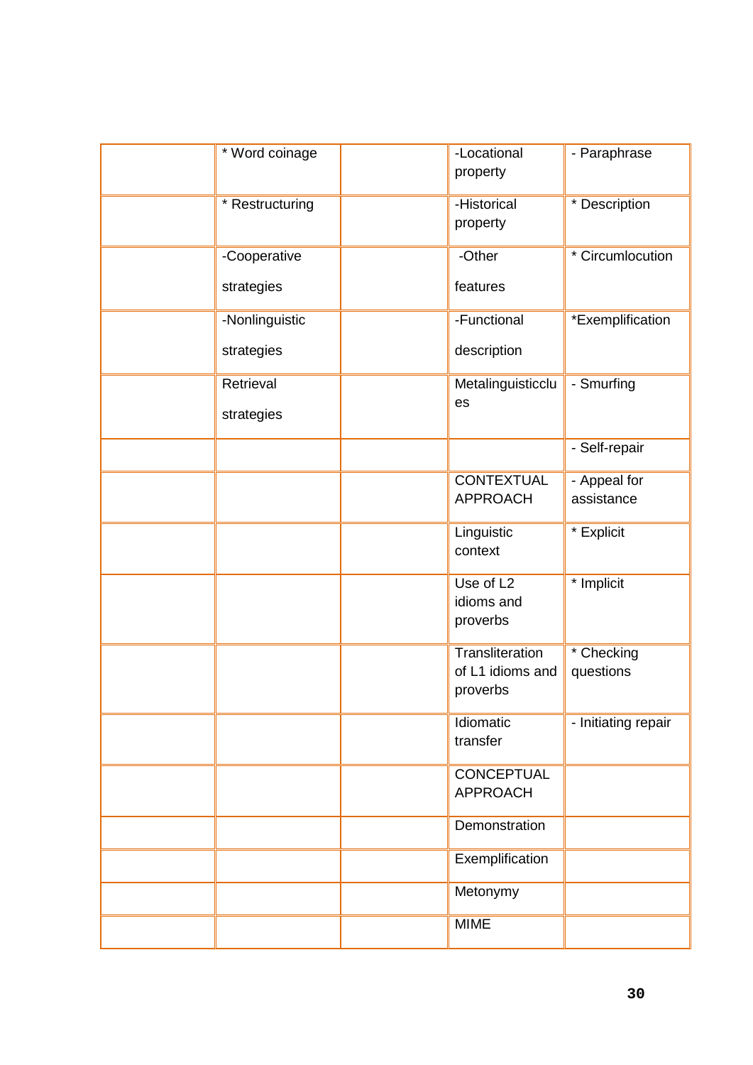| | | | | |
|---|---|---|---|---|
| | * Word coinage | | -Locational property | - Paraphrase |
| | * Restructuring | | -Historical property | * Description |
| | -Cooperative strategies | | -Other features | * Circumlocution |
| | -Nonlinguistic strategies | | -Functional description | *Exemplification |
| | Retrieval strategies | | Metalinguisticclues | - Smurfing |
| | | | | - Self-repair |
| | | | CONTEXTUAL APPROACH | - Appeal for assistance |
| | | | Linguistic context | * Explicit |
| | | | Use of L2 idioms and proverbs | * Implicit |
| | | | Transliteration of L1 idioms and proverbs | * Checking questions |
| | | | Idiomatic transfer | - Initiating repair |
| | | | CONCEPTUAL APPROACH | |
| | | | Demonstration | |
| | | | Exemplification | |
| | | | Metonymy | |
| | | | MIME | |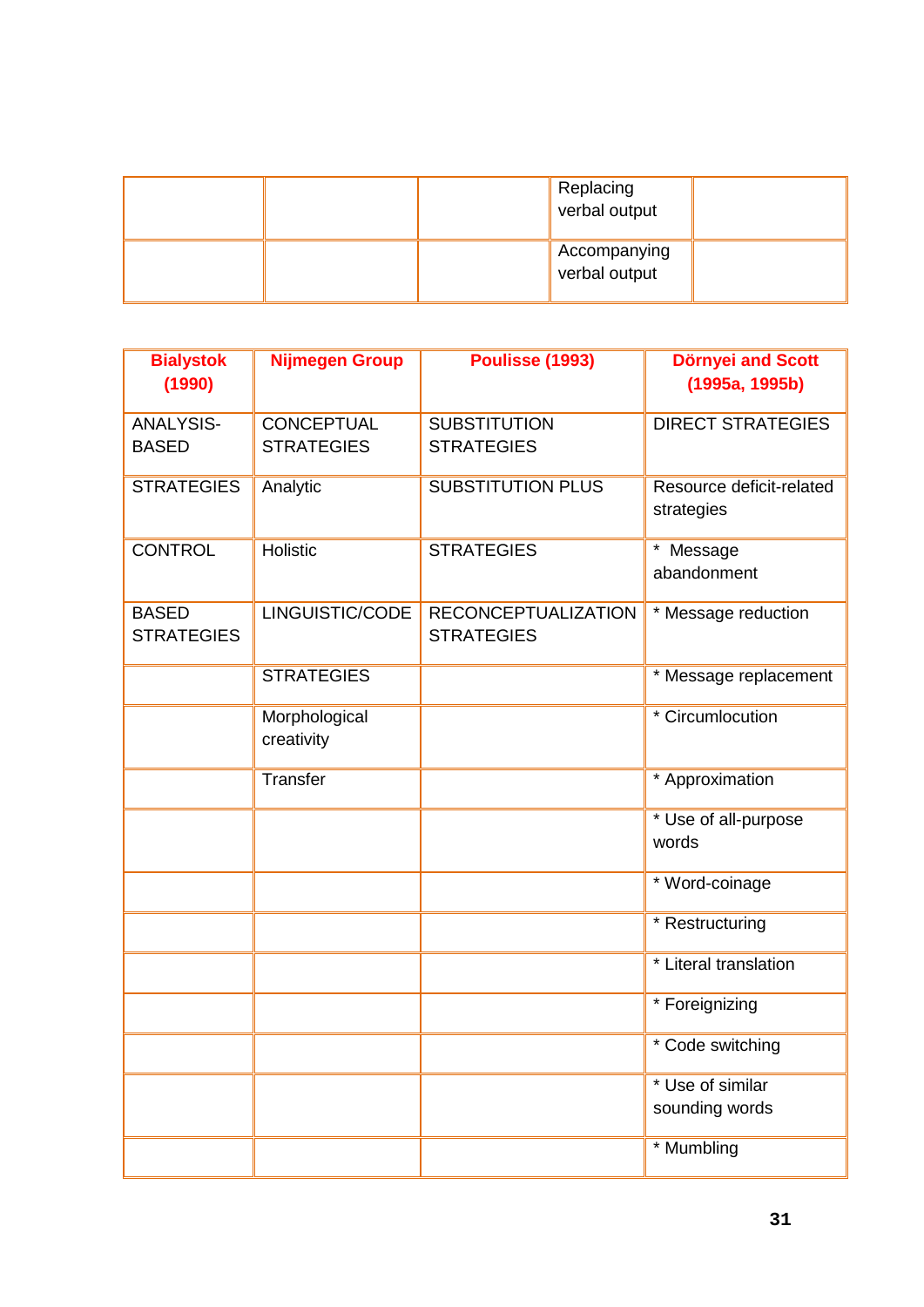| | | | | |
|---|---|---|---|---|
| | | | Replacing verbal output | |
| | | | Accompanying verbal output | |

| **Bialystok (1990)** | **Nijmegen Group** | **Poulisse (1993)** | **Dörnyei and Scott (1995a, 1995b)** |
|---|---|---|---|
| ANALYSIS-BASED | CONCEPTUAL STRATEGIES | SUBSTITUTION STRATEGIES | DIRECT STRATEGIES |
| STRATEGIES | Analytic | SUBSTITUTION PLUS | Resource deficit-related strategies |
| CONTROL | Holistic | STRATEGIES | * Message abandonment |
| BASED STRATEGIES | LINGUISTIC/CODE | RECONCEPTUALIZATION STRATEGIES | * Message reduction |
| | STRATEGIES | | * Message replacement |
| | Morphological creativity | | * Circumlocution |
| | Transfer | | * Approximation |
| | | | * Use of all-purpose words |
| | | | * Word-coinage |
| | | | * Restructuring |
| | | | * Literal translation |
| | | | * Foreignizing |
| | | | * Code switching |
| | | | * Use of similar sounding words |
| | | | * Mumbling |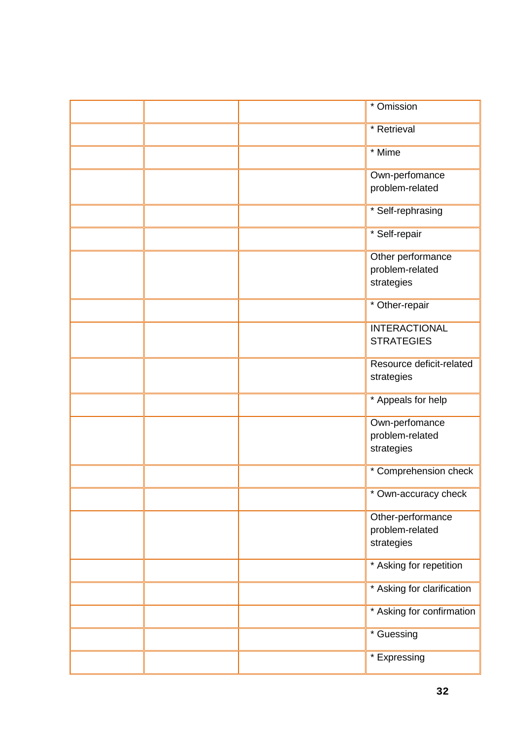| | | | |
|---|---|---|---|
| | | | * Omission |
| | | | * Retrieval |
| | | | * Mime |
| | | | Own-perfomance problem-related |
| | | | * Self-rephrasing |
| | | | * Self-repair |
| | | | Other performance problem-related strategies |
| | | | * Other-repair |
| | | | INTERACTIONAL STRATEGIES |
| | | | Resource deficit-related strategies |
| | | | * Appeals for help |
| | | | Own-perfomance problem-related strategies |
| | | | * Comprehension check |
| | | | * Own-accuracy check |
| | | | Other-performance problem-related strategies |
| | | | * Asking for repetition |
| | | | * Asking for clarification |
| | | | * Asking for confirmation |
| | | | * Guessing |
| | | | * Expressing |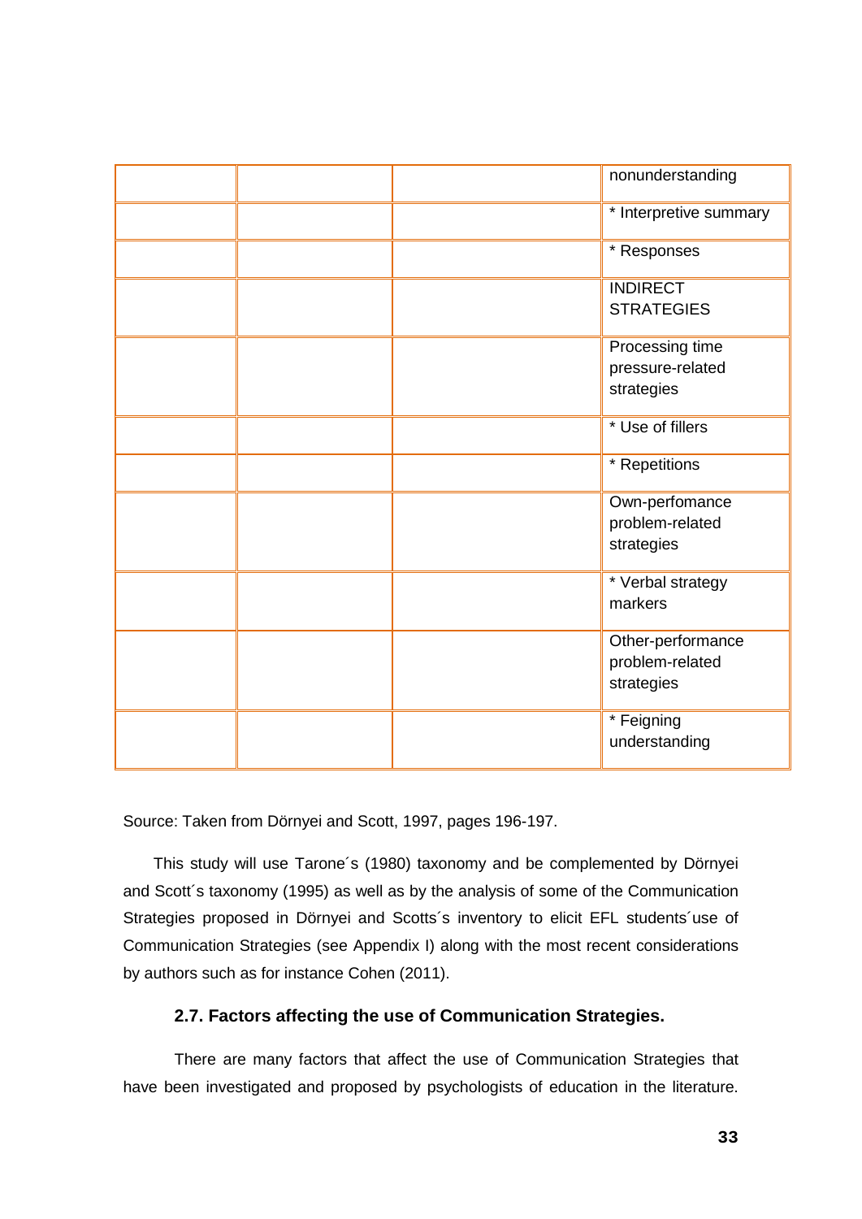| | | | |
|---|---|---|---|
| | | | nonunderstanding |
| | | | * Interpretive summary |
| | | | * Responses |
| | | | INDIRECT STRATEGIES |
| | | | Processing time pressure-related strategies |
| | | | * Use of fillers |
| | | | * Repetitions |
| | | | Own-perfomance problem-related strategies |
| | | | * Verbal strategy markers |
| | | | Other-performance problem-related strategies |
| | | | * Feigning understanding |

Source: Taken from Dörnyei and Scott, 1997, pages 196-197.

This study will use Tarone´s (1980) taxonomy and be complemented by Dörnyei and Scott´s taxonomy (1995) as well as by the analysis of some of the Communication Strategies proposed in Dörnyei and Scotts´s inventory to elicit EFL students´use of Communication Strategies (see Appendix I) along with the most recent considerations by authors such as for instance Cohen (2011).

### 2.7. Factors affecting the use of Communication Strategies.

There are many factors that affect the use of Communication Strategies that have been investigated and proposed by psychologists of education in the literature.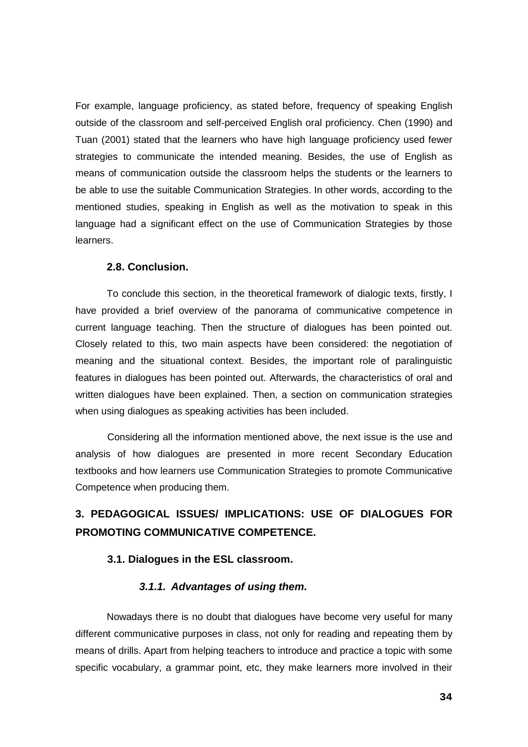For example, language proficiency, as stated before, frequency of speaking English outside of the classroom and self-perceived English oral proficiency. Chen (1990) and Tuan (2001) stated that the learners who have high language proficiency used fewer strategies to communicate the intended meaning. Besides, the use of English as means of communication outside the classroom helps the students or the learners to be able to use the suitable Communication Strategies. In other words, according to the mentioned studies, speaking in English as well as the motivation to speak in this language had a significant effect on the use of Communication Strategies by those learners.

### 2.8. Conclusion.

To conclude this section, in the theoretical framework of dialogic texts, firstly, I have provided a brief overview of the panorama of communicative competence in current language teaching. Then the structure of dialogues has been pointed out. Closely related to this, two main aspects have been considered: the negotiation of meaning and the situational context. Besides, the important role of paralinguistic features in dialogues has been pointed out. Afterwards, the characteristics of oral and written dialogues have been explained. Then, a section on communication strategies when using dialogues as speaking activities has been included.

Considering all the information mentioned above, the next issue is the use and analysis of how dialogues are presented in more recent Secondary Education textbooks and how learners use Communication Strategies to promote Communicative Competence when producing them.

## 3. PEDAGOGICAL ISSUES/ IMPLICATIONS: USE OF DIALOGUES FOR PROMOTING COMMUNICATIVE COMPETENCE.

### 3.1. Dialogues in the ESL classroom.

#### *3.1.1. Advantages of using them.*

Nowadays there is no doubt that dialogues have become very useful for many different communicative purposes in class, not only for reading and repeating them by means of drills. Apart from helping teachers to introduce and practice a topic with some specific vocabulary, a grammar point, etc, they make learners more involved in their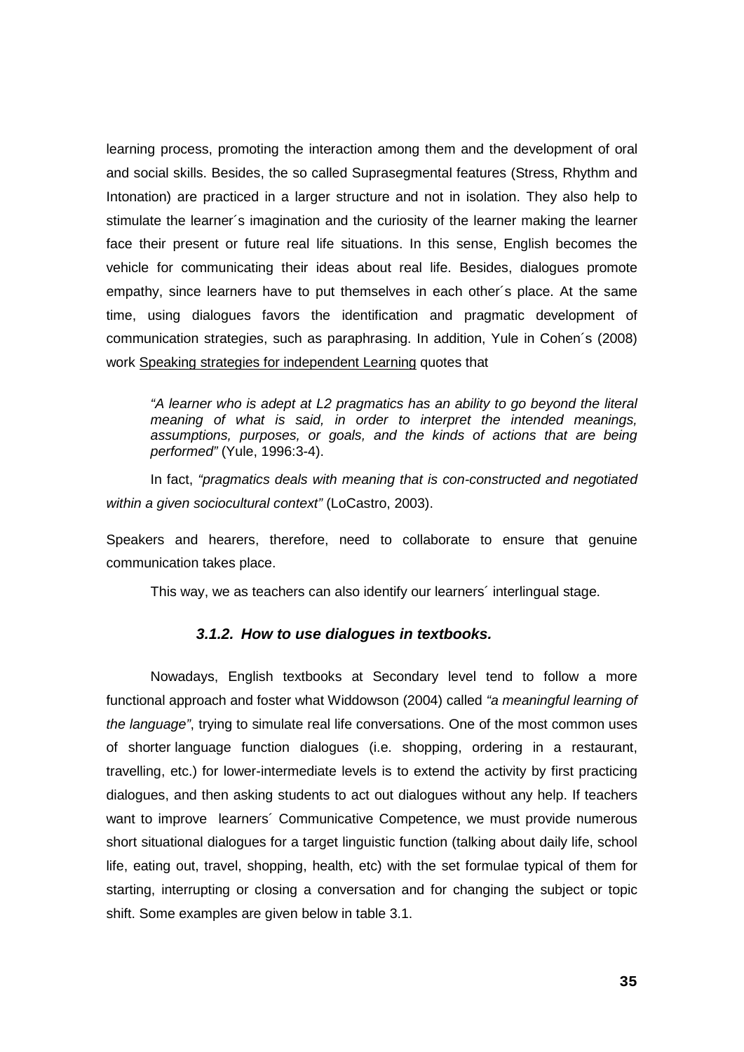learning process, promoting the interaction among them and the development of oral and social skills. Besides, the so called Suprasegmental features (Stress, Rhythm and Intonation) are practiced in a larger structure and not in isolation. They also help to stimulate the learner´s imagination and the curiosity of the learner making the learner face their present or future real life situations. In this sense, English becomes the vehicle for communicating their ideas about real life. Besides, dialogues promote empathy, since learners have to put themselves in each other´s place. At the same time, using dialogues favors the identification and pragmatic development of communication strategies, such as paraphrasing. In addition, Yule in Cohen´s (2008) work <u>Speaking strategies for independent Learning</u> quotes that

> *"A learner who is adept at L2 pragmatics has an ability to go beyond the literal meaning of what is said, in order to interpret the intended meanings, assumptions, purposes, or goals, and the kinds of actions that are being performed"* (Yule, 1996:3-4).

In fact, *"pragmatics deals with meaning that is con-constructed and negotiated within a given sociocultural context"* (LoCastro, 2003).

Speakers and hearers, therefore, need to collaborate to ensure that genuine communication takes place.

This way, we as teachers can also identify our learners´ interlingual stage.

### *3.1.2. How to use dialogues in textbooks.*

Nowadays, English textbooks at Secondary level tend to follow a more functional approach and foster what Widdowson (2004) called *"a meaningful learning of the language"*, trying to simulate real life conversations. One of the most common uses of shorter language function dialogues (i.e. shopping, ordering in a restaurant, travelling, etc.) for lower-intermediate levels is to extend the activity by first practicing dialogues, and then asking students to act out dialogues without any help. If teachers want to improve learners´ Communicative Competence, we must provide numerous short situational dialogues for a target linguistic function (talking about daily life, school life, eating out, travel, shopping, health, etc) with the set formulae typical of them for starting, interrupting or closing a conversation and for changing the subject or topic shift. Some examples are given below in table 3.1.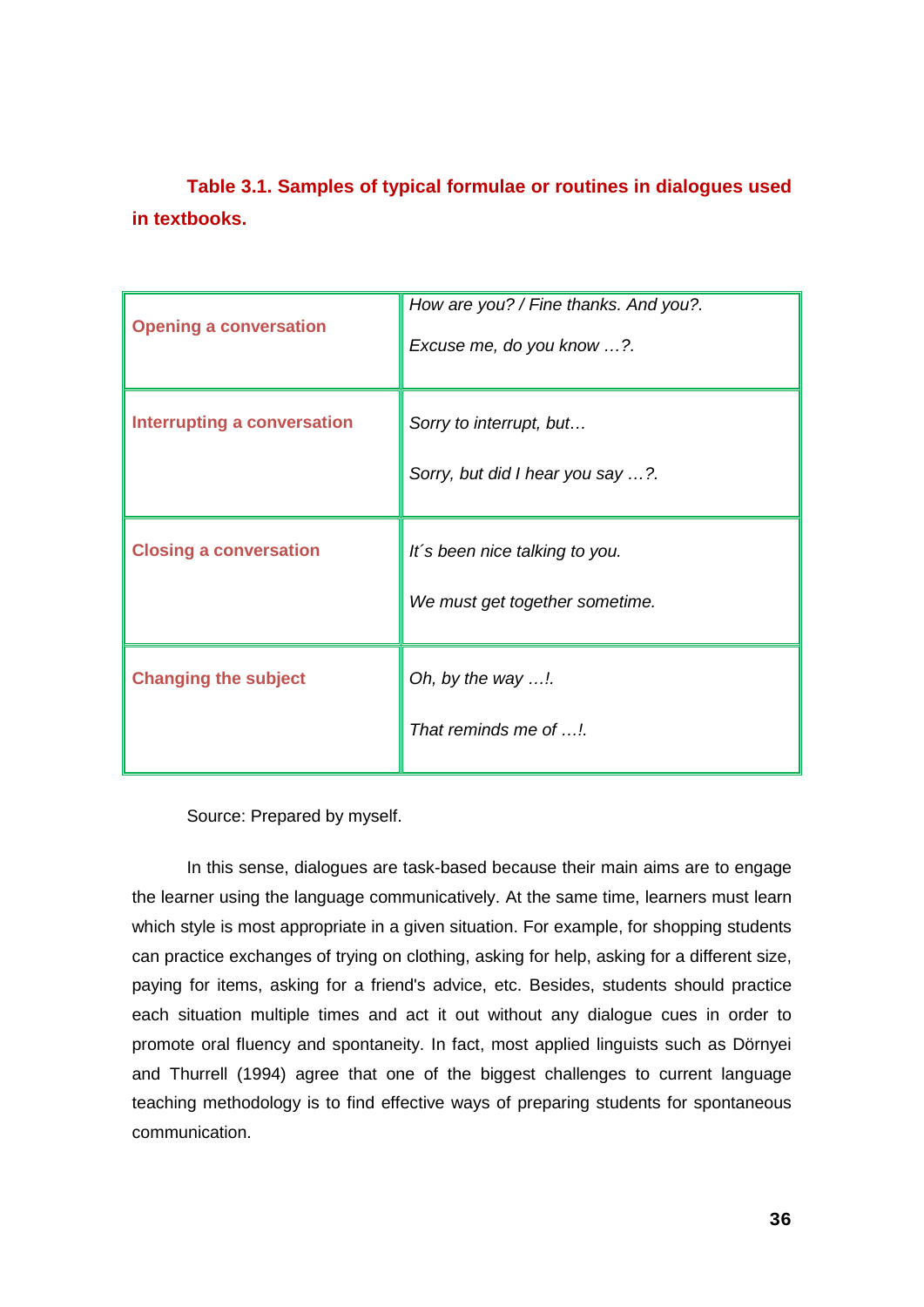**Table 3.1. Samples of typical formulae or routines in dialogues used in textbooks.**

| | |
|---|---|
| **Opening a conversation** | *How are you? / Fine thanks. And you?.* <br> *Excuse me, do you know …?.* |
| **Interrupting a conversation** | *Sorry to interrupt, but…* <br> *Sorry, but did I hear you say …?.* |
| **Closing a conversation** | *It´s been nice talking to you.* <br> *We must get together sometime.* |
| **Changing the subject** | *Oh, by the way …!.* <br> *That reminds me of …!.* |

Source: Prepared by myself.

In this sense, dialogues are task-based because their main aims are to engage the learner using the language communicatively. At the same time, learners must learn which style is most appropriate in a given situation. For example, for shopping students can practice exchanges of trying on clothing, asking for help, asking for a different size, paying for items, asking for a friend's advice, etc. Besides, students should practice each situation multiple times and act it out without any dialogue cues in order to promote oral fluency and spontaneity. In fact, most applied linguists such as Dörnyei and Thurrell (1994) agree that one of the biggest challenges to current language teaching methodology is to find effective ways of preparing students for spontaneous communication.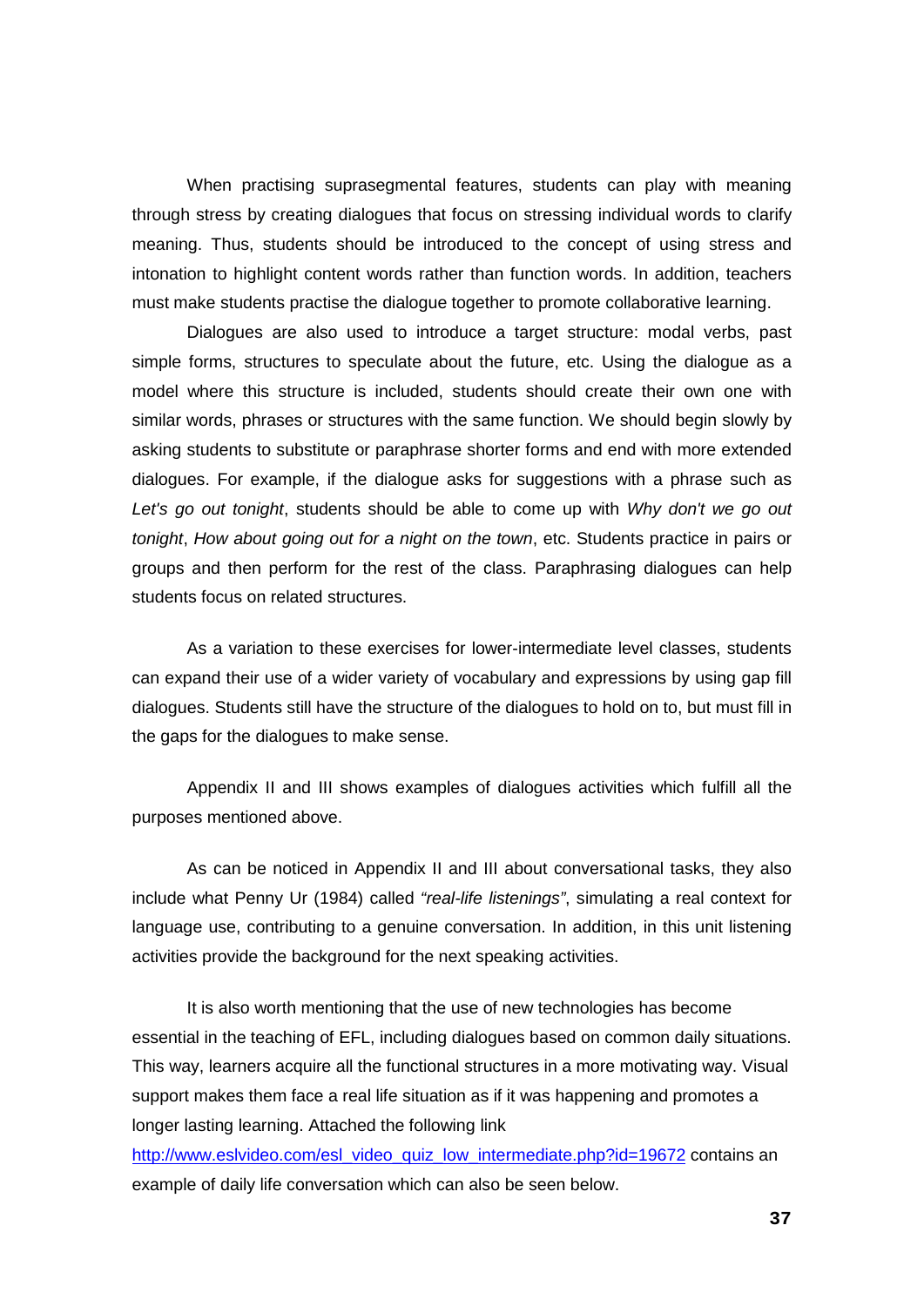When practising suprasegmental features, students can play with meaning through stress by creating dialogues that focus on stressing individual words to clarify meaning. Thus, students should be introduced to the concept of using stress and intonation to highlight content words rather than function words. In addition, teachers must make students practise the dialogue together to promote collaborative learning.

Dialogues are also used to introduce a target structure: modal verbs, past simple forms, structures to speculate about the future, etc. Using the dialogue as a model where this structure is included, students should create their own one with similar words, phrases or structures with the same function. We should begin slowly by asking students to substitute or paraphrase shorter forms and end with more extended dialogues. For example, if the dialogue asks for suggestions with a phrase such as *Let's go out tonight*, students should be able to come up with *Why don't we go out tonight*, *How about going out for a night on the town*, etc. Students practice in pairs or groups and then perform for the rest of the class. Paraphrasing dialogues can help students focus on related structures.

As a variation to these exercises for lower-intermediate level classes, students can expand their use of a wider variety of vocabulary and expressions by using gap fill dialogues. Students still have the structure of the dialogues to hold on to, but must fill in the gaps for the dialogues to make sense.

Appendix II and III shows examples of dialogues activities which fulfill all the purposes mentioned above.

As can be noticed in Appendix II and III about conversational tasks, they also include what Penny Ur (1984) called *"real-life listenings"*, simulating a real context for language use, contributing to a genuine conversation. In addition, in this unit listening activities provide the background for the next speaking activities.

It is also worth mentioning that the use of new technologies has become essential in the teaching of EFL, including dialogues based on common daily situations. This way, learners acquire all the functional structures in a more motivating way. Visual support makes them face a real life situation as if it was happening and promotes a longer lasting learning. Attached the following link [http://www.eslvideo.com/esl_video_quiz_low_intermediate.php?id=19672](http://www.eslvideo.com/esl_video_quiz_low_intermediate.php?id=19672) contains an example of daily life conversation which can also be seen below.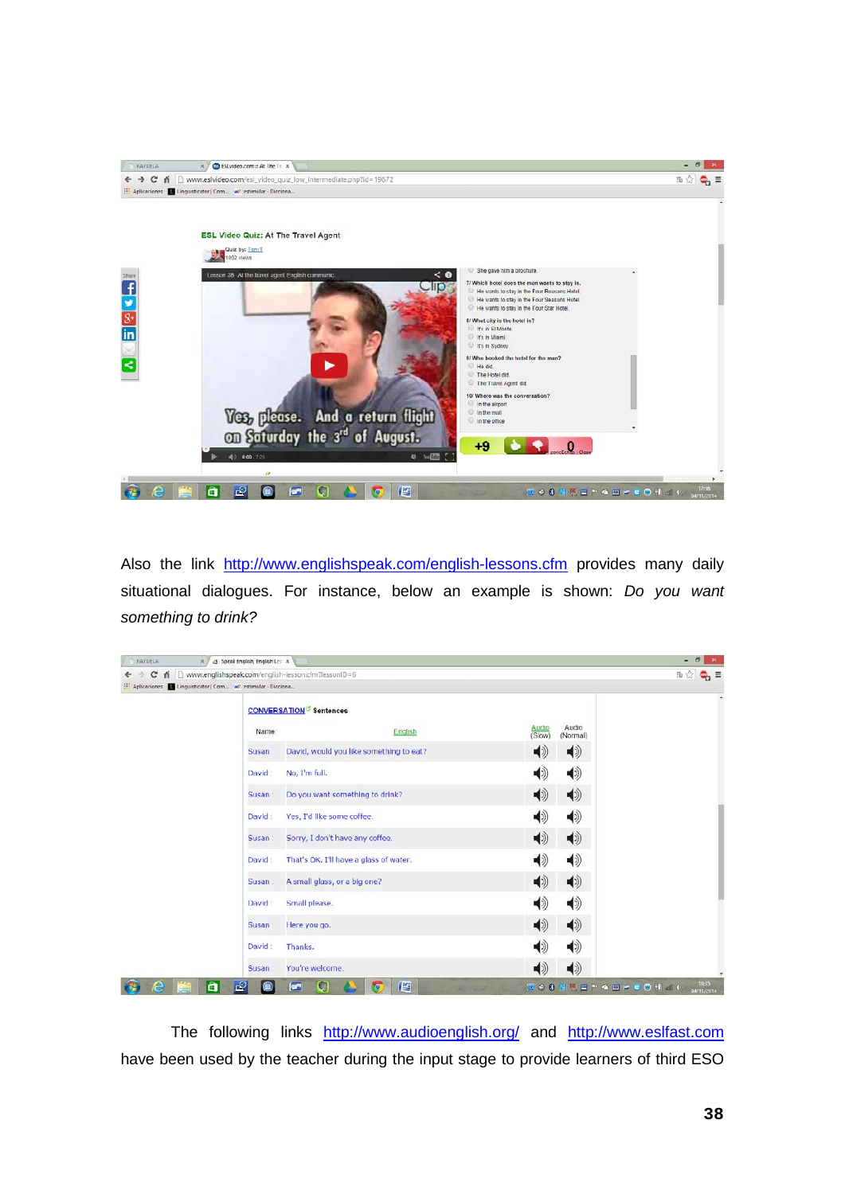Also the link http://www.englishspeak.com/english-lessons.cfm provides many daily situational dialogues. For instance, below an example is shown: *Do you want something to drink?*

The following links http://www.audioenglish.org/ and http://www.eslfast.com have been used by the teacher during the input stage to provide learners of third ESO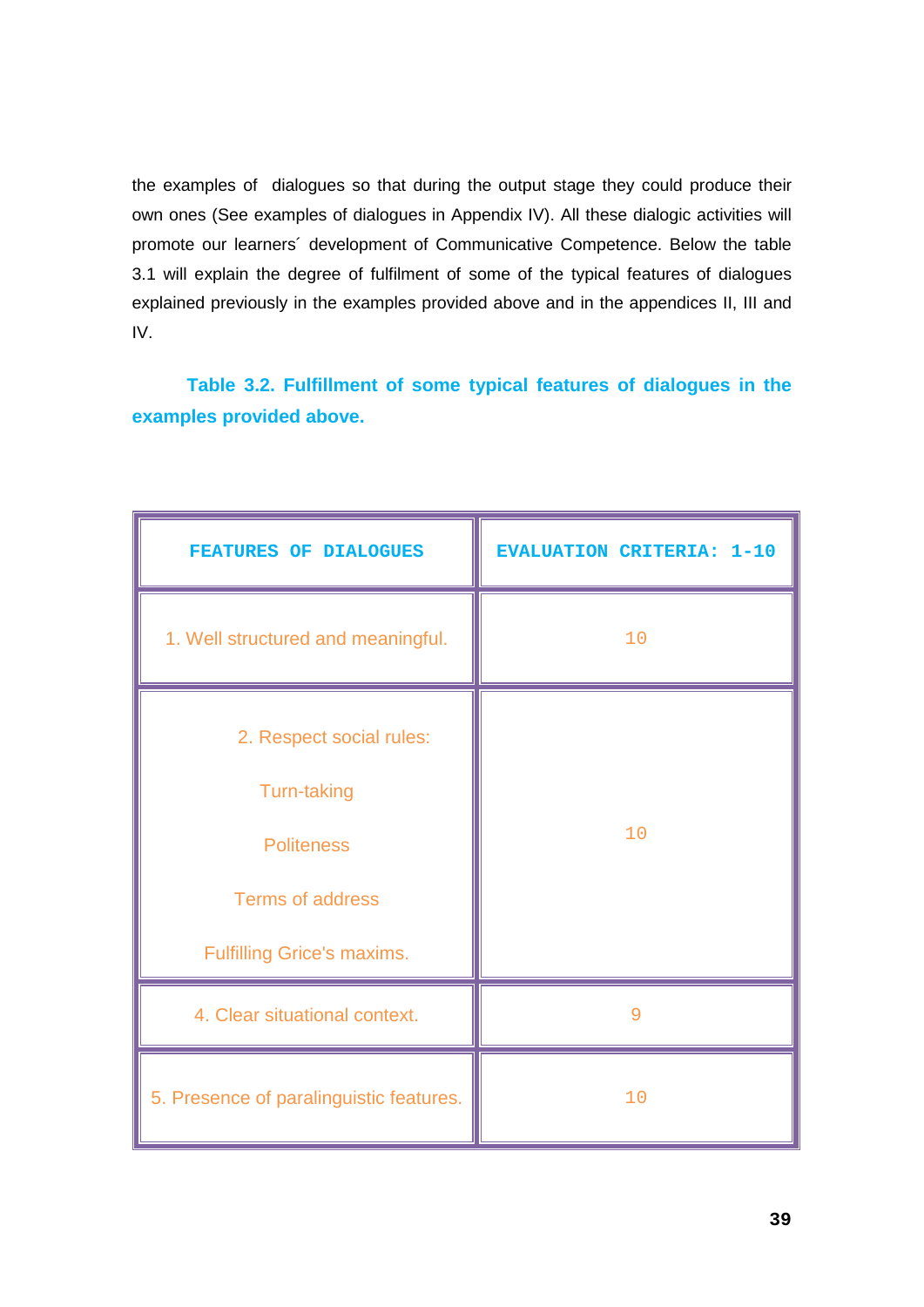the examples of dialogues so that during the output stage they could produce their own ones (See examples of dialogues in Appendix IV). All these dialogic activities will promote our learners´ development of Communicative Competence. Below the table 3.1 will explain the degree of fulfilment of some of the typical features of dialogues explained previously in the examples provided above and in the appendices II, III and IV.

**Table 3.2. Fulfillment of some typical features of dialogues in the examples provided above.**

| FEATURES OF DIALOGUES | EVALUATION CRITERIA: 1-10 |
|---|---|
| 1. Well structured and meaningful. | 10 |
| 2. Respect social rules:<br>Turn-taking<br>Politeness<br>Terms of address<br>Fulfilling Grice's maxims. | 10 |
| 4. Clear situational context. | 9 |
| 5. Presence of paralinguistic features. | 10 |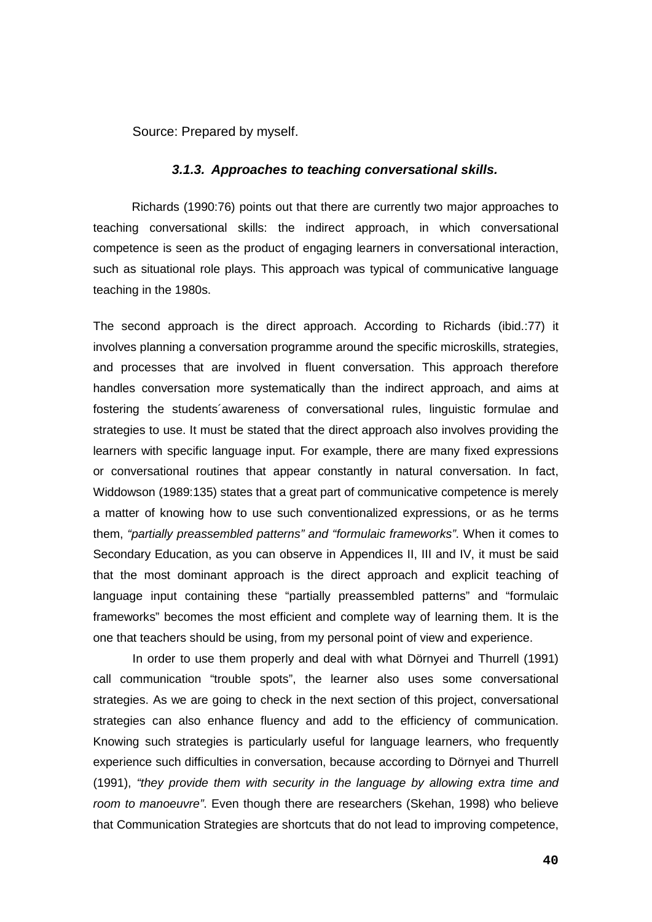Source: Prepared by myself.

### *3.1.3. Approaches to teaching conversational skills.*

Richards (1990:76) points out that there are currently two major approaches to teaching conversational skills: the indirect approach, in which conversational competence is seen as the product of engaging learners in conversational interaction, such as situational role plays. This approach was typical of communicative language teaching in the 1980s.

The second approach is the direct approach. According to Richards (ibid.:77) it involves planning a conversation programme around the specific microskills, strategies, and processes that are involved in fluent conversation. This approach therefore handles conversation more systematically than the indirect approach, and aims at fostering the students´awareness of conversational rules, linguistic formulae and strategies to use. It must be stated that the direct approach also involves providing the learners with specific language input. For example, there are many fixed expressions or conversational routines that appear constantly in natural conversation. In fact, Widdowson (1989:135) states that a great part of communicative competence is merely a matter of knowing how to use such conventionalized expressions, or as he terms them, *"partially preassembled patterns" and "formulaic frameworks"*. When it comes to Secondary Education, as you can observe in Appendices II, III and IV, it must be said that the most dominant approach is the direct approach and explicit teaching of language input containing these "partially preassembled patterns" and "formulaic frameworks" becomes the most efficient and complete way of learning them. It is the one that teachers should be using, from my personal point of view and experience.

In order to use them properly and deal with what Dörnyei and Thurrell (1991) call communication "trouble spots", the learner also uses some conversational strategies. As we are going to check in the next section of this project, conversational strategies can also enhance fluency and add to the efficiency of communication. Knowing such strategies is particularly useful for language learners, who frequently experience such difficulties in conversation, because according to Dörnyei and Thurrell (1991), *"they provide them with security in the language by allowing extra time and room to manoeuvre"*. Even though there are researchers (Skehan, 1998) who believe that Communication Strategies are shortcuts that do not lead to improving competence,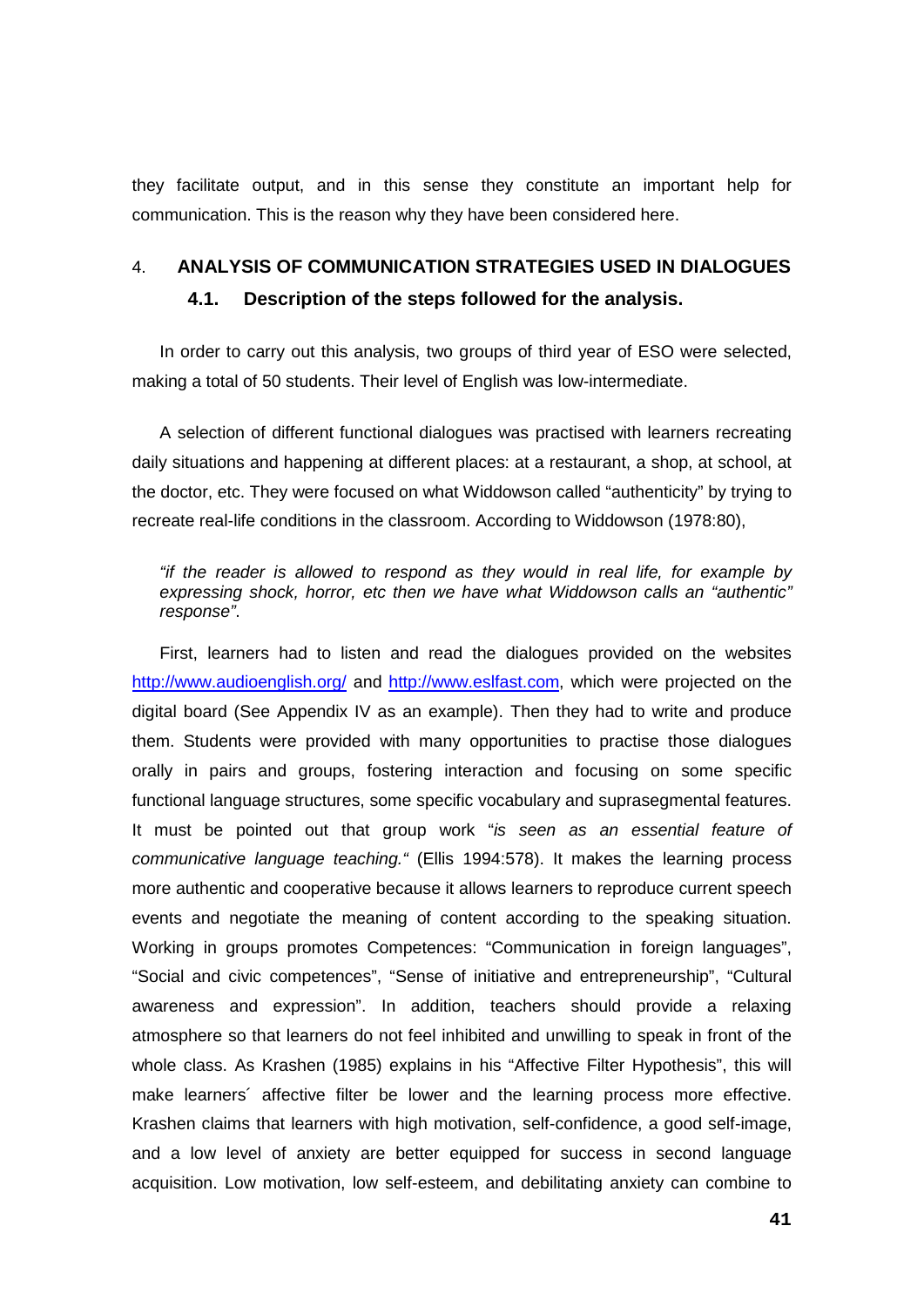they facilitate output, and in this sense they constitute an important help for communication. This is the reason why they have been considered here.

# 4. ANALYSIS OF COMMUNICATION STRATEGIES USED IN DIALOGUES

## 4.1. Description of the steps followed for the analysis.

In order to carry out this analysis, two groups of third year of ESO were selected, making a total of 50 students. Their level of English was low-intermediate.

A selection of different functional dialogues was practised with learners recreating daily situations and happening at different places: at a restaurant, a shop, at school, at the doctor, etc. They were focused on what Widdowson called "authenticity" by trying to recreate real-life conditions in the classroom. According to Widdowson (1978:80),

> *"if the reader is allowed to respond as they would in real life, for example by expressing shock, horror, etc then we have what Widdowson calls an "authentic" response".*

First, learners had to listen and read the dialogues provided on the websites http://www.audioenglish.org/ and http://www.eslfast.com, which were projected on the digital board (See Appendix IV as an example). Then they had to write and produce them. Students were provided with many opportunities to practise those dialogues orally in pairs and groups, fostering interaction and focusing on some specific functional language structures, some specific vocabulary and suprasegmental features. It must be pointed out that group work "*is seen as an essential feature of communicative language teaching."* (Ellis 1994:578). It makes the learning process more authentic and cooperative because it allows learners to reproduce current speech events and negotiate the meaning of content according to the speaking situation. Working in groups promotes Competences: "Communication in foreign languages", "Social and civic competences", "Sense of initiative and entrepreneurship", "Cultural awareness and expression". In addition, teachers should provide a relaxing atmosphere so that learners do not feel inhibited and unwilling to speak in front of the whole class. As Krashen (1985) explains in his "Affective Filter Hypothesis", this will make learners´ affective filter be lower and the learning process more effective. Krashen claims that learners with high motivation, self-confidence, a good self-image, and a low level of anxiety are better equipped for success in second language acquisition. Low motivation, low self-esteem, and debilitating anxiety can combine to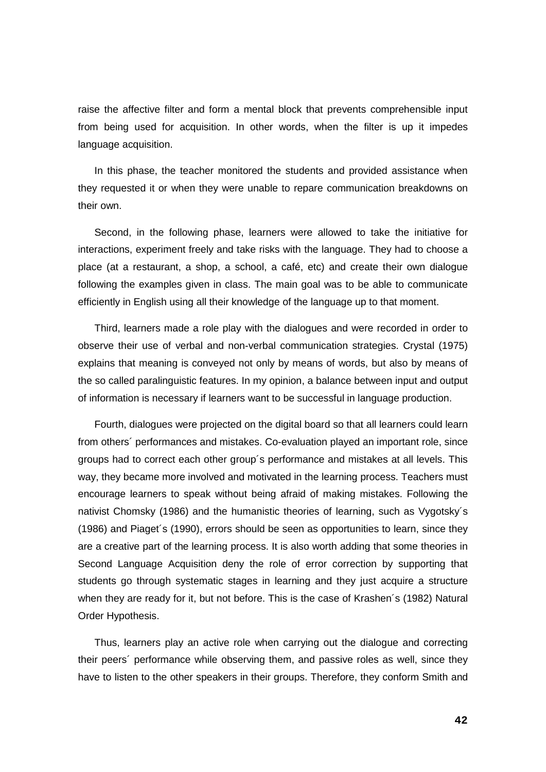raise the affective filter and form a mental block that prevents comprehensible input from being used for acquisition. In other words, when the filter is up it impedes language acquisition.

In this phase, the teacher monitored the students and provided assistance when they requested it or when they were unable to repare communication breakdowns on their own.

Second, in the following phase, learners were allowed to take the initiative for interactions, experiment freely and take risks with the language. They had to choose a place (at a restaurant, a shop, a school, a café, etc) and create their own dialogue following the examples given in class. The main goal was to be able to communicate efficiently in English using all their knowledge of the language up to that moment.

Third, learners made a role play with the dialogues and were recorded in order to observe their use of verbal and non-verbal communication strategies. Crystal (1975) explains that meaning is conveyed not only by means of words, but also by means of the so called paralinguistic features. In my opinion, a balance between input and output of information is necessary if learners want to be successful in language production.

Fourth, dialogues were projected on the digital board so that all learners could learn from others´ performances and mistakes. Co-evaluation played an important role, since groups had to correct each other group´s performance and mistakes at all levels. This way, they became more involved and motivated in the learning process. Teachers must encourage learners to speak without being afraid of making mistakes. Following the nativist Chomsky (1986) and the humanistic theories of learning, such as Vygotsky´s (1986) and Piaget´s (1990), errors should be seen as opportunities to learn, since they are a creative part of the learning process. It is also worth adding that some theories in Second Language Acquisition deny the role of error correction by supporting that students go through systematic stages in learning and they just acquire a structure when they are ready for it, but not before. This is the case of Krashen´s (1982) Natural Order Hypothesis.

Thus, learners play an active role when carrying out the dialogue and correcting their peers´ performance while observing them, and passive roles as well, since they have to listen to the other speakers in their groups. Therefore, they conform Smith and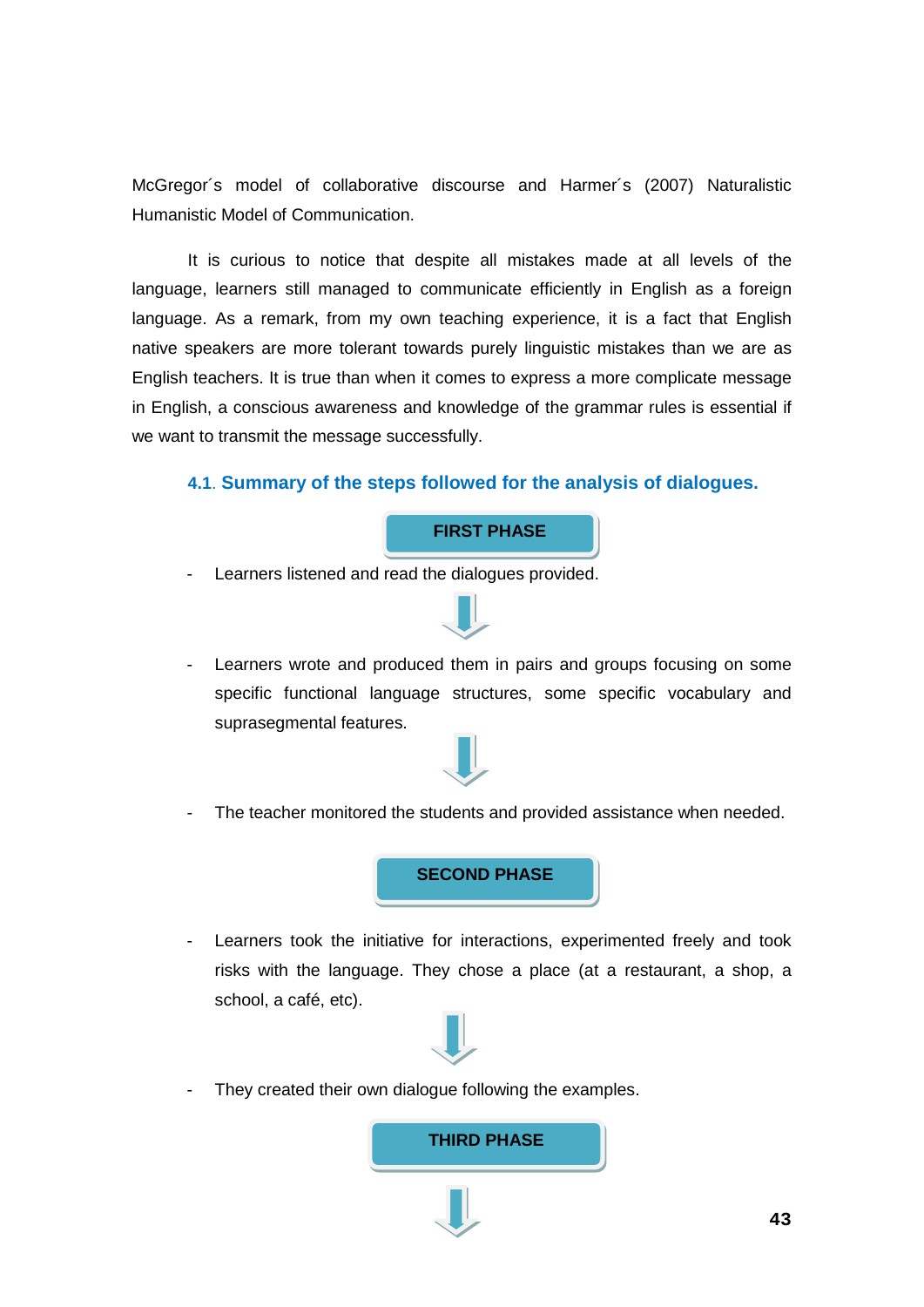McGregor´s model of collaborative discourse and Harmer´s (2007) Naturalistic Humanistic Model of Communication.

It is curious to notice that despite all mistakes made at all levels of the language, learners still managed to communicate efficiently in English as a foreign language. As a remark, from my own teaching experience, it is a fact that English native speakers are more tolerant towards purely linguistic mistakes than we are as English teachers. It is true than when it comes to express a more complicate message in English, a conscious awareness and knowledge of the grammar rules is essential if we want to transmit the message successfully.

### 4.1. Summary of the steps followed for the analysis of dialogues.

**FIRST PHASE**

- Learners listened and read the dialogues provided.

↓

- Learners wrote and produced them in pairs and groups focusing on some specific functional language structures, some specific vocabulary and suprasegmental features.

↓

- The teacher monitored the students and provided assistance when needed.

**SECOND PHASE**

- Learners took the initiative for interactions, experimented freely and took risks with the language. They chose a place (at a restaurant, a shop, a school, a café, etc).

↓

- They created their own dialogue following the examples.

**THIRD PHASE**

↓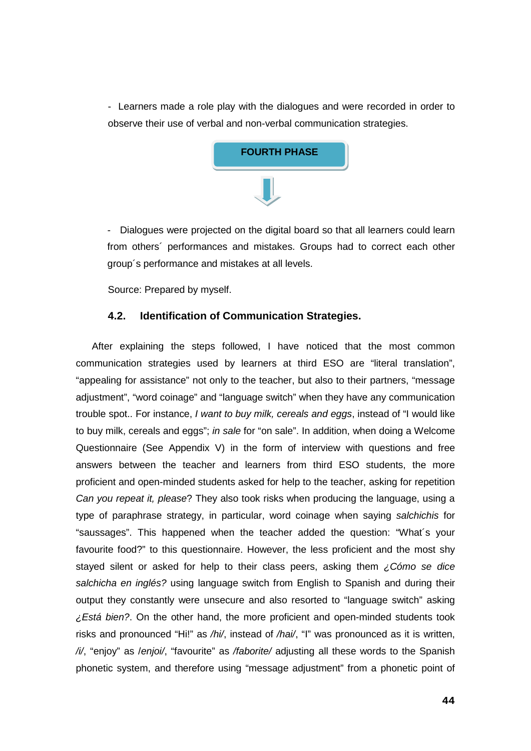- Learners made a role play with the dialogues and were recorded in order to observe their use of verbal and non-verbal communication strategies.

**FOURTH PHASE**

- Dialogues were projected on the digital board so that all learners could learn from others´ performances and mistakes. Groups had to correct each other group´s performance and mistakes at all levels.

Source: Prepared by myself.

### 4.2. Identification of Communication Strategies.

After explaining the steps followed, I have noticed that the most common communication strategies used by learners at third ESO are "literal translation", "appealing for assistance" not only to the teacher, but also to their partners, "message adjustment", "word coinage" and "language switch" when they have any communication trouble spot.. For instance, *I want to buy milk, cereals and eggs*, instead of "I would like to buy milk, cereals and eggs"; *in sale* for "on sale". In addition, when doing a Welcome Questionnaire (See Appendix V) in the form of interview with questions and free answers between the teacher and learners from third ESO students, the more proficient and open-minded students asked for help to the teacher, asking for repetition *Can you repeat it, please*? They also took risks when producing the language, using a type of paraphrase strategy, in particular, word coinage when saying *salchichis* for "saussages". This happened when the teacher added the question: "What´s your favourite food?" to this questionnaire. However, the less proficient and the most shy stayed silent or asked for help to their class peers, asking them *¿Cómo se dice salchicha en inglés?* using language switch from English to Spanish and during their output they constantly were unsecure and also resorted to "language switch" asking *¿Está bien?*. On the other hand, the more proficient and open-minded students took risks and pronounced "Hi!" as */hi/*, instead of */hai/*, "I" was pronounced as it is written, */i/*, "enjoy" as */enjoi/*, "favourite" as */faborite/* adjusting all these words to the Spanish phonetic system, and therefore using "message adjustment" from a phonetic point of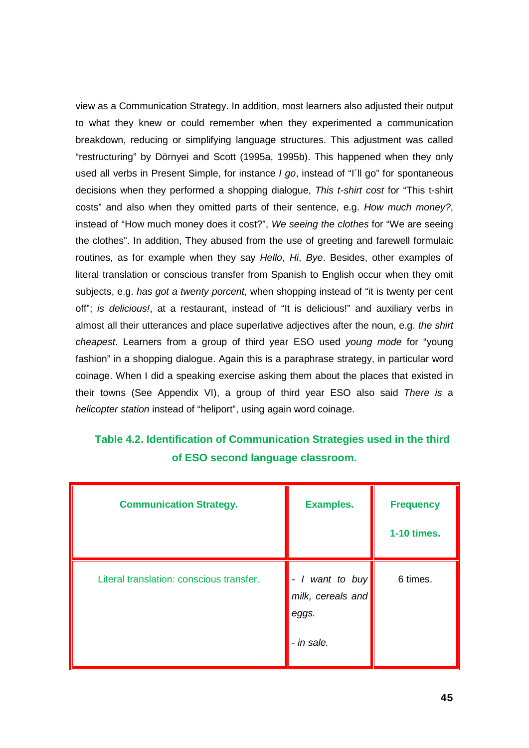view as a Communication Strategy. In addition, most learners also adjusted their output to what they knew or could remember when they experimented a communication breakdown, reducing or simplifying language structures. This adjustment was called "restructuring" by Dörnyei and Scott (1995a, 1995b). This happened when they only used all verbs in Present Simple, for instance *I go*, instead of "I´ll go" for spontaneous decisions when they performed a shopping dialogue, *This t-shirt cost* for "This t-shirt costs" and also when they omitted parts of their sentence, e.g. *How much money?*, instead of "How much money does it cost?", *We seeing the clothes* for "We are seeing the clothes". In addition, They abused from the use of greeting and farewell formulaic routines, as for example when they say *Hello*, *Hi*, *Bye*. Besides, other examples of literal translation or conscious transfer from Spanish to English occur when they omit subjects, e.g. *has got a twenty porcent*, when shopping instead of "it is twenty per cent off"; *is delicious!*, at a restaurant, instead of "It is delicious!" and auxiliary verbs in almost all their utterances and place superlative adjectives after the noun, e.g. *the shirt cheapest*. Learners from a group of third year ESO used *young mode* for "young fashion" in a shopping dialogue. Again this is a paraphrase strategy, in particular word coinage. When I did a speaking exercise asking them about the places that existed in their towns (See Appendix VI), a group of third year ESO also said *There is* a *helicopter station* instead of "heliport", using again word coinage.

**Table 4.2. Identification of Communication Strategies used in the third of ESO second language classroom.**

| **Communication Strategy.** | **Examples.** | **Frequency 1-10 times.** |
|---|---|---|
| Literal translation: conscious transfer. | - *I want to buy milk, cereals and eggs.*<br><br>- *in sale.* | 6 times. |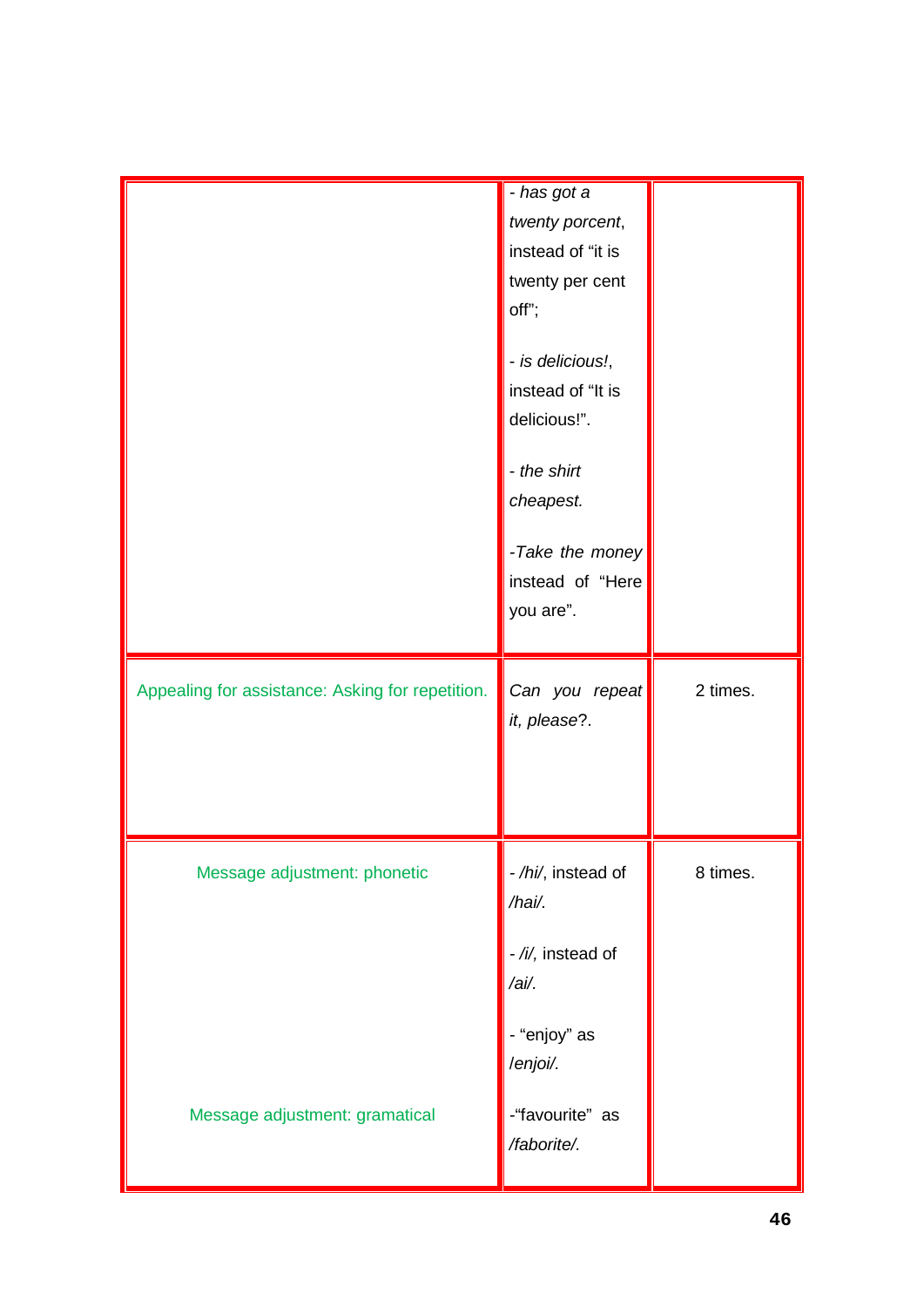| | | |
|---|---|---|
| | - *has got a twenty porcent*, instead of "it is twenty per cent off"; <br><br> - *is delicious!*, instead of "It is delicious!". <br><br> - *the shirt cheapest.* <br><br> -*Take the money* instead of "Here you are". | |
| Appealing for assistance: Asking for repetition. | *Can you repeat it, please*?. | 2 times. |
| Message adjustment: phonetic <br><br> Message adjustment: gramatical | - */hi/*, instead of */hai/.* <br><br> - */i/*, instead of */ai/.* <br><br> - "enjoy" as */enjoi/.* <br><br> -"favourite" as */faborite/.* | 8 times. |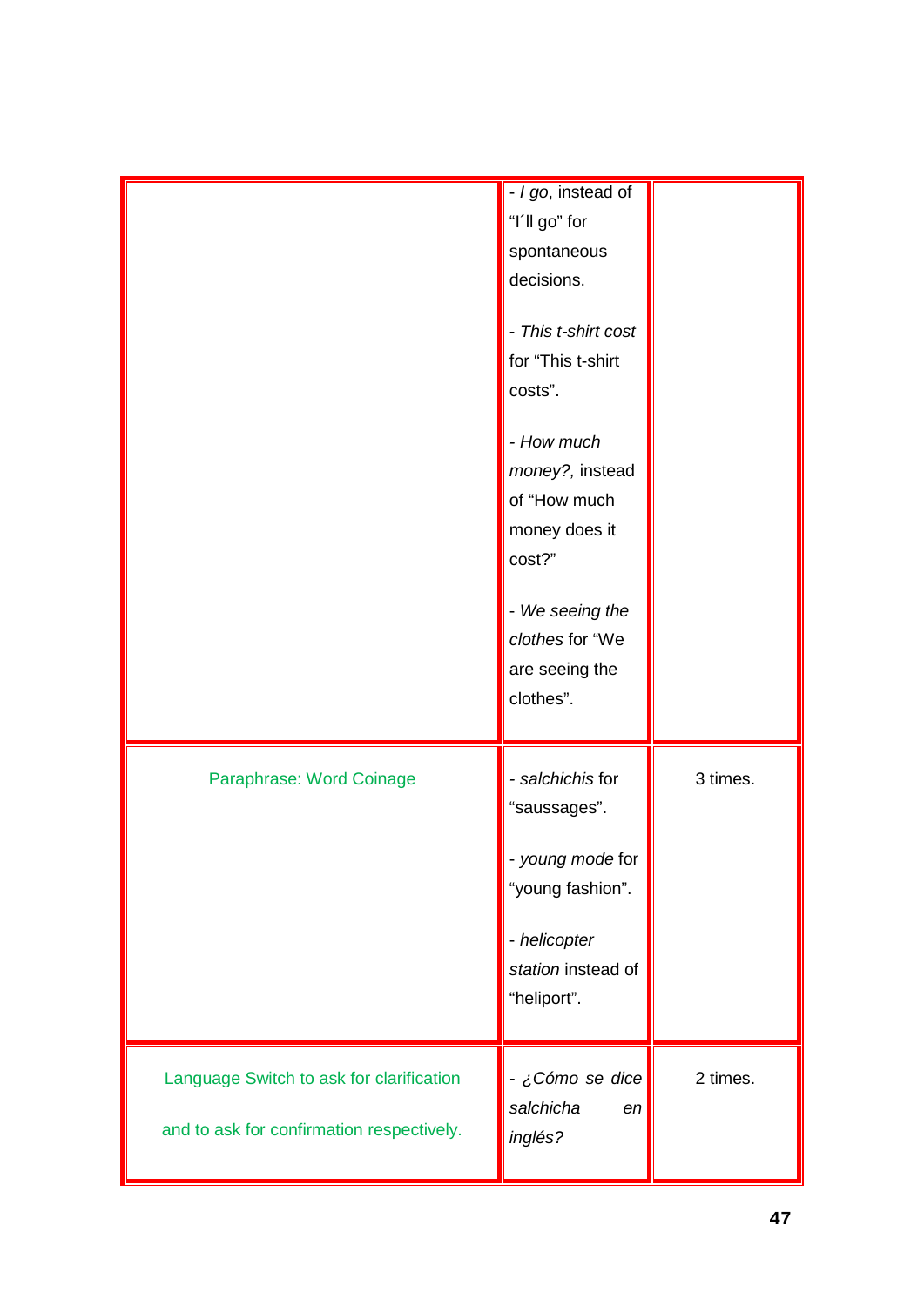| | | |
|---|---|---|
| | - *I go*, instead of "I´ll go" for spontaneous decisions.<br><br>- *This t-shirt cost* for "This t-shirt costs".<br><br>- *How much money?,* instead of "How much money does it cost?"<br><br>- *We seeing the clothes* for "We are seeing the clothes". | |
| Paraphrase: Word Coinage | - *salchichis* for "saussages".<br><br>- *young mode* for "young fashion".<br><br>- *helicopter station* instead of "heliport". | 3 times. |
| Language Switch to ask for clarification<br><br>and to ask for confirmation respectively. | - *¿Cómo se dice salchicha en inglés?* | 2 times. |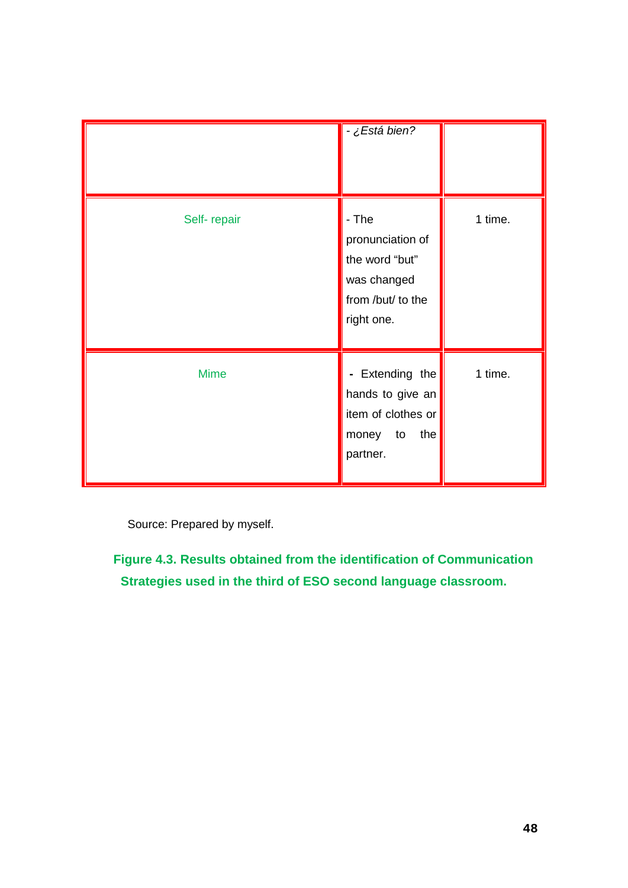| | | |
|---|---|---|
| | - *¿Está bien?* | |
| Self- repair | - The pronunciation of the word "but" was changed from /but/ to the right one. | 1 time. |
| Mime | - Extending the hands to give an item of clothes or money to the partner. | 1 time. |

Source: Prepared by myself.

**Figure 4.3. Results obtained from the identification of Communication Strategies used in the third of ESO second language classroom.**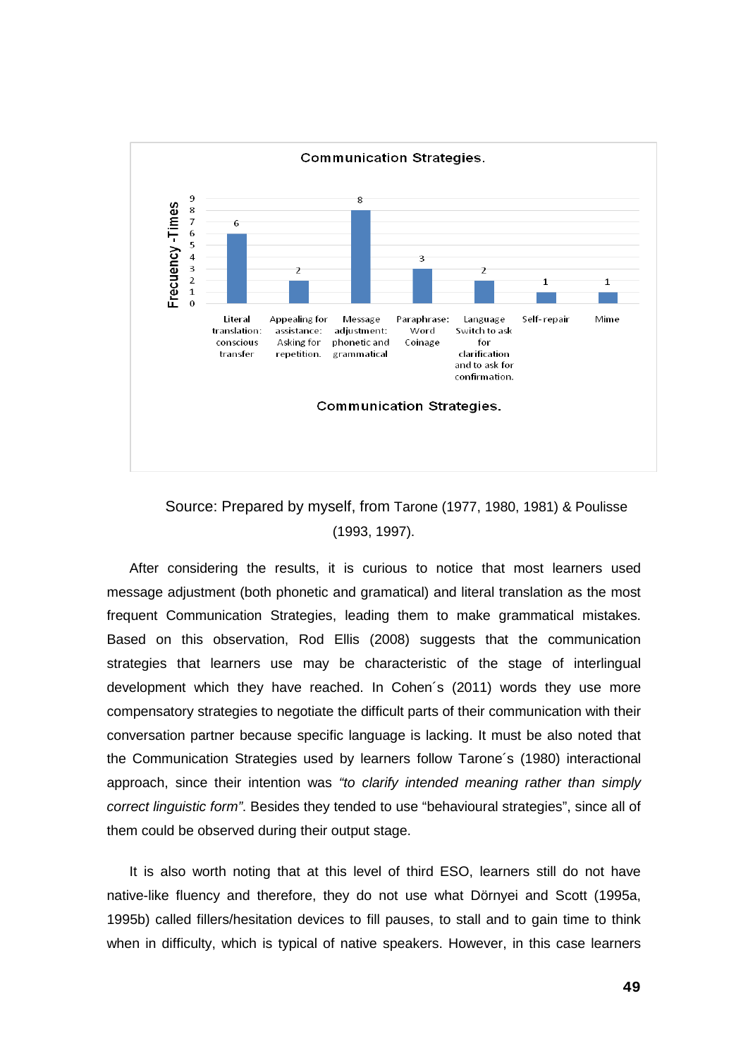**Communication Strategies.**

| Communication Strategies. | Frecuency -Times |
|---|---|
| Literal translation: conscious transfer | 6 |
| Appealing for assistance: Asking for repetition. | 2 |
| Message adjustment: phonetic and grammatical | 8 |
| Paraphrase: Word Coinage | 3 |
| Language Switch to ask for clarification and to ask for confirmation. | 2 |
| Self-repair | 1 |
| Mime | 1 |

Source: Prepared by myself, from Tarone (1977, 1980, 1981) & Poulisse (1993, 1997).

After considering the results, it is curious to notice that most learners used message adjustment (both phonetic and gramatical) and literal translation as the most frequent Communication Strategies, leading them to make grammatical mistakes. Based on this observation, Rod Ellis (2008) suggests that the communication strategies that learners use may be characteristic of the stage of interlingual development which they have reached. In Cohen´s (2011) words they use more compensatory strategies to negotiate the difficult parts of their communication with their conversation partner because specific language is lacking. It must be also noted that the Communication Strategies used by learners follow Tarone´s (1980) interactional approach, since their intention was *"to clarify intended meaning rather than simply correct linguistic form"*. Besides they tended to use "behavioural strategies", since all of them could be observed during their output stage.

It is also worth noting that at this level of third ESO, learners still do not have native-like fluency and therefore, they do not use what Dörnyei and Scott (1995a, 1995b) called fillers/hesitation devices to fill pauses, to stall and to gain time to think when in difficulty, which is typical of native speakers. However, in this case learners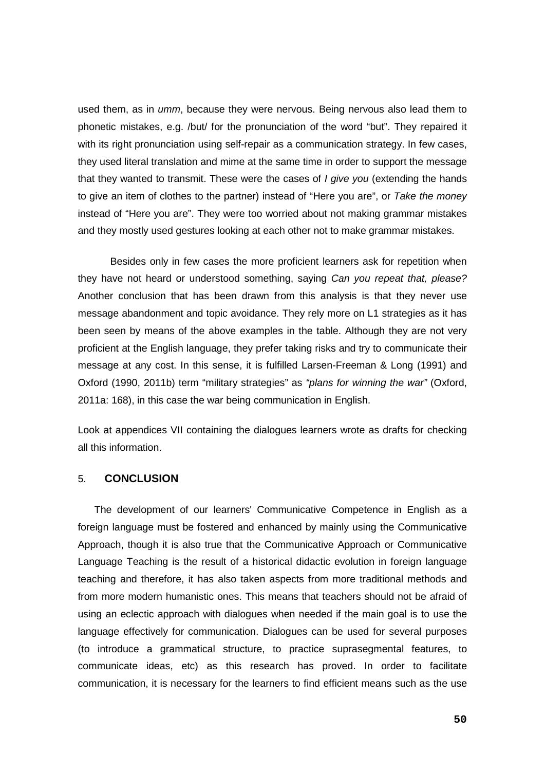used them, as in *umm*, because they were nervous. Being nervous also lead them to phonetic mistakes, e.g. /but/ for the pronunciation of the word "but". They repaired it with its right pronunciation using self-repair as a communication strategy. In few cases, they used literal translation and mime at the same time in order to support the message that they wanted to transmit. These were the cases of *I give you* (extending the hands to give an item of clothes to the partner) instead of "Here you are", or *Take the money* instead of "Here you are". They were too worried about not making grammar mistakes and they mostly used gestures looking at each other not to make grammar mistakes.

Besides only in few cases the more proficient learners ask for repetition when they have not heard or understood something, saying *Can you repeat that, please?* Another conclusion that has been drawn from this analysis is that they never use message abandonment and topic avoidance. They rely more on L1 strategies as it has been seen by means of the above examples in the table. Although they are not very proficient at the English language, they prefer taking risks and try to communicate their message at any cost. In this sense, it is fulfilled Larsen-Freeman & Long (1991) and Oxford (1990, 2011b) term "military strategies" as *"plans for winning the war"* (Oxford, 2011a: 168), in this case the war being communication in English.

Look at appendices VII containing the dialogues learners wrote as drafts for checking all this information.

## 5. CONCLUSION

The development of our learners' Communicative Competence in English as a foreign language must be fostered and enhanced by mainly using the Communicative Approach, though it is also true that the Communicative Approach or Communicative Language Teaching is the result of a historical didactic evolution in foreign language teaching and therefore, it has also taken aspects from more traditional methods and from more modern humanistic ones. This means that teachers should not be afraid of using an eclectic approach with dialogues when needed if the main goal is to use the language effectively for communication. Dialogues can be used for several purposes (to introduce a grammatical structure, to practice suprasegmental features, to communicate ideas, etc) as this research has proved. In order to facilitate communication, it is necessary for the learners to find efficient means such as the use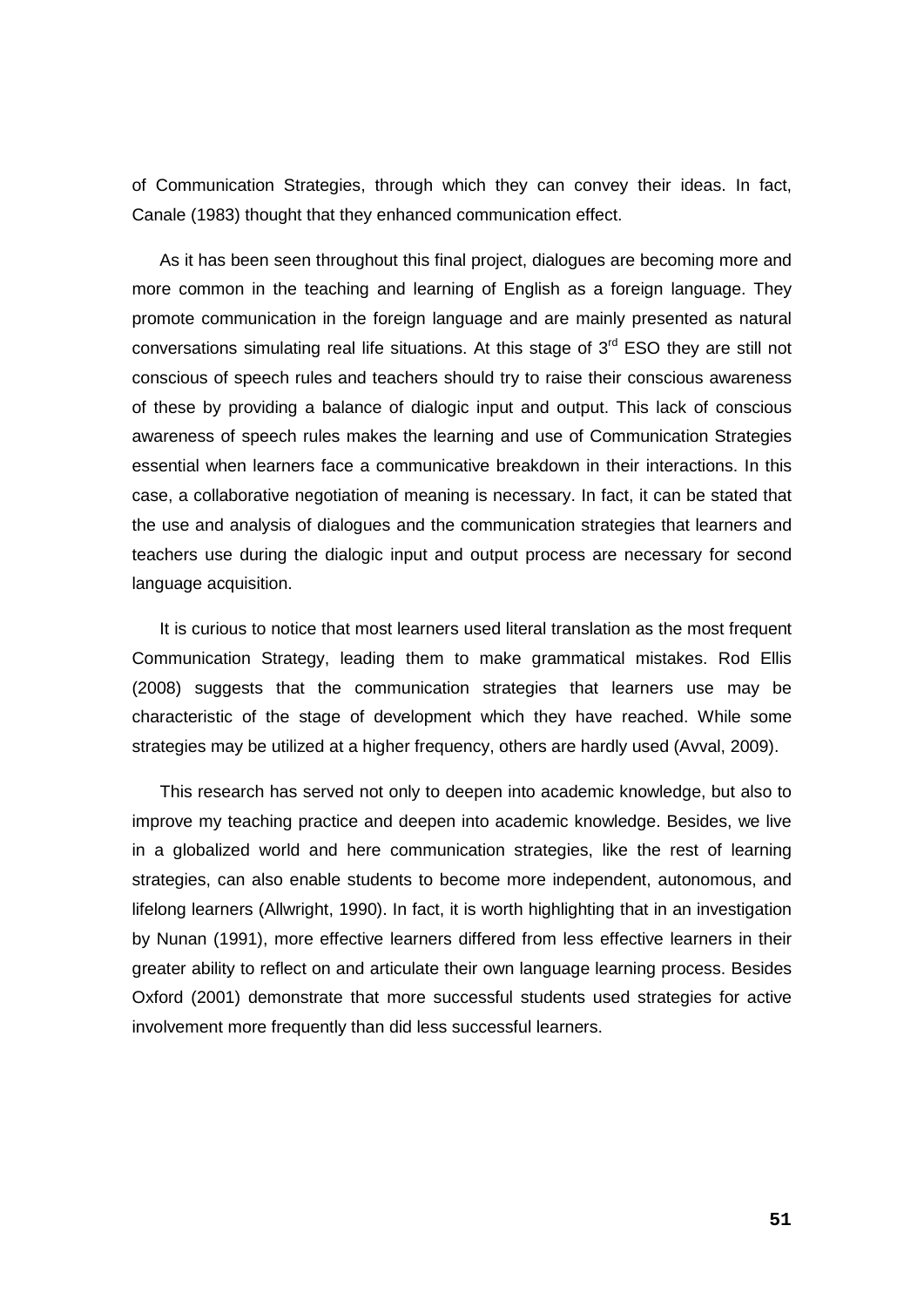of Communication Strategies, through which they can convey their ideas. In fact, Canale (1983) thought that they enhanced communication effect.

As it has been seen throughout this final project, dialogues are becoming more and more common in the teaching and learning of English as a foreign language. They promote communication in the foreign language and are mainly presented as natural conversations simulating real life situations. At this stage of 3rd ESO they are still not conscious of speech rules and teachers should try to raise their conscious awareness of these by providing a balance of dialogic input and output. This lack of conscious awareness of speech rules makes the learning and use of Communication Strategies essential when learners face a communicative breakdown in their interactions. In this case, a collaborative negotiation of meaning is necessary. In fact, it can be stated that the use and analysis of dialogues and the communication strategies that learners and teachers use during the dialogic input and output process are necessary for second language acquisition.

It is curious to notice that most learners used literal translation as the most frequent Communication Strategy, leading them to make grammatical mistakes. Rod Ellis (2008) suggests that the communication strategies that learners use may be characteristic of the stage of development which they have reached. While some strategies may be utilized at a higher frequency, others are hardly used (Avval, 2009).

This research has served not only to deepen into academic knowledge, but also to improve my teaching practice and deepen into academic knowledge. Besides, we live in a globalized world and here communication strategies, like the rest of learning strategies, can also enable students to become more independent, autonomous, and lifelong learners (Allwright, 1990). In fact, it is worth highlighting that in an investigation by Nunan (1991), more effective learners differed from less effective learners in their greater ability to reflect on and articulate their own language learning process. Besides Oxford (2001) demonstrate that more successful students used strategies for active involvement more frequently than did less successful learners.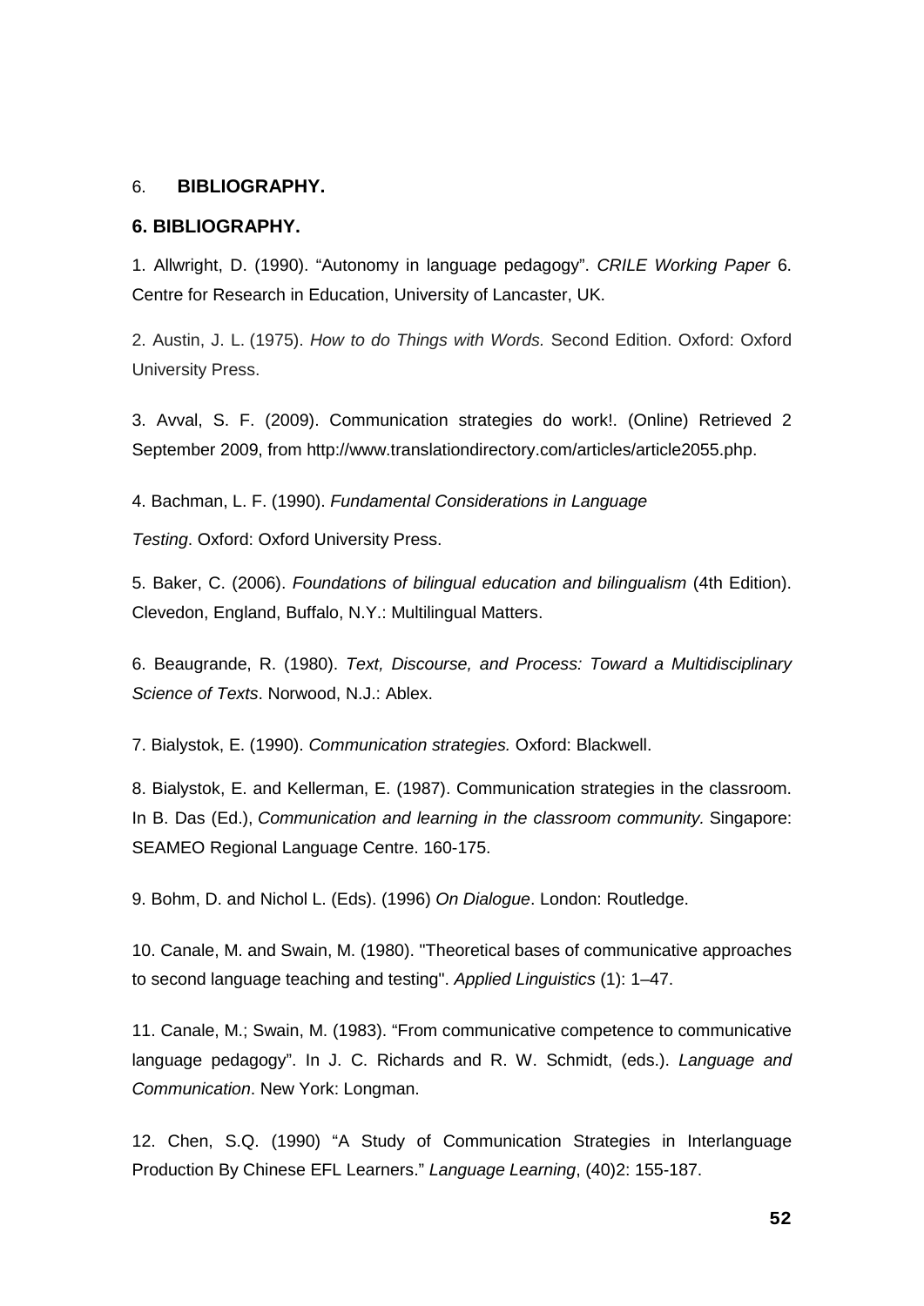## 6. **BIBLIOGRAPHY.**

## 6. BIBLIOGRAPHY.

1. Allwright, D. (1990). "Autonomy in language pedagogy". *CRILE Working Paper* 6. Centre for Research in Education, University of Lancaster, UK.

2. Austin, J. L. (1975). *How to do Things with Words.* Second Edition. Oxford: Oxford University Press.

3. Avval, S. F. (2009). Communication strategies do work!. (Online) Retrieved 2 September 2009, from http://www.translationdirectory.com/articles/article2055.php.

4. Bachman, L. F. (1990). *Fundamental Considerations in Language Testing*. Oxford: Oxford University Press.

5. Baker, C. (2006). *Foundations of bilingual education and bilingualism* (4th Edition). Clevedon, England, Buffalo, N.Y.: Multilingual Matters.

6. Beaugrande, R. (1980). *Text, Discourse, and Process: Toward a Multidisciplinary Science of Texts*. Norwood, N.J.: Ablex.

7. Bialystok, E. (1990). *Communication strategies.* Oxford: Blackwell.

8. Bialystok, E. and Kellerman, E. (1987). Communication strategies in the classroom. In B. Das (Ed.), *Communication and learning in the classroom community.* Singapore: SEAMEO Regional Language Centre. 160-175.

9. Bohm, D. and Nichol L. (Eds). (1996) *On Dialogue*. London: Routledge.

10. Canale, M. and Swain, M. (1980). "Theoretical bases of communicative approaches to second language teaching and testing". *Applied Linguistics* (1): 1–47.

11. Canale, M.; Swain, M. (1983). "From communicative competence to communicative language pedagogy". In J. C. Richards and R. W. Schmidt, (eds.). *Language and Communication*. New York: Longman.

12. Chen, S.Q. (1990) "A Study of Communication Strategies in Interlanguage Production By Chinese EFL Learners." *Language Learning*, (40)2: 155-187.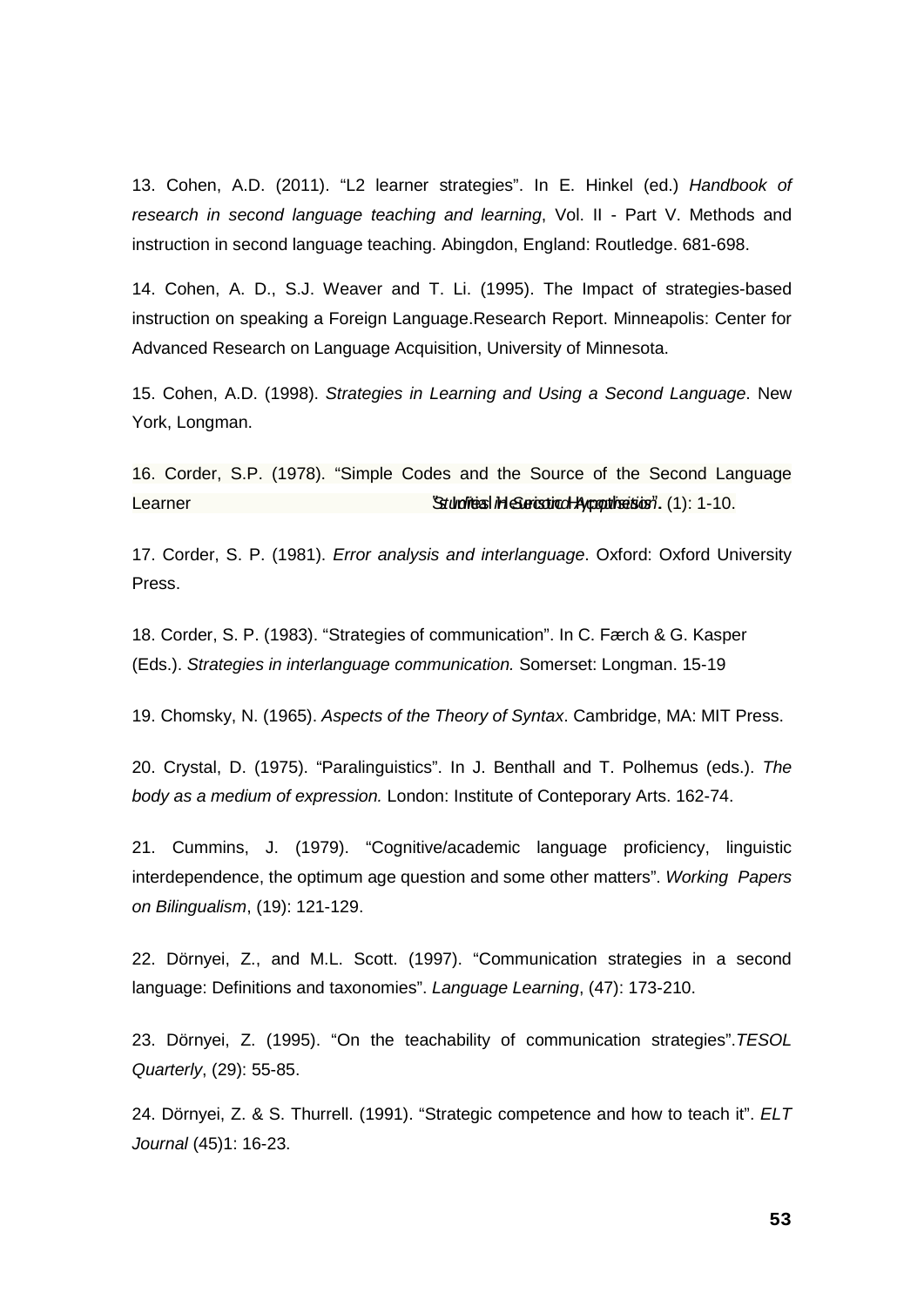13. Cohen, A.D. (2011). "L2 learner strategies". In E. Hinkel (ed.) *Handbook of research in second language teaching and learning*, Vol. II - Part V. Methods and instruction in second language teaching. Abingdon, England: Routledge. 681-698.

14. Cohen, A. D., S.J. Weaver and T. Li. (1995). The Impact of strategies-based instruction on speaking a Foreign Language.Research Report. Minneapolis: Center for Advanced Research on Language Acquisition, University of Minnesota.

15. Cohen, A.D. (1998). *Strategies in Learning and Using a Second Language*. New York, Longman.

16. Corder, S.P. (1978). "Simple Codes and the Source of the Second Language Learner's Initial Heuristic Hypothesis". *Studies in Second Acquisition*. (1): 1-10.

17. Corder, S. P. (1981). *Error analysis and interlanguage*. Oxford: Oxford University Press.

18. Corder, S. P. (1983). "Strategies of communication". In C. Færch & G. Kasper (Eds.). *Strategies in interlanguage communication.* Somerset: Longman. 15-19

19. Chomsky, N. (1965). *Aspects of the Theory of Syntax*. Cambridge, MA: MIT Press.

20. Crystal, D. (1975). "Paralinguistics". In J. Benthall and T. Polhemus (eds.). *The body as a medium of expression.* London: Institute of Conteporary Arts. 162-74.

21. Cummins, J. (1979). "Cognitive/academic language proficiency, linguistic interdependence, the optimum age question and some other matters". *Working Papers on Bilingualism*, (19): 121-129.

22. Dörnyei, Z., and M.L. Scott. (1997). "Communication strategies in a second language: Definitions and taxonomies". *Language Learning*, (47): 173-210.

23. Dörnyei, Z. (1995). "On the teachability of communication strategies".*TESOL Quarterly*, (29): 55-85.

24. Dörnyei, Z. & S. Thurrell. (1991). "Strategic competence and how to teach it". *ELT Journal* (45)1: 16-23.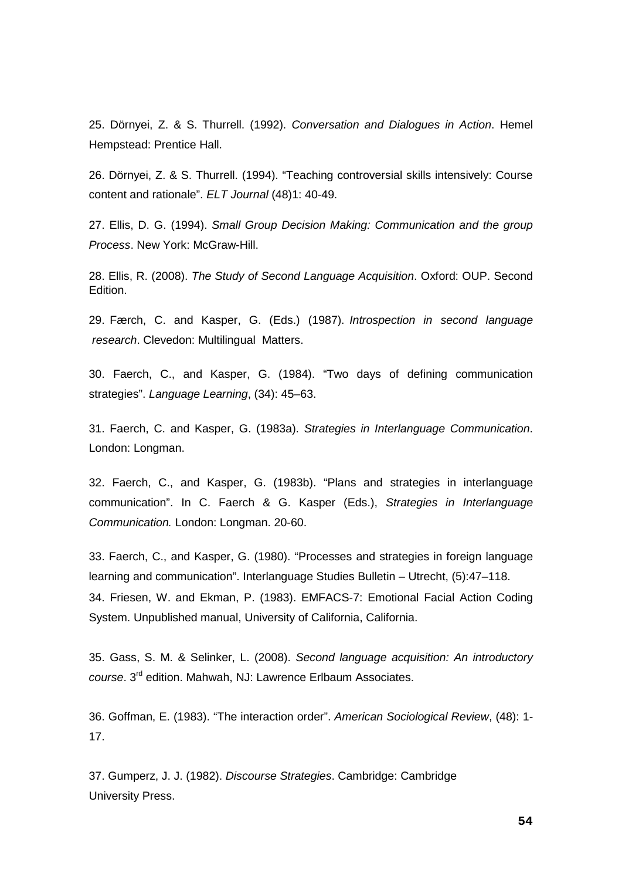25. Dörnyei, Z. & S. Thurrell. (1992). *Conversation and Dialogues in Action*. Hemel Hempstead: Prentice Hall.

26. Dörnyei, Z. & S. Thurrell. (1994). “Teaching controversial skills intensively: Course content and rationale”. *ELT Journal* (48)1: 40-49.

27. Ellis, D. G. (1994). *Small Group Decision Making: Communication and the group Process*. New York: McGraw-Hill.

28. Ellis, R. (2008). *The Study of Second Language Acquisition*. Oxford: OUP. Second Edition.

29. Færch, C. and Kasper, G. (Eds.) (1987). *Introspection in second language research*. Clevedon: Multilingual Matters.

30. Faerch, C., and Kasper, G. (1984). “Two days of defining communication strategies”. *Language Learning*, (34): 45–63.

31. Faerch, C. and Kasper, G. (1983a). *Strategies in Interlanguage Communication*. London: Longman.

32. Faerch, C., and Kasper, G. (1983b). “Plans and strategies in interlanguage communication”. In C. Faerch & G. Kasper (Eds.), *Strategies in Interlanguage Communication.* London: Longman. 20-60.

33. Faerch, C., and Kasper, G. (1980). “Processes and strategies in foreign language learning and communication”. Interlanguage Studies Bulletin – Utrecht, (5):47–118.

34. Friesen, W. and Ekman, P. (1983). EMFACS-7: Emotional Facial Action Coding System. Unpublished manual, University of California, California.

35. Gass, S. M. & Selinker, L. (2008). *Second language acquisition: An introductory course*. 3rd edition. Mahwah, NJ: Lawrence Erlbaum Associates.

36. Goffman, E. (1983). “The interaction order”. *American Sociological Review*, (48): 1-17.

37. Gumperz, J. J. (1982). *Discourse Strategies*. Cambridge: Cambridge University Press.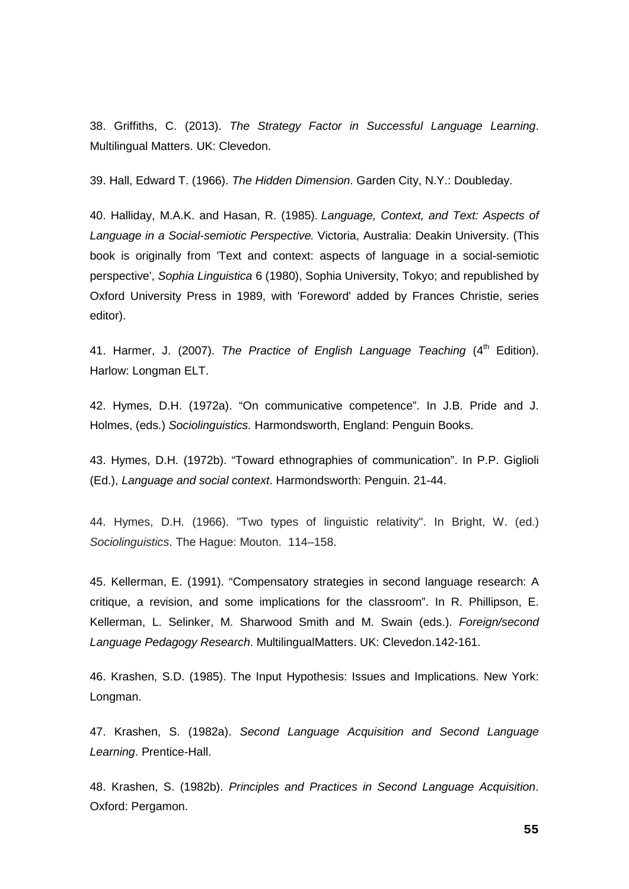38. Griffiths, C. (2013). *The Strategy Factor in Successful Language Learning*. Multilingual Matters. UK: Clevedon.

39. Hall, Edward T. (1966). *The Hidden Dimension*. Garden City, N.Y.: Doubleday.

40. Halliday, M.A.K. and Hasan, R. (1985). *Language, Context, and Text: Aspects of Language in a Social-semiotic Perspective.* Victoria, Australia: Deakin University. (This book is originally from 'Text and context: aspects of language in a social-semiotic perspective', *Sophia Linguistica* 6 (1980), Sophia University, Tokyo; and republished by Oxford University Press in 1989, with 'Foreword' added by Frances Christie, series editor).

41. Harmer, J. (2007). *The Practice of English Language Teaching* (4th Edition). Harlow: Longman ELT.

42. Hymes, D.H. (1972a). "On communicative competence". In J.B. Pride and J. Holmes, (eds.) *Sociolinguistics.* Harmondsworth, England: Penguin Books.

43. Hymes, D.H. (1972b). "Toward ethnographies of communication". In P.P. Giglioli (Ed.), *Language and social context*. Harmondsworth: Penguin. 21-44.

44. Hymes, D.H. (1966). "Two types of linguistic relativity". In Bright, W. (ed.) *Sociolinguistics*. The Hague: Mouton. 114–158.

45. Kellerman, E. (1991). "Compensatory strategies in second language research: A critique, a revision, and some implications for the classroom". In R. Phillipson, E. Kellerman, L. Selinker, M. Sharwood Smith and M. Swain (eds.). *Foreign/second Language Pedagogy Research*. MultilingualMatters. UK: Clevedon.142-161.

46. Krashen, S.D. (1985). The Input Hypothesis: Issues and Implications. New York: Longman.

47. Krashen, S. (1982a). *Second Language Acquisition and Second Language Learning*. Prentice-Hall.

48. Krashen, S. (1982b). *Principles and Practices in Second Language Acquisition*. Oxford: Pergamon.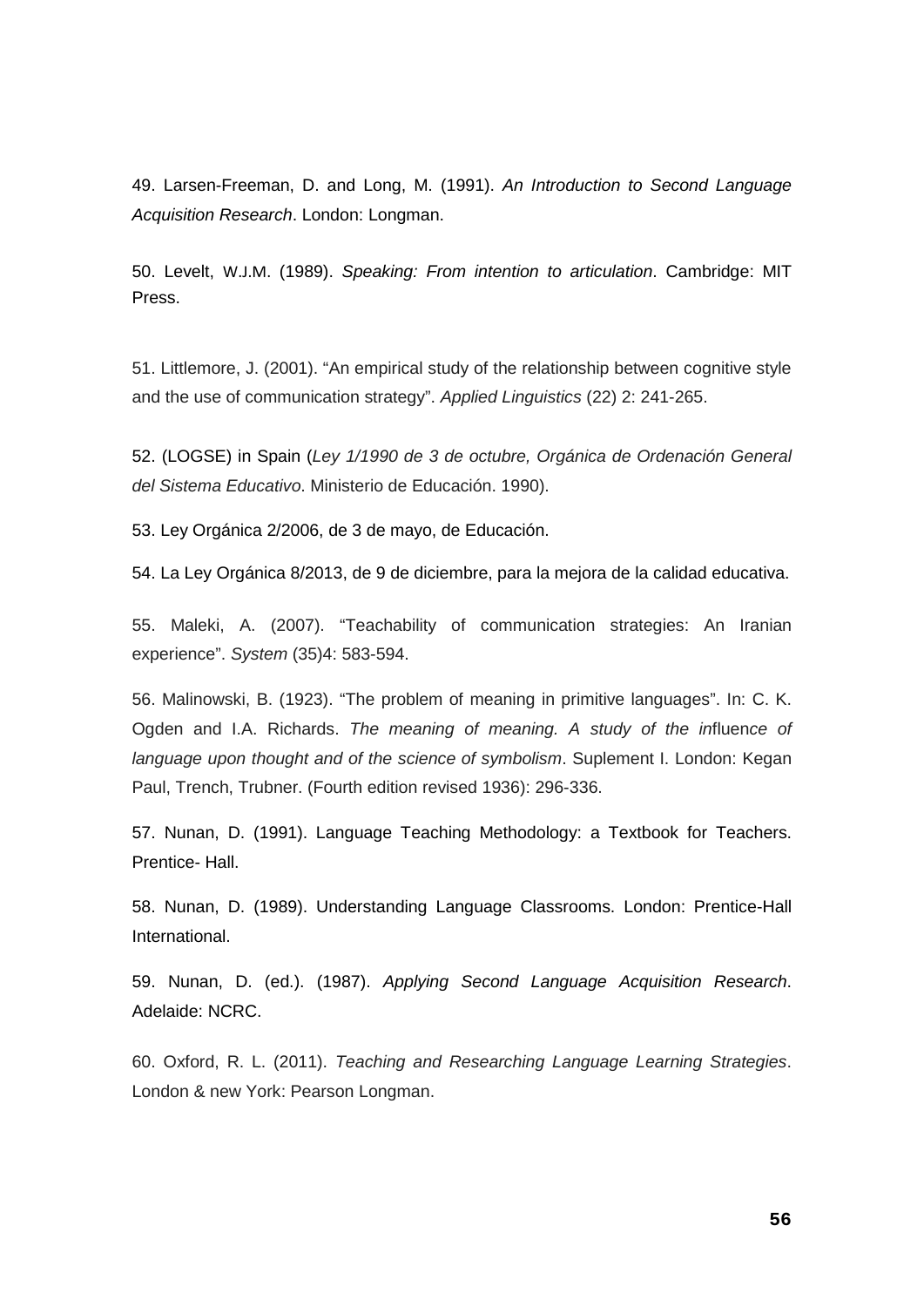49. Larsen-Freeman, D. and Long, M. (1991). *An Introduction to Second Language Acquisition Research*. London: Longman.

50. Levelt, W.J.M. (1989). *Speaking: From intention to articulation*. Cambridge: MIT Press.

51. Littlemore, J. (2001). "An empirical study of the relationship between cognitive style and the use of communication strategy". *Applied Linguistics* (22) 2: 241-265.

52. (LOGSE) in Spain (*Ley 1/1990 de 3 de octubre, Orgánica de Ordenación General del Sistema Educativo*. Ministerio de Educación. 1990).

53. Ley Orgánica 2/2006, de 3 de mayo, de Educación.

54. La Ley Orgánica 8/2013, de 9 de diciembre, para la mejora de la calidad educativa.

55. Maleki, A. (2007). "Teachability of communication strategies: An Iranian experience". *System* (35)4: 583-594.

56. Malinowski, B. (1923). "The problem of meaning in primitive languages". In: C. K. Ogden and I.A. Richards. *The meaning of meaning. A study of the influence of language upon thought and of the science of symbolism*. Suplement I. London: Kegan Paul, Trench, Trubner. (Fourth edition revised 1936): 296-336.

57. Nunan, D. (1991). Language Teaching Methodology: a Textbook for Teachers. Prentice- Hall.

58. Nunan, D. (1989). Understanding Language Classrooms. London: Prentice-Hall International.

59. Nunan, D. (ed.). (1987). *Applying Second Language Acquisition Research*. Adelaide: NCRC.

60. Oxford, R. L. (2011). *Teaching and Researching Language Learning Strategies*. London & new York: Pearson Longman.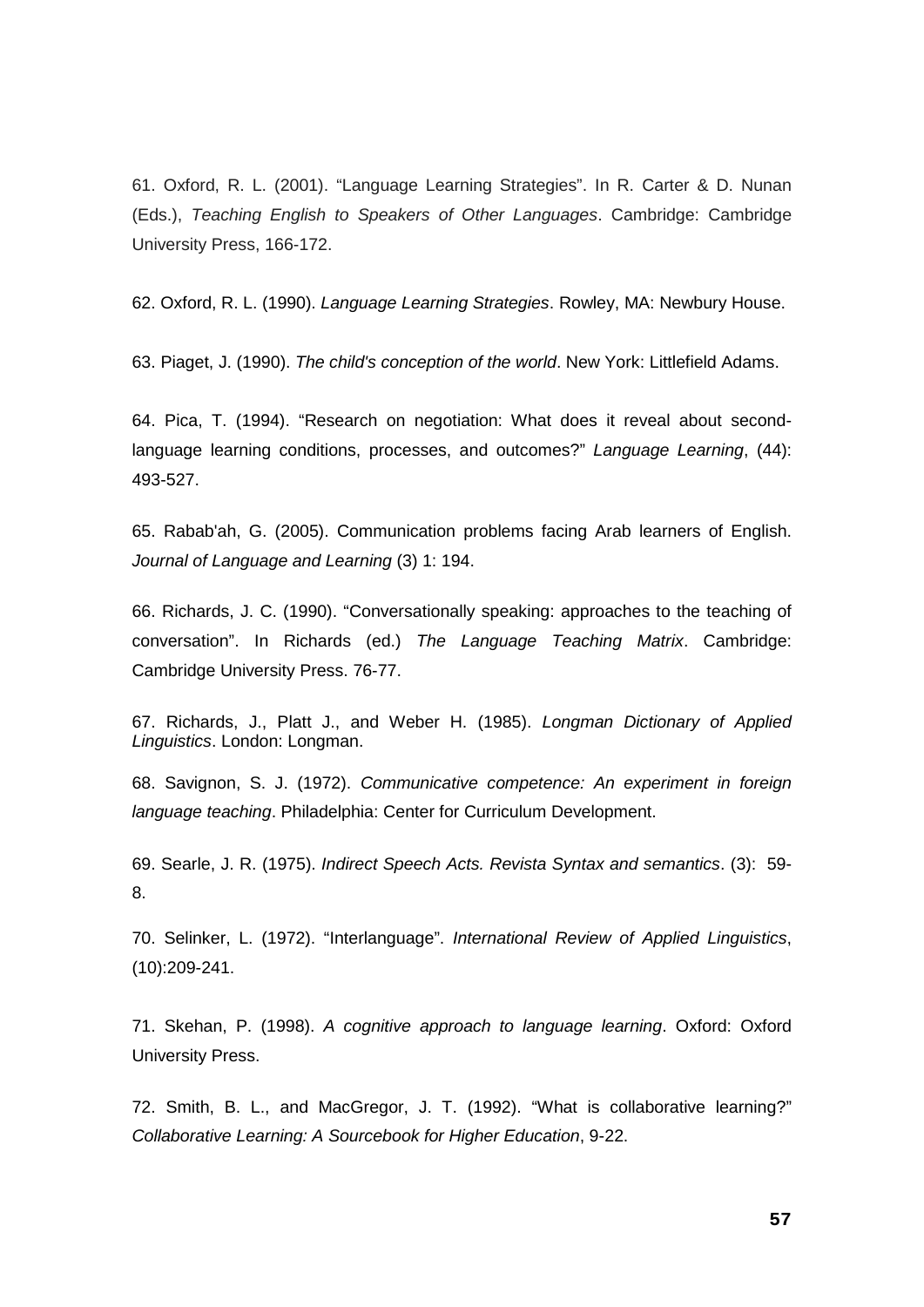61. Oxford, R. L. (2001). “Language Learning Strategies”. In R. Carter & D. Nunan (Eds.), *Teaching English to Speakers of Other Languages*. Cambridge: Cambridge University Press, 166-172.

62. Oxford, R. L. (1990). *Language Learning Strategies*. Rowley, MA: Newbury House.

63. Piaget, J. (1990). *The child's conception of the world*. New York: Littlefield Adams.

64. Pica, T. (1994). “Research on negotiation: What does it reveal about second-language learning conditions, processes, and outcomes?” *Language Learning*, (44): 493-527.

65. Rabab'ah, G. (2005). Communication problems facing Arab learners of English. *Journal of Language and Learning* (3) 1: 194.

66. Richards, J. C. (1990). “Conversationally speaking: approaches to the teaching of conversation”. In Richards (ed.) *The Language Teaching Matrix*. Cambridge: Cambridge University Press. 76-77.

67. Richards, J., Platt J., and Weber H. (1985). *Longman Dictionary of Applied Linguistics*. London: Longman.

68. Savignon, S. J. (1972). *Communicative competence: An experiment in foreign language teaching*. Philadelphia: Center for Curriculum Development.

69. Searle, J. R. (1975). *Indirect Speech Acts. Revista Syntax and semantics*. (3): 59-8.

70. Selinker, L. (1972). “Interlanguage”. *International Review of Applied Linguistics*, (10):209-241.

71. Skehan, P. (1998). *A cognitive approach to language learning*. Oxford: Oxford University Press.

72. Smith, B. L., and MacGregor, J. T. (1992). “What is collaborative learning?” *Collaborative Learning: A Sourcebook for Higher Education*, 9-22.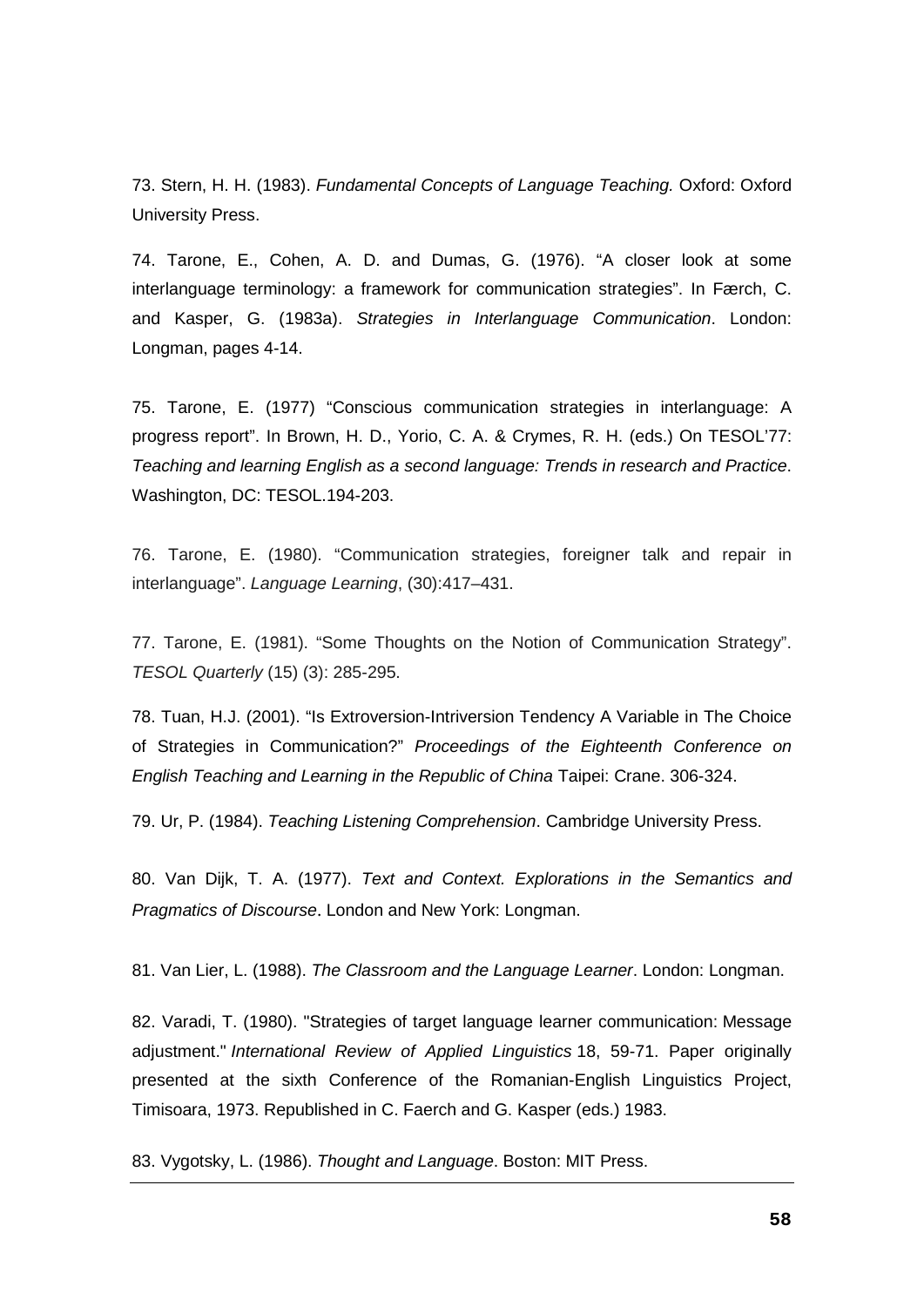73. Stern, H. H. (1983). *Fundamental Concepts of Language Teaching.* Oxford: Oxford University Press.

74. Tarone, E., Cohen, A. D. and Dumas, G. (1976). “A closer look at some interlanguage terminology: a framework for communication strategies”. In Færch, C. and Kasper, G. (1983a). *Strategies in Interlanguage Communication*. London: Longman, pages 4-14.

75. Tarone, E. (1977) “Conscious communication strategies in interlanguage: A progress report”. In Brown, H. D., Yorio, C. A. & Crymes, R. H. (eds.) On TESOL’77: *Teaching and learning English as a second language: Trends in research and Practice*. Washington, DC: TESOL.194-203.

76. Tarone, E. (1980). “Communication strategies, foreigner talk and repair in interlanguage”. *Language Learning*, (30):417–431.

77. Tarone, E. (1981). “Some Thoughts on the Notion of Communication Strategy”. *TESOL Quarterly* (15) (3): 285-295.

78. Tuan, H.J. (2001). “Is Extroversion-Intriversion Tendency A Variable in The Choice of Strategies in Communication?” *Proceedings of the Eighteenth Conference on English Teaching and Learning in the Republic of China* Taipei: Crane. 306-324.

79. Ur, P. (1984). *Teaching Listening Comprehension*. Cambridge University Press.

80. Van Dijk, T. A. (1977). *Text and Context. Explorations in the Semantics and Pragmatics of Discourse*. London and New York: Longman.

81. Van Lier, L. (1988). *The Classroom and the Language Learner*. London: Longman.

82. Varadi, T. (1980). "Strategies of target language learner communication: Message adjustment." *International Review of Applied Linguistics* 18, 59-71. Paper originally presented at the sixth Conference of the Romanian-English Linguistics Project, Timisoara, 1973. Republished in C. Faerch and G. Kasper (eds.) 1983.

83. Vygotsky, L. (1986). *Thought and Language*. Boston: MIT Press.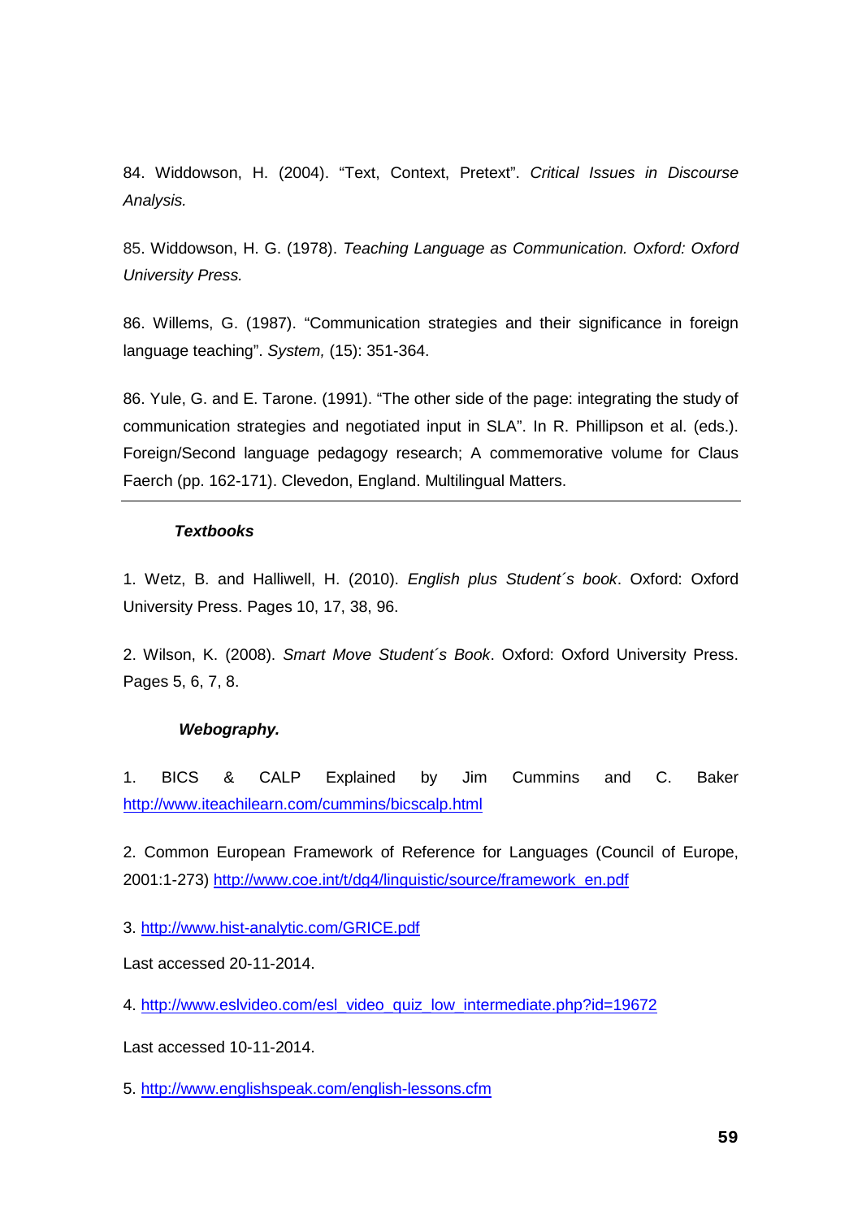84. Widdowson, H. (2004). "Text, Context, Pretext". *Critical Issues in Discourse Analysis.*

85. Widdowson, H. G. (1978). *Teaching Language as Communication. Oxford: Oxford University Press.*

86. Willems, G. (1987). "Communication strategies and their significance in foreign language teaching". *System,* (15): 351-364.

86. Yule, G. and E. Tarone. (1991). "The other side of the page: integrating the study of communication strategies and negotiated input in SLA". In R. Phillipson et al. (eds.). Foreign/Second language pedagogy research; A commemorative volume for Claus Faerch (pp. 162-171). Clevedon, England. Multilingual Matters.

---

***Textbooks***

1. Wetz, B. and Halliwell, H. (2010). *English plus Student´s book*. Oxford: Oxford University Press. Pages 10, 17, 38, 96.

2. Wilson, K. (2008). *Smart Move Student´s Book*. Oxford: Oxford University Press. Pages 5, 6, 7, 8.

***Webography.***

1. BICS & CALP Explained by Jim Cummins and C. Baker http://www.iteachilearn.com/cummins/bicscalp.html

2. Common European Framework of Reference for Languages (Council of Europe, 2001:1-273) http://www.coe.int/t/dg4/linguistic/source/framework_en.pdf

3. http://www.hist-analytic.com/GRICE.pdf

Last accessed 20-11-2014.

4. http://www.eslvideo.com/esl_video_quiz_low_intermediate.php?id=19672

Last accessed 10-11-2014.

5. http://www.englishspeak.com/english-lessons.cfm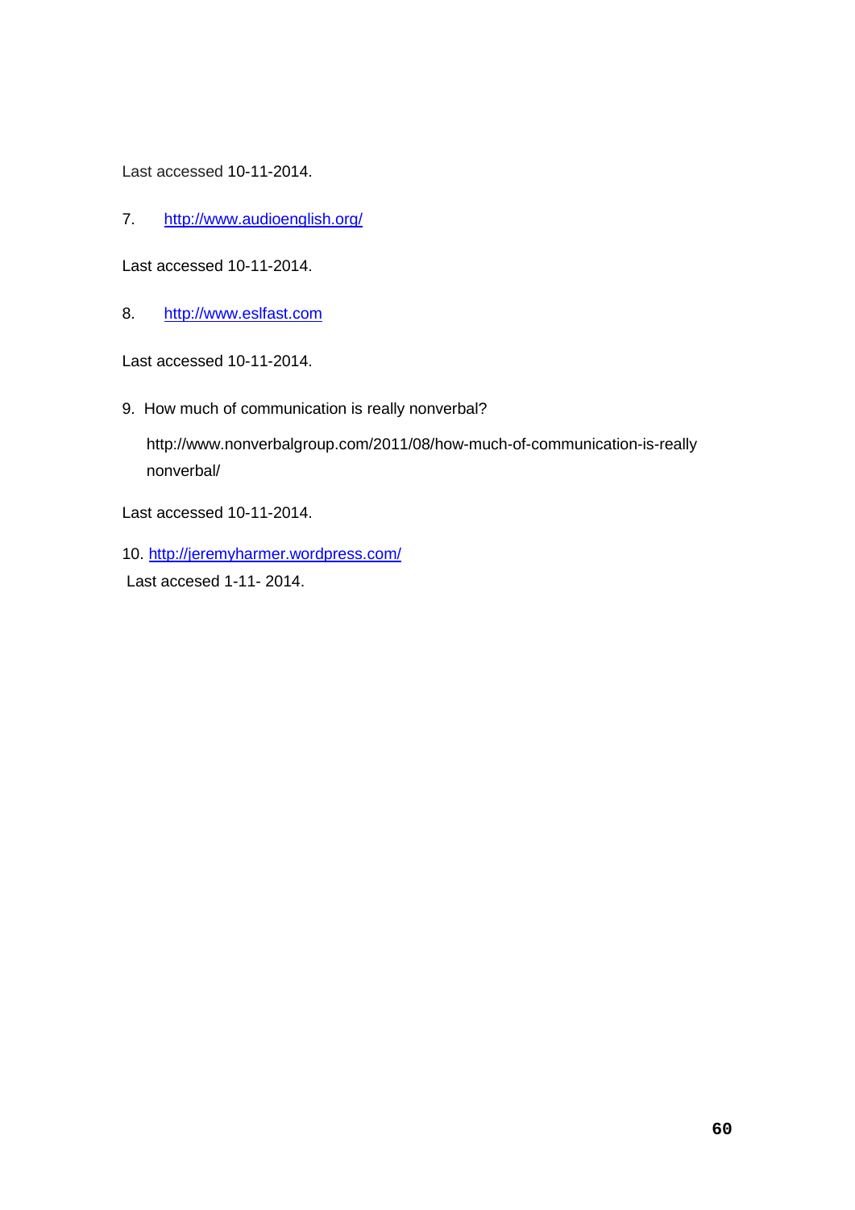Last accessed 10-11-2014.

7. http://www.audioenglish.org/

Last accessed 10-11-2014.

8. http://www.eslfast.com

Last accessed 10-11-2014.

9. How much of communication is really nonverbal?

   http://www.nonverbalgroup.com/2011/08/how-much-of-communication-is-really nonverbal/

Last accessed 10-11-2014.

10. http://jeremyharmer.wordpress.com/

Last accesed 1-11- 2014.